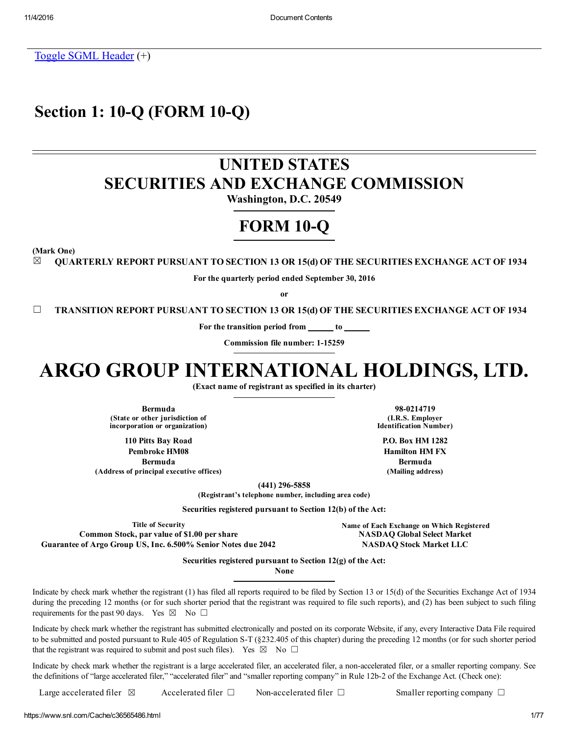Toggle SGML Header (+)

# Section 1: 10-Q (FORM 10-Q)

# UNITED STATES
# SECURITIES AND EXCHANGE COMMISSION

**Washington, D.C. 20549**

# FORM 10-Q

**(Mark One)**

☒ **QUARTERLY REPORT PURSUANT TO SECTION 13 OR 15(d) OF THE SECURITIES EXCHANGE ACT OF 1934**

**For the quarterly period ended September 30, 2016**

**or**

☐ **TRANSITION REPORT PURSUANT TO SECTION 13 OR 15(d) OF THE SECURITIES EXCHANGE ACT OF 1934**

**For the transition period from ______ to ______**

**Commission file number: 1-15259**

# ARGO GROUP INTERNATIONAL HOLDINGS, LTD.

**(Exact name of registrant as specified in its charter)**

| | |
|---|---|
| **Bermuda**<br>**(State or other jurisdiction of incorporation or organization)** | **98-0214719**<br>**(I.R.S. Employer Identification Number)** |
| **110 Pitts Bay Road**<br>**Pembroke HM08**<br>**Bermuda**<br>**(Address of principal executive offices)** | **P.O. Box HM 1282**<br>**Hamilton HM FX**<br>**Bermuda**<br>**(Mailing address)** |

**(441) 296-5858**
**(Registrant's telephone number, including area code)**

**Securities registered pursuant to Section 12(b) of the Act:**

| Title of Security | Name of Each Exchange on Which Registered |
|---|---|
| **Common Stock, par value of $1.00 per share** | **NASDAQ Global Select Market** |
| **Guarantee of Argo Group US, Inc. 6.500% Senior Notes due 2042** | **NASDAQ Stock Market LLC** |

**Securities registered pursuant to Section 12(g) of the Act:**
**None**

Indicate by check mark whether the registrant (1) has filed all reports required to be filed by Section 13 or 15(d) of the Securities Exchange Act of 1934 during the preceding 12 months (or for such shorter period that the registrant was required to file such reports), and (2) has been subject to such filing requirements for the past 90 days. Yes ☒ No ☐

Indicate by check mark whether the registrant has submitted electronically and posted on its corporate Website, if any, every Interactive Data File required to be submitted and posted pursuant to Rule 405 of Regulation S-T (§232.405 of this chapter) during the preceding 12 months (or for such shorter period that the registrant was required to submit and post such files). Yes ☒ No ☐

Indicate by check mark whether the registrant is a large accelerated filer, an accelerated filer, a non-accelerated filer, or a smaller reporting company. See the definitions of "large accelerated filer," "accelerated filer" and "smaller reporting company" in Rule 12b-2 of the Exchange Act. (Check one):

Large accelerated filer ☒ Accelerated filer ☐ Non-accelerated filer ☐ Smaller reporting company ☐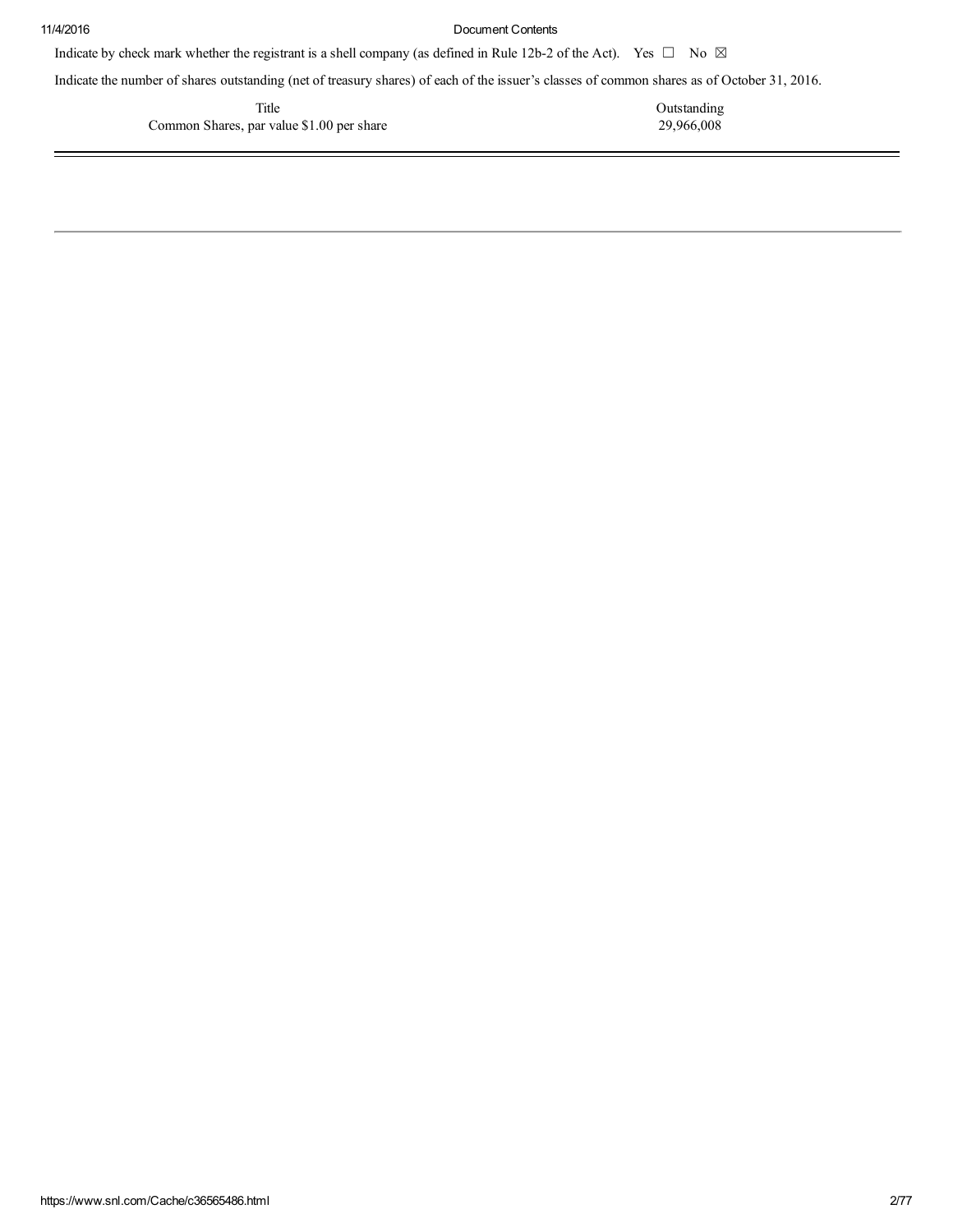Indicate by check mark whether the registrant is a shell company (as defined in Rule 12b-2 of the Act). Yes ☐ No ☒

Indicate the number of shares outstanding (net of treasury shares) of each of the issuer's classes of common shares as of October 31, 2016.

| Title | Outstanding |
|---|---|
| Common Shares, par value $1.00 per share | 29,966,008 |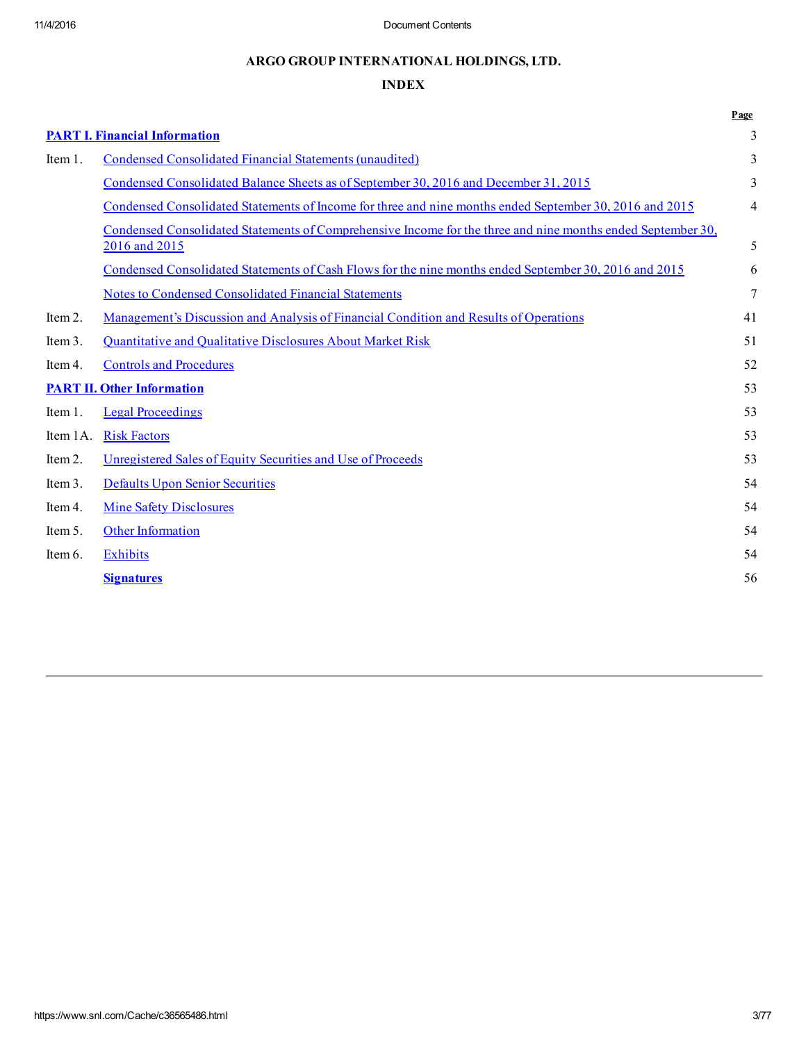**ARGO GROUP INTERNATIONAL HOLDINGS, LTD.**

**INDEX**

| | | Page |
|---|---|---|
| **PART I. Financial Information** | | 3 |
| Item 1. | Condensed Consolidated Financial Statements (unaudited) | 3 |
| | Condensed Consolidated Balance Sheets as of September 30, 2016 and December 31, 2015 | 3 |
| | Condensed Consolidated Statements of Income for three and nine months ended September 30, 2016 and 2015 | 4 |
| | Condensed Consolidated Statements of Comprehensive Income for the three and nine months ended September 30, 2016 and 2015 | 5 |
| | Condensed Consolidated Statements of Cash Flows for the nine months ended September 30, 2016 and 2015 | 6 |
| | Notes to Condensed Consolidated Financial Statements | 7 |
| Item 2. | Management's Discussion and Analysis of Financial Condition and Results of Operations | 41 |
| Item 3. | Quantitative and Qualitative Disclosures About Market Risk | 51 |
| Item 4. | Controls and Procedures | 52 |
| **PART II. Other Information** | | 53 |
| Item 1. | Legal Proceedings | 53 |
| Item 1A. | Risk Factors | 53 |
| Item 2. | Unregistered Sales of Equity Securities and Use of Proceeds | 53 |
| Item 3. | Defaults Upon Senior Securities | 54 |
| Item 4. | Mine Safety Disclosures | 54 |
| Item 5. | Other Information | 54 |
| Item 6. | Exhibits | 54 |
| | **Signatures** | 56 |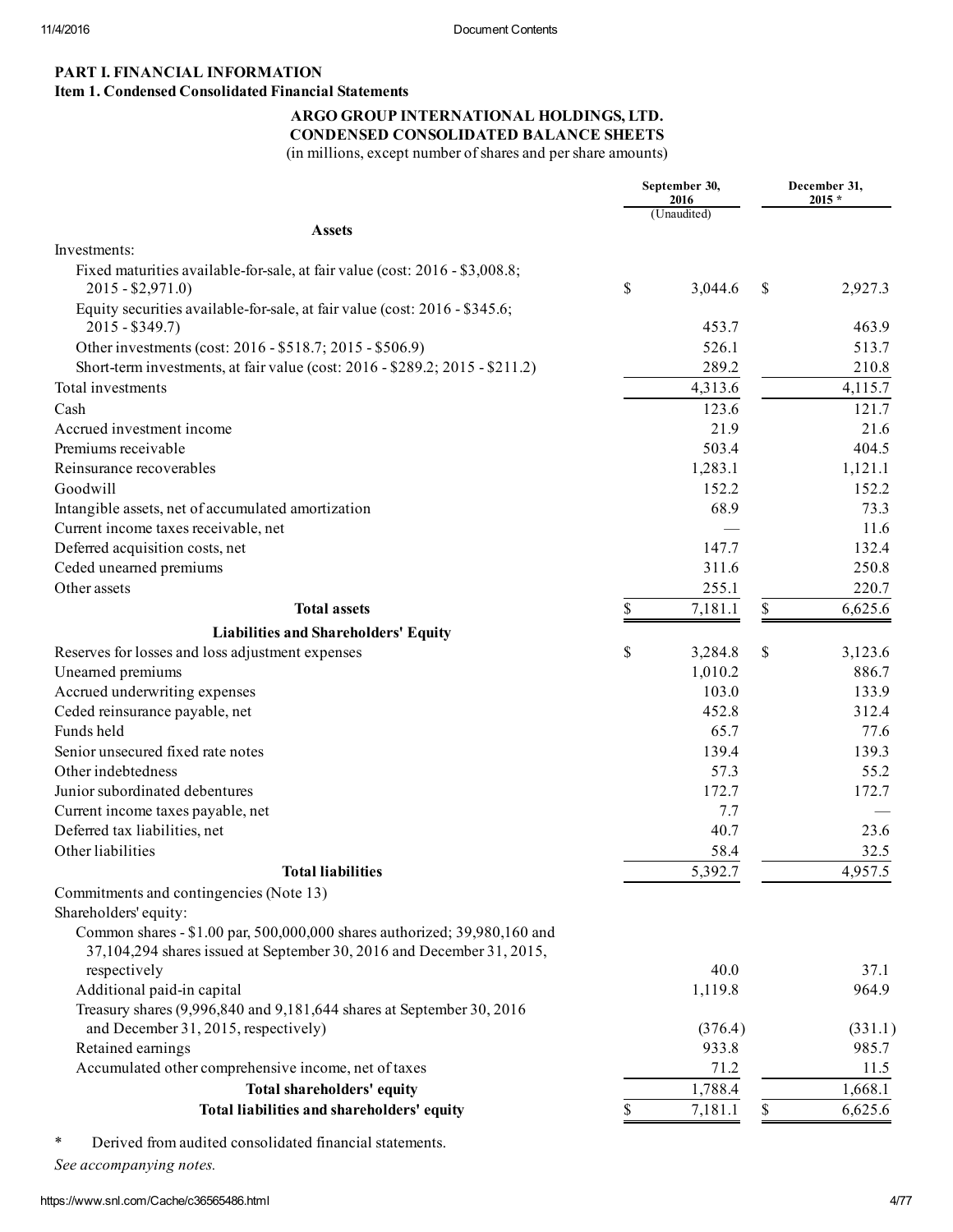## PART I. FINANCIAL INFORMATION

### Item 1. Condensed Consolidated Financial Statements

**ARGO GROUP INTERNATIONAL HOLDINGS, LTD.**
**CONDENSED CONSOLIDATED BALANCE SHEETS**
(in millions, except number of shares and per share amounts)

| | September 30, 2016 (Unaudited) | December 31, 2015 * |
|---|---|---|
| **Assets** | | |
| Investments: | | |
| Fixed maturities available-for-sale, at fair value (cost: 2016 - $3,008.8; 2015 - $2,971.0) | $ 3,044.6 | $ 2,927.3 |
| Equity securities available-for-sale, at fair value (cost: 2016 - $345.6; 2015 - $349.7) | 453.7 | 463.9 |
| Other investments (cost: 2016 - $518.7; 2015 - $506.9) | 526.1 | 513.7 |
| Short-term investments, at fair value (cost: 2016 - $289.2; 2015 - $211.2) | 289.2 | 210.8 |
| Total investments | 4,313.6 | 4,115.7 |
| Cash | 123.6 | 121.7 |
| Accrued investment income | 21.9 | 21.6 |
| Premiums receivable | 503.4 | 404.5 |
| Reinsurance recoverables | 1,283.1 | 1,121.1 |
| Goodwill | 152.2 | 152.2 |
| Intangible assets, net of accumulated amortization | 68.9 | 73.3 |
| Current income taxes receivable, net | — | 11.6 |
| Deferred acquisition costs, net | 147.7 | 132.4 |
| Ceded unearned premiums | 311.6 | 250.8 |
| Other assets | 255.1 | 220.7 |
| **Total assets** | $ 7,181.1 | $ 6,625.6 |
| **Liabilities and Shareholders' Equity** | | |
| Reserves for losses and loss adjustment expenses | $ 3,284.8 | $ 3,123.6 |
| Unearned premiums | 1,010.2 | 886.7 |
| Accrued underwriting expenses | 103.0 | 133.9 |
| Ceded reinsurance payable, net | 452.8 | 312.4 |
| Funds held | 65.7 | 77.6 |
| Senior unsecured fixed rate notes | 139.4 | 139.3 |
| Other indebtedness | 57.3 | 55.2 |
| Junior subordinated debentures | 172.7 | 172.7 |
| Current income taxes payable, net | 7.7 | — |
| Deferred tax liabilities, net | 40.7 | 23.6 |
| Other liabilities | 58.4 | 32.5 |
| **Total liabilities** | 5,392.7 | 4,957.5 |
| Commitments and contingencies (Note 13) | | |
| Shareholders' equity: | | |
| Common shares - $1.00 par, 500,000,000 shares authorized; 39,980,160 and 37,104,294 shares issued at September 30, 2016 and December 31, 2015, respectively | 40.0 | 37.1 |
| Additional paid-in capital | 1,119.8 | 964.9 |
| Treasury shares (9,996,840 and 9,181,644 shares at September 30, 2016 and December 31, 2015, respectively) | (376.4) | (331.1) |
| Retained earnings | 933.8 | 985.7 |
| Accumulated other comprehensive income, net of taxes | 71.2 | 11.5 |
| **Total shareholders' equity** | 1,788.4 | 1,668.1 |
| **Total liabilities and shareholders' equity** | $ 7,181.1 | $ 6,625.6 |

\* Derived from audited consolidated financial statements.

*See accompanying notes.*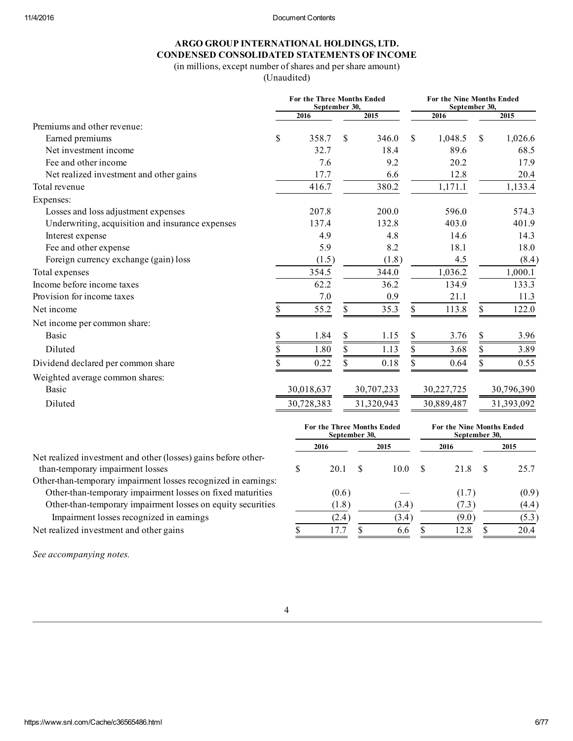# ARGO GROUP INTERNATIONAL HOLDINGS, LTD.
## CONDENSED CONSOLIDATED STATEMENTS OF INCOME

(in millions, except number of shares and per share amount)
(Unaudited)

| | For the Three Months Ended September 30, | | For the Nine Months Ended September 30, | |
|---|---|---|---|---|
| | 2016 | 2015 | 2016 | 2015 |
| Premiums and other revenue: | | | | |
| Earned premiums | $ 358.7 | $ 346.0 | $ 1,048.5 | $ 1,026.6 |
| Net investment income | 32.7 | 18.4 | 89.6 | 68.5 |
| Fee and other income | 7.6 | 9.2 | 20.2 | 17.9 |
| Net realized investment and other gains | 17.7 | 6.6 | 12.8 | 20.4 |
| Total revenue | 416.7 | 380.2 | 1,171.1 | 1,133.4 |
| Expenses: | | | | |
| Losses and loss adjustment expenses | 207.8 | 200.0 | 596.0 | 574.3 |
| Underwriting, acquisition and insurance expenses | 137.4 | 132.8 | 403.0 | 401.9 |
| Interest expense | 4.9 | 4.8 | 14.6 | 14.3 |
| Fee and other expense | 5.9 | 8.2 | 18.1 | 18.0 |
| Foreign currency exchange (gain) loss | (1.5) | (1.8) | 4.5 | (8.4) |
| Total expenses | 354.5 | 344.0 | 1,036.2 | 1,000.1 |
| Income before income taxes | 62.2 | 36.2 | 134.9 | 133.3 |
| Provision for income taxes | 7.0 | 0.9 | 21.1 | 11.3 |
| Net income | $ 55.2 | $ 35.3 | $ 113.8 | $ 122.0 |
| Net income per common share: | | | | |
| Basic | $ 1.84 | $ 1.15 | $ 3.76 | $ 3.96 |
| Diluted | $ 1.80 | $ 1.13 | $ 3.68 | $ 3.89 |
| Dividend declared per common share | $ 0.22 | $ 0.18 | $ 0.64 | $ 0.55 |
| Weighted average common shares: | | | | |
| Basic | 30,018,637 | 30,707,233 | 30,227,725 | 30,796,390 |
| Diluted | 30,728,383 | 31,320,943 | 30,889,487 | 31,393,092 |

| | For the Three Months Ended September 30, | | For the Nine Months Ended September 30, | |
|---|---|---|---|---|
| | 2016 | 2015 | 2016 | 2015 |
| Net realized investment and other (losses) gains before other-than-temporary impairment losses | $ 20.1 | $ 10.0 | $ 21.8 | $ 25.7 |
| Other-than-temporary impairment losses recognized in earnings: | | | | |
| Other-than-temporary impairment losses on fixed maturities | (0.6) | — | (1.7) | (0.9) |
| Other-than-temporary impairment losses on equity securities | (1.8) | (3.4) | (7.3) | (4.4) |
| Impairment losses recognized in earnings | (2.4) | (3.4) | (9.0) | (5.3) |
| Net realized investment and other gains | $ 17.7 | $ 6.6 | $ 12.8 | $ 20.4 |

*See accompanying notes.*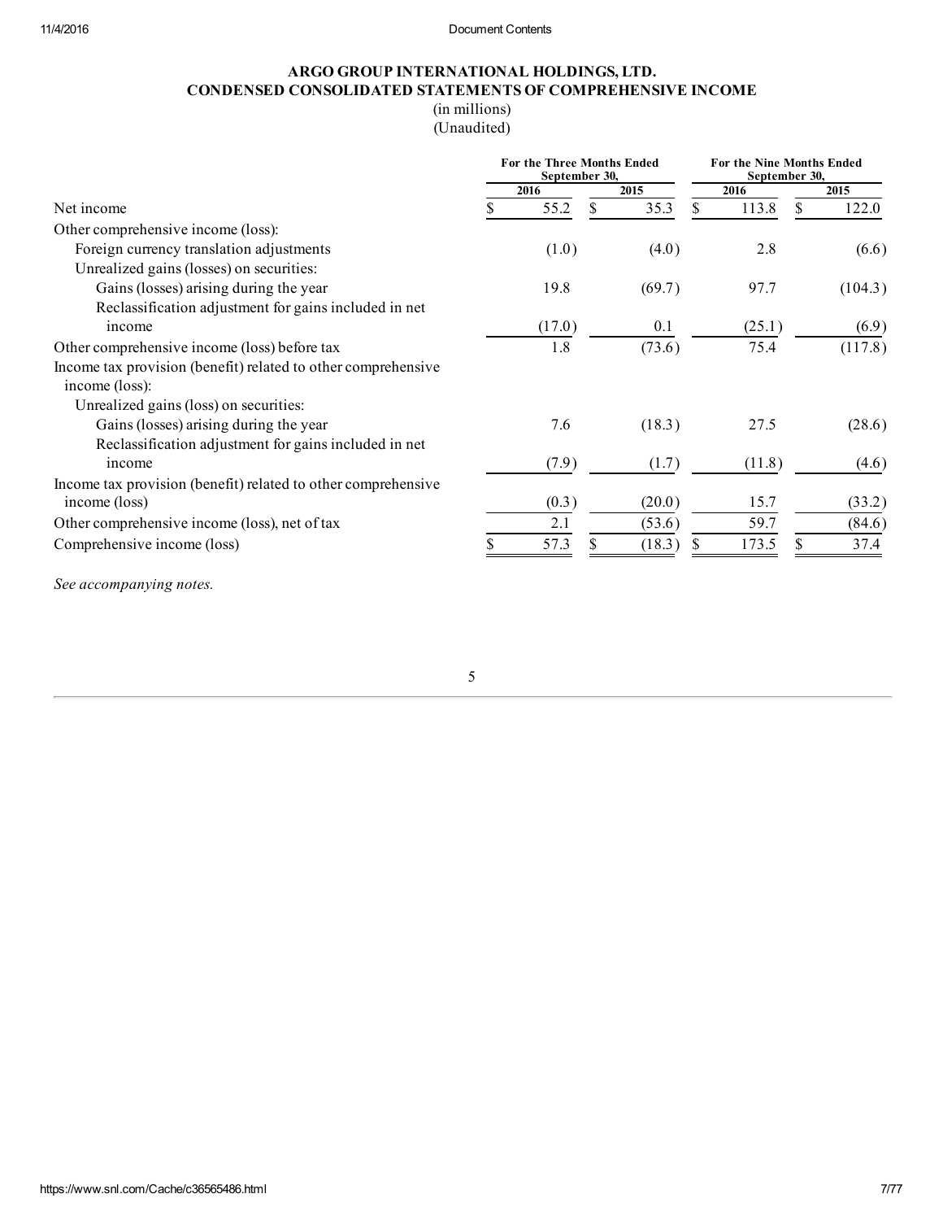# ARGO GROUP INTERNATIONAL HOLDINGS, LTD.
## CONDENSED CONSOLIDATED STATEMENTS OF COMPREHENSIVE INCOME

(in millions)
(Unaudited)

| | For the Three Months Ended September 30, | | For the Nine Months Ended September 30, | |
|---|---|---|---|---|
| | 2016 | 2015 | 2016 | 2015 |
| Net income | $ 55.2 | $ 35.3 | $ 113.8 | $ 122.0 |
| Other comprehensive income (loss): | | | | |
| Foreign currency translation adjustments | (1.0) | (4.0) | 2.8 | (6.6) |
| Unrealized gains (losses) on securities: | | | | |
| Gains (losses) arising during the year | 19.8 | (69.7) | 97.7 | (104.3) |
| Reclassification adjustment for gains included in net income | (17.0) | 0.1 | (25.1) | (6.9) |
| Other comprehensive income (loss) before tax | 1.8 | (73.6) | 75.4 | (117.8) |
| Income tax provision (benefit) related to other comprehensive income (loss): | | | | |
| Unrealized gains (loss) on securities: | | | | |
| Gains (losses) arising during the year | 7.6 | (18.3) | 27.5 | (28.6) |
| Reclassification adjustment for gains included in net income | (7.9) | (1.7) | (11.8) | (4.6) |
| Income tax provision (benefit) related to other comprehensive income (loss) | (0.3) | (20.0) | 15.7 | (33.2) |
| Other comprehensive income (loss), net of tax | 2.1 | (53.6) | 59.7 | (84.6) |
| Comprehensive income (loss) | $ 57.3 | $ (18.3) | $ 173.5 | $ 37.4 |

*See accompanying notes.*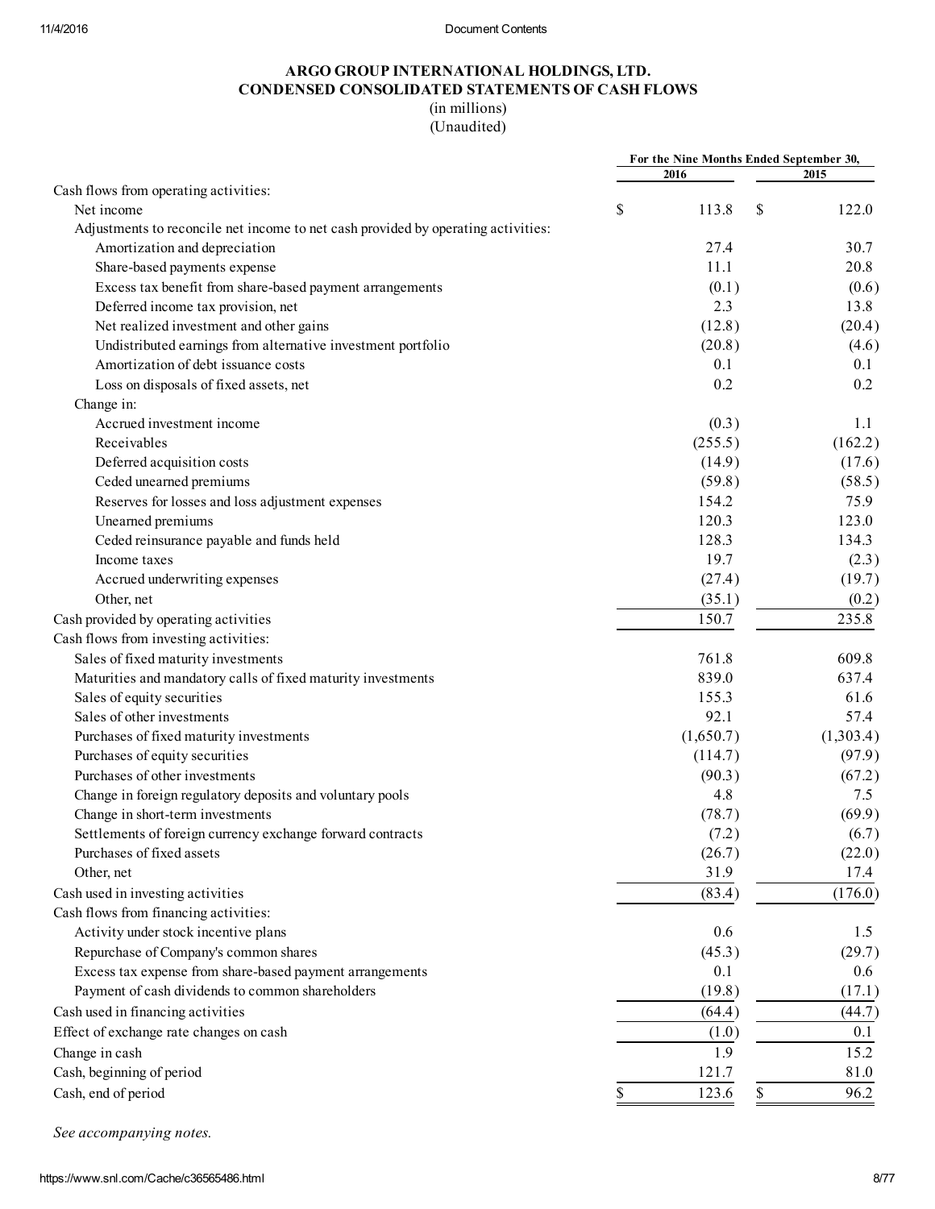**ARGO GROUP INTERNATIONAL HOLDINGS, LTD.**
**CONDENSED CONSOLIDATED STATEMENTS OF CASH FLOWS**
(in millions)
(Unaudited)

| | For the Nine Months Ended September 30, | |
|---|---|---|
| | 2016 | 2015 |
| Cash flows from operating activities: | | |
| Net income | $ 113.8 | $ 122.0 |
| Adjustments to reconcile net income to net cash provided by operating activities: | | |
| Amortization and depreciation | 27.4 | 30.7 |
| Share-based payments expense | 11.1 | 20.8 |
| Excess tax benefit from share-based payment arrangements | (0.1) | (0.6) |
| Deferred income tax provision, net | 2.3 | 13.8 |
| Net realized investment and other gains | (12.8) | (20.4) |
| Undistributed earnings from alternative investment portfolio | (20.8) | (4.6) |
| Amortization of debt issuance costs | 0.1 | 0.1 |
| Loss on disposals of fixed assets, net | 0.2 | 0.2 |
| Change in: | | |
| Accrued investment income | (0.3) | 1.1 |
| Receivables | (255.5) | (162.2) |
| Deferred acquisition costs | (14.9) | (17.6) |
| Ceded unearned premiums | (59.8) | (58.5) |
| Reserves for losses and loss adjustment expenses | 154.2 | 75.9 |
| Unearned premiums | 120.3 | 123.0 |
| Ceded reinsurance payable and funds held | 128.3 | 134.3 |
| Income taxes | 19.7 | (2.3) |
| Accrued underwriting expenses | (27.4) | (19.7) |
| Other, net | (35.1) | (0.2) |
| Cash provided by operating activities | 150.7 | 235.8 |
| Cash flows from investing activities: | | |
| Sales of fixed maturity investments | 761.8 | 609.8 |
| Maturities and mandatory calls of fixed maturity investments | 839.0 | 637.4 |
| Sales of equity securities | 155.3 | 61.6 |
| Sales of other investments | 92.1 | 57.4 |
| Purchases of fixed maturity investments | (1,650.7) | (1,303.4) |
| Purchases of equity securities | (114.7) | (97.9) |
| Purchases of other investments | (90.3) | (67.2) |
| Change in foreign regulatory deposits and voluntary pools | 4.8 | 7.5 |
| Change in short-term investments | (78.7) | (69.9) |
| Settlements of foreign currency exchange forward contracts | (7.2) | (6.7) |
| Purchases of fixed assets | (26.7) | (22.0) |
| Other, net | 31.9 | 17.4 |
| Cash used in investing activities | (83.4) | (176.0) |
| Cash flows from financing activities: | | |
| Activity under stock incentive plans | 0.6 | 1.5 |
| Repurchase of Company's common shares | (45.3) | (29.7) |
| Excess tax expense from share-based payment arrangements | 0.1 | 0.6 |
| Payment of cash dividends to common shareholders | (19.8) | (17.1) |
| Cash used in financing activities | (64.4) | (44.7) |
| Effect of exchange rate changes on cash | (1.0) | 0.1 |
| Change in cash | 1.9 | 15.2 |
| Cash, beginning of period | 121.7 | 81.0 |
| Cash, end of period | $ 123.6 | $ 96.2 |

*See accompanying notes.*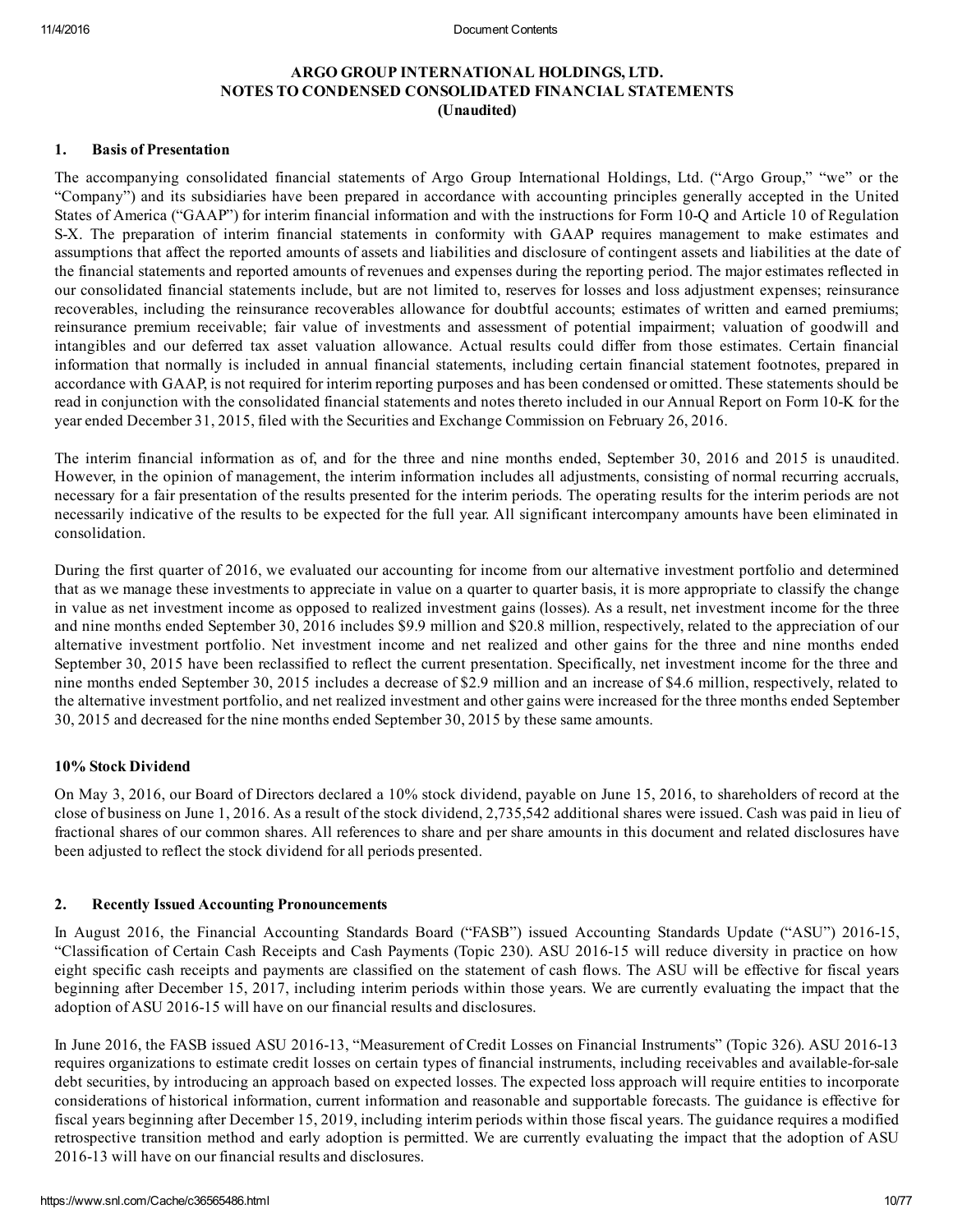# ARGO GROUP INTERNATIONAL HOLDINGS, LTD.
## NOTES TO CONDENSED CONSOLIDATED FINANCIAL STATEMENTS
### (Unaudited)

### 1. Basis of Presentation

The accompanying consolidated financial statements of Argo Group International Holdings, Ltd. ("Argo Group," "we" or the "Company") and its subsidiaries have been prepared in accordance with accounting principles generally accepted in the United States of America ("GAAP") for interim financial information and with the instructions for Form 10-Q and Article 10 of Regulation S-X. The preparation of interim financial statements in conformity with GAAP requires management to make estimates and assumptions that affect the reported amounts of assets and liabilities and disclosure of contingent assets and liabilities at the date of the financial statements and reported amounts of revenues and expenses during the reporting period. The major estimates reflected in our consolidated financial statements include, but are not limited to, reserves for losses and loss adjustment expenses; reinsurance recoverables, including the reinsurance recoverables allowance for doubtful accounts; estimates of written and earned premiums; reinsurance premium receivable; fair value of investments and assessment of potential impairment; valuation of goodwill and intangibles and our deferred tax asset valuation allowance. Actual results could differ from those estimates. Certain financial information that normally is included in annual financial statements, including certain financial statement footnotes, prepared in accordance with GAAP, is not required for interim reporting purposes and has been condensed or omitted. These statements should be read in conjunction with the consolidated financial statements and notes thereto included in our Annual Report on Form 10-K for the year ended December 31, 2015, filed with the Securities and Exchange Commission on February 26, 2016.

The interim financial information as of, and for the three and nine months ended, September 30, 2016 and 2015 is unaudited. However, in the opinion of management, the interim information includes all adjustments, consisting of normal recurring accruals, necessary for a fair presentation of the results presented for the interim periods. The operating results for the interim periods are not necessarily indicative of the results to be expected for the full year. All significant intercompany amounts have been eliminated in consolidation.

During the first quarter of 2016, we evaluated our accounting for income from our alternative investment portfolio and determined that as we manage these investments to appreciate in value on a quarter to quarter basis, it is more appropriate to classify the change in value as net investment income as opposed to realized investment gains (losses). As a result, net investment income for the three and nine months ended September 30, 2016 includes $9.9 million and $20.8 million, respectively, related to the appreciation of our alternative investment portfolio. Net investment income and net realized and other gains for the three and nine months ended September 30, 2015 have been reclassified to reflect the current presentation. Specifically, net investment income for the three and nine months ended September 30, 2015 includes a decrease of $2.9 million and an increase of $4.6 million, respectively, related to the alternative investment portfolio, and net realized investment and other gains were increased for the three months ended September 30, 2015 and decreased for the nine months ended September 30, 2015 by these same amounts.

**10% Stock Dividend**

On May 3, 2016, our Board of Directors declared a 10% stock dividend, payable on June 15, 2016, to shareholders of record at the close of business on June 1, 2016. As a result of the stock dividend, 2,735,542 additional shares were issued. Cash was paid in lieu of fractional shares of our common shares. All references to share and per share amounts in this document and related disclosures have been adjusted to reflect the stock dividend for all periods presented.

### 2. Recently Issued Accounting Pronouncements

In August 2016, the Financial Accounting Standards Board ("FASB") issued Accounting Standards Update ("ASU") 2016-15, "Classification of Certain Cash Receipts and Cash Payments (Topic 230). ASU 2016-15 will reduce diversity in practice on how eight specific cash receipts and payments are classified on the statement of cash flows. The ASU will be effective for fiscal years beginning after December 15, 2017, including interim periods within those years. We are currently evaluating the impact that the adoption of ASU 2016-15 will have on our financial results and disclosures.

In June 2016, the FASB issued ASU 2016-13, "Measurement of Credit Losses on Financial Instruments" (Topic 326). ASU 2016-13 requires organizations to estimate credit losses on certain types of financial instruments, including receivables and available-for-sale debt securities, by introducing an approach based on expected losses. The expected loss approach will require entities to incorporate considerations of historical information, current information and reasonable and supportable forecasts. The guidance is effective for fiscal years beginning after December 15, 2019, including interim periods within those fiscal years. The guidance requires a modified retrospective transition method and early adoption is permitted. We are currently evaluating the impact that the adoption of ASU 2016-13 will have on our financial results and disclosures.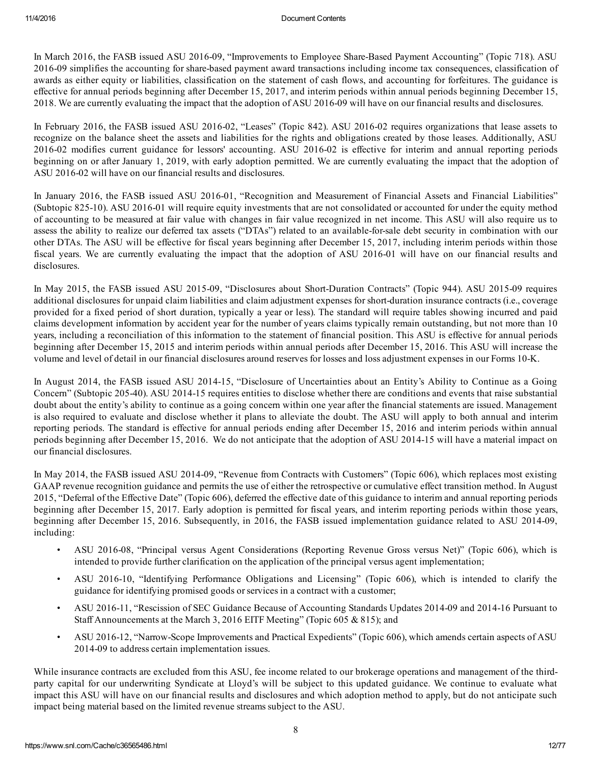In March 2016, the FASB issued ASU 2016-09, "Improvements to Employee Share-Based Payment Accounting" (Topic 718). ASU 2016-09 simplifies the accounting for share-based payment award transactions including income tax consequences, classification of awards as either equity or liabilities, classification on the statement of cash flows, and accounting for forfeitures. The guidance is effective for annual periods beginning after December 15, 2017, and interim periods within annual periods beginning December 15, 2018. We are currently evaluating the impact that the adoption of ASU 2016-09 will have on our financial results and disclosures.

In February 2016, the FASB issued ASU 2016-02, "Leases" (Topic 842). ASU 2016-02 requires organizations that lease assets to recognize on the balance sheet the assets and liabilities for the rights and obligations created by those leases. Additionally, ASU 2016-02 modifies current guidance for lessors' accounting. ASU 2016-02 is effective for interim and annual reporting periods beginning on or after January 1, 2019, with early adoption permitted. We are currently evaluating the impact that the adoption of ASU 2016-02 will have on our financial results and disclosures.

In January 2016, the FASB issued ASU 2016-01, "Recognition and Measurement of Financial Assets and Financial Liabilities" (Subtopic 825-10). ASU 2016-01 will require equity investments that are not consolidated or accounted for under the equity method of accounting to be measured at fair value with changes in fair value recognized in net income. This ASU will also require us to assess the ability to realize our deferred tax assets ("DTAs") related to an available-for-sale debt security in combination with our other DTAs. The ASU will be effective for fiscal years beginning after December 15, 2017, including interim periods within those fiscal years. We are currently evaluating the impact that the adoption of ASU 2016-01 will have on our financial results and disclosures.

In May 2015, the FASB issued ASU 2015-09, "Disclosures about Short-Duration Contracts" (Topic 944). ASU 2015-09 requires additional disclosures for unpaid claim liabilities and claim adjustment expenses for short-duration insurance contracts (i.e., coverage provided for a fixed period of short duration, typically a year or less). The standard will require tables showing incurred and paid claims development information by accident year for the number of years claims typically remain outstanding, but not more than 10 years, including a reconciliation of this information to the statement of financial position. This ASU is effective for annual periods beginning after December 15, 2015 and interim periods within annual periods after December 15, 2016. This ASU will increase the volume and level of detail in our financial disclosures around reserves for losses and loss adjustment expenses in our Forms 10-K.

In August 2014, the FASB issued ASU 2014-15, "Disclosure of Uncertainties about an Entity's Ability to Continue as a Going Concern" (Subtopic 205-40). ASU 2014-15 requires entities to disclose whether there are conditions and events that raise substantial doubt about the entity's ability to continue as a going concern within one year after the financial statements are issued. Management is also required to evaluate and disclose whether it plans to alleviate the doubt. The ASU will apply to both annual and interim reporting periods. The standard is effective for annual periods ending after December 15, 2016 and interim periods within annual periods beginning after December 15, 2016. We do not anticipate that the adoption of ASU 2014-15 will have a material impact on our financial disclosures.

In May 2014, the FASB issued ASU 2014-09, "Revenue from Contracts with Customers" (Topic 606), which replaces most existing GAAP revenue recognition guidance and permits the use of either the retrospective or cumulative effect transition method. In August 2015, "Deferral of the Effective Date" (Topic 606), deferred the effective date of this guidance to interim and annual reporting periods beginning after December 15, 2017. Early adoption is permitted for fiscal years, and interim reporting periods within those years, beginning after December 15, 2016. Subsequently, in 2016, the FASB issued implementation guidance related to ASU 2014-09, including:

- ASU 2016-08, "Principal versus Agent Considerations (Reporting Revenue Gross versus Net)" (Topic 606), which is intended to provide further clarification on the application of the principal versus agent implementation;
- ASU 2016-10, "Identifying Performance Obligations and Licensing" (Topic 606), which is intended to clarify the guidance for identifying promised goods or services in a contract with a customer;
- ASU 2016-11, "Rescission of SEC Guidance Because of Accounting Standards Updates 2014-09 and 2014-16 Pursuant to Staff Announcements at the March 3, 2016 EITF Meeting" (Topic 605 & 815); and
- ASU 2016-12, "Narrow-Scope Improvements and Practical Expedients" (Topic 606), which amends certain aspects of ASU 2014-09 to address certain implementation issues.

While insurance contracts are excluded from this ASU, fee income related to our brokerage operations and management of the third-party capital for our underwriting Syndicate at Lloyd's will be subject to this updated guidance. We continue to evaluate what impact this ASU will have on our financial results and disclosures and which adoption method to apply, but do not anticipate such impact being material based on the limited revenue streams subject to the ASU.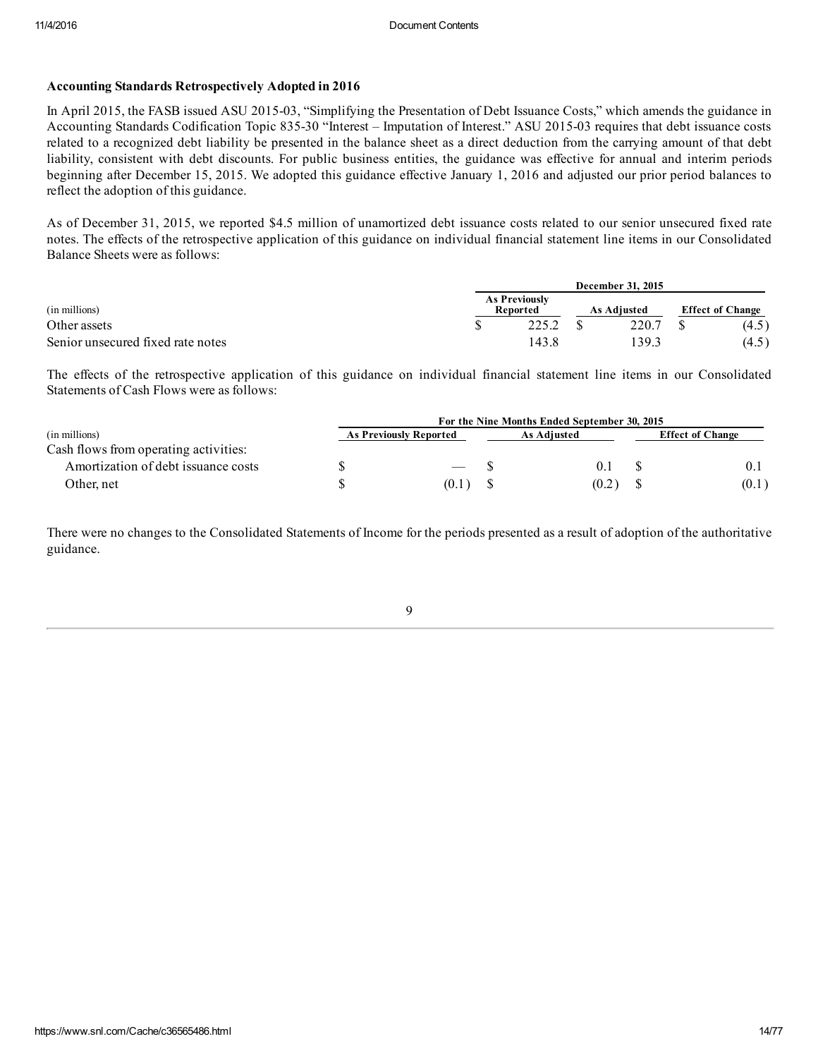### Accounting Standards Retrospectively Adopted in 2016

In April 2015, the FASB issued ASU 2015-03, "Simplifying the Presentation of Debt Issuance Costs," which amends the guidance in Accounting Standards Codification Topic 835-30 "Interest – Imputation of Interest." ASU 2015-03 requires that debt issuance costs related to a recognized debt liability be presented in the balance sheet as a direct deduction from the carrying amount of that debt liability, consistent with debt discounts. For public business entities, the guidance was effective for annual and interim periods beginning after December 15, 2015. We adopted this guidance effective January 1, 2016 and adjusted our prior period balances to reflect the adoption of this guidance.

As of December 31, 2015, we reported $4.5 million of unamortized debt issuance costs related to our senior unsecured fixed rate notes. The effects of the retrospective application of this guidance on individual financial statement line items in our Consolidated Balance Sheets were as follows:

| | December 31, 2015 | | |
|---|---|---|---|
| (in millions) | As Previously Reported | As Adjusted | Effect of Change |
| Other assets | $ 225.2 | $ 220.7 | $ (4.5) |
| Senior unsecured fixed rate notes | 143.8 | 139.3 | (4.5) |

The effects of the retrospective application of this guidance on individual financial statement line items in our Consolidated Statements of Cash Flows were as follows:

| | For the Nine Months Ended September 30, 2015 | | |
|---|---|---|---|
| (in millions) | As Previously Reported | As Adjusted | Effect of Change |
| Cash flows from operating activities: | | | |
| Amortization of debt issuance costs | $ — | $ 0.1 | $ 0.1 |
| Other, net | $ (0.1) | $ (0.2) | $ (0.1) |

There were no changes to the Consolidated Statements of Income for the periods presented as a result of adoption of the authoritative guidance.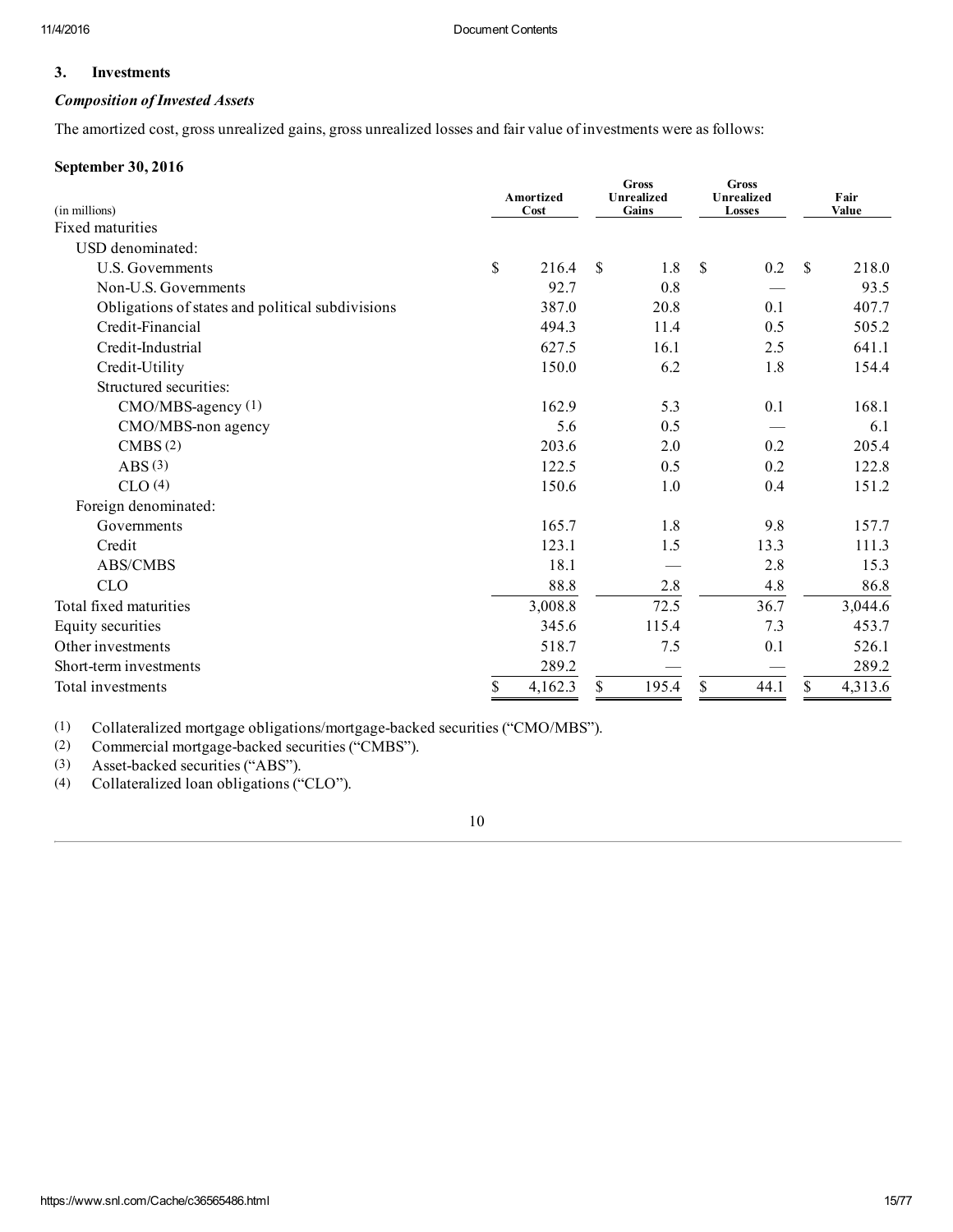### 3. Investments

***Composition of Invested Assets***

The amortized cost, gross unrealized gains, gross unrealized losses and fair value of investments were as follows:

**September 30, 2016**

| (in millions) | Amortized Cost | Gross Unrealized Gains | Gross Unrealized Losses | Fair Value |
|---|---|---|---|---|
| Fixed maturities | | | | |
| USD denominated: | | | | |
| U.S. Governments | $ 216.4 | $ 1.8 | $ 0.2 | $ 218.0 |
| Non-U.S. Governments | 92.7 | 0.8 | — | 93.5 |
| Obligations of states and political subdivisions | 387.0 | 20.8 | 0.1 | 407.7 |
| Credit-Financial | 494.3 | 11.4 | 0.5 | 505.2 |
| Credit-Industrial | 627.5 | 16.1 | 2.5 | 641.1 |
| Credit-Utility | 150.0 | 6.2 | 1.8 | 154.4 |
| Structured securities: | | | | |
| CMO/MBS-agency (1) | 162.9 | 5.3 | 0.1 | 168.1 |
| CMO/MBS-non agency | 5.6 | 0.5 | — | 6.1 |
| CMBS (2) | 203.6 | 2.0 | 0.2 | 205.4 |
| ABS (3) | 122.5 | 0.5 | 0.2 | 122.8 |
| CLO (4) | 150.6 | 1.0 | 0.4 | 151.2 |
| Foreign denominated: | | | | |
| Governments | 165.7 | 1.8 | 9.8 | 157.7 |
| Credit | 123.1 | 1.5 | 13.3 | 111.3 |
| ABS/CMBS | 18.1 | — | 2.8 | 15.3 |
| CLO | 88.8 | 2.8 | 4.8 | 86.8 |
| Total fixed maturities | 3,008.8 | 72.5 | 36.7 | 3,044.6 |
| Equity securities | 345.6 | 115.4 | 7.3 | 453.7 |
| Other investments | 518.7 | 7.5 | 0.1 | 526.1 |
| Short-term investments | 289.2 | — | — | 289.2 |
| Total investments | $ 4,162.3 | $ 195.4 | $ 44.1 | $ 4,313.6 |

(1) Collateralized mortgage obligations/mortgage-backed securities ("CMO/MBS").
(2) Commercial mortgage-backed securities ("CMBS").
(3) Asset-backed securities ("ABS").
(4) Collateralized loan obligations ("CLO").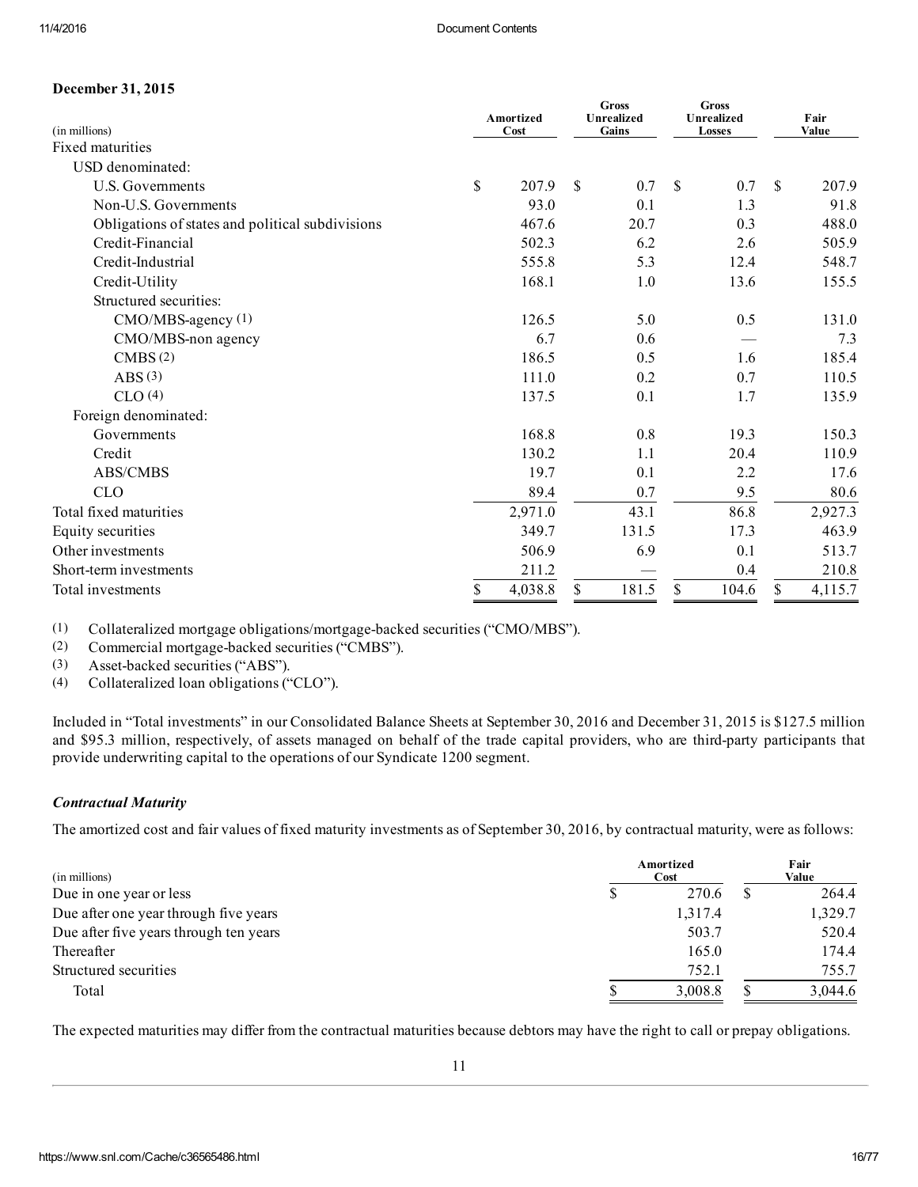**December 31, 2015**

| (in millions) | Amortized Cost | Gross Unrealized Gains | Gross Unrealized Losses | Fair Value |
|---|---|---|---|---|
| Fixed maturities | | | | |
| USD denominated: | | | | |
| U.S. Governments | $ 207.9 | $ 0.7 | $ 0.7 | $ 207.9 |
| Non-U.S. Governments | 93.0 | 0.1 | 1.3 | 91.8 |
| Obligations of states and political subdivisions | 467.6 | 20.7 | 0.3 | 488.0 |
| Credit-Financial | 502.3 | 6.2 | 2.6 | 505.9 |
| Credit-Industrial | 555.8 | 5.3 | 12.4 | 548.7 |
| Credit-Utility | 168.1 | 1.0 | 13.6 | 155.5 |
| Structured securities: | | | | |
| CMO/MBS-agency (1) | 126.5 | 5.0 | 0.5 | 131.0 |
| CMO/MBS-non agency | 6.7 | 0.6 | — | 7.3 |
| CMBS (2) | 186.5 | 0.5 | 1.6 | 185.4 |
| ABS (3) | 111.0 | 0.2 | 0.7 | 110.5 |
| CLO (4) | 137.5 | 0.1 | 1.7 | 135.9 |
| Foreign denominated: | | | | |
| Governments | 168.8 | 0.8 | 19.3 | 150.3 |
| Credit | 130.2 | 1.1 | 20.4 | 110.9 |
| ABS/CMBS | 19.7 | 0.1 | 2.2 | 17.6 |
| CLO | 89.4 | 0.7 | 9.5 | 80.6 |
| Total fixed maturities | 2,971.0 | 43.1 | 86.8 | 2,927.3 |
| Equity securities | 349.7 | 131.5 | 17.3 | 463.9 |
| Other investments | 506.9 | 6.9 | 0.1 | 513.7 |
| Short-term investments | 211.2 | — | 0.4 | 210.8 |
| Total investments | $ 4,038.8 | $ 181.5 | $ 104.6 | $ 4,115.7 |

(1) Collateralized mortgage obligations/mortgage-backed securities ("CMO/MBS").
(2) Commercial mortgage-backed securities ("CMBS").
(3) Asset-backed securities ("ABS").
(4) Collateralized loan obligations ("CLO").

Included in "Total investments" in our Consolidated Balance Sheets at September 30, 2016 and December 31, 2015 is $127.5 million and $95.3 million, respectively, of assets managed on behalf of the trade capital providers, who are third-party participants that provide underwriting capital to the operations of our Syndicate 1200 segment.

***Contractual Maturity***

The amortized cost and fair values of fixed maturity investments as of September 30, 2016, by contractual maturity, were as follows:

| (in millions) | Amortized Cost | Fair Value |
|---|---|---|
| Due in one year or less | $ 270.6 | $ 264.4 |
| Due after one year through five years | 1,317.4 | 1,329.7 |
| Due after five years through ten years | 503.7 | 520.4 |
| Thereafter | 165.0 | 174.4 |
| Structured securities | 752.1 | 755.7 |
| Total | $ 3,008.8 | $ 3,044.6 |

The expected maturities may differ from the contractual maturities because debtors may have the right to call or prepay obligations.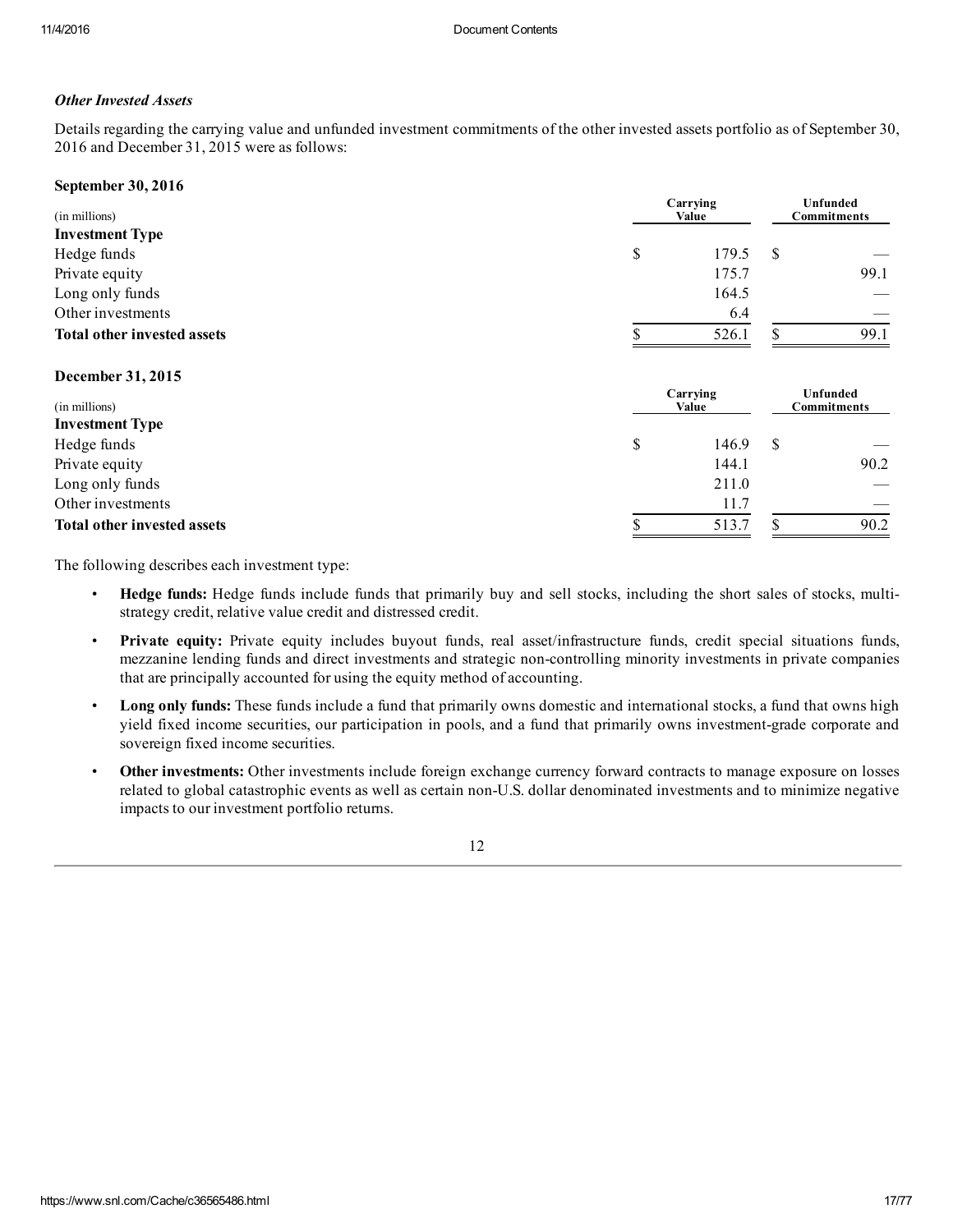### *Other Invested Assets*

Details regarding the carrying value and unfunded investment commitments of the other invested assets portfolio as of September 30, 2016 and December 31, 2015 were as follows:

**September 30, 2016**

| (in millions) | Carrying Value | Unfunded Commitments |
|---|---|---|
| **Investment Type** | | |
| Hedge funds | $ 179.5 | $ — |
| Private equity | 175.7 | 99.1 |
| Long only funds | 164.5 | — |
| Other investments | 6.4 | — |
| **Total other invested assets** | $ 526.1 | $ 99.1 |

**December 31, 2015**

| (in millions) | Carrying Value | Unfunded Commitments |
|---|---|---|
| **Investment Type** | | |
| Hedge funds | $ 146.9 | $ — |
| Private equity | 144.1 | 90.2 |
| Long only funds | 211.0 | — |
| Other investments | 11.7 | — |
| **Total other invested assets** | $ 513.7 | $ 90.2 |

The following describes each investment type:

- **Hedge funds:** Hedge funds include funds that primarily buy and sell stocks, including the short sales of stocks, multi-strategy credit, relative value credit and distressed credit.
- **Private equity:** Private equity includes buyout funds, real asset/infrastructure funds, credit special situations funds, mezzanine lending funds and direct investments and strategic non-controlling minority investments in private companies that are principally accounted for using the equity method of accounting.
- **Long only funds:** These funds include a fund that primarily owns domestic and international stocks, a fund that owns high yield fixed income securities, our participation in pools, and a fund that primarily owns investment-grade corporate and sovereign fixed income securities.
- **Other investments:** Other investments include foreign exchange currency forward contracts to manage exposure on losses related to global catastrophic events as well as certain non-U.S. dollar denominated investments and to minimize negative impacts to our investment portfolio returns.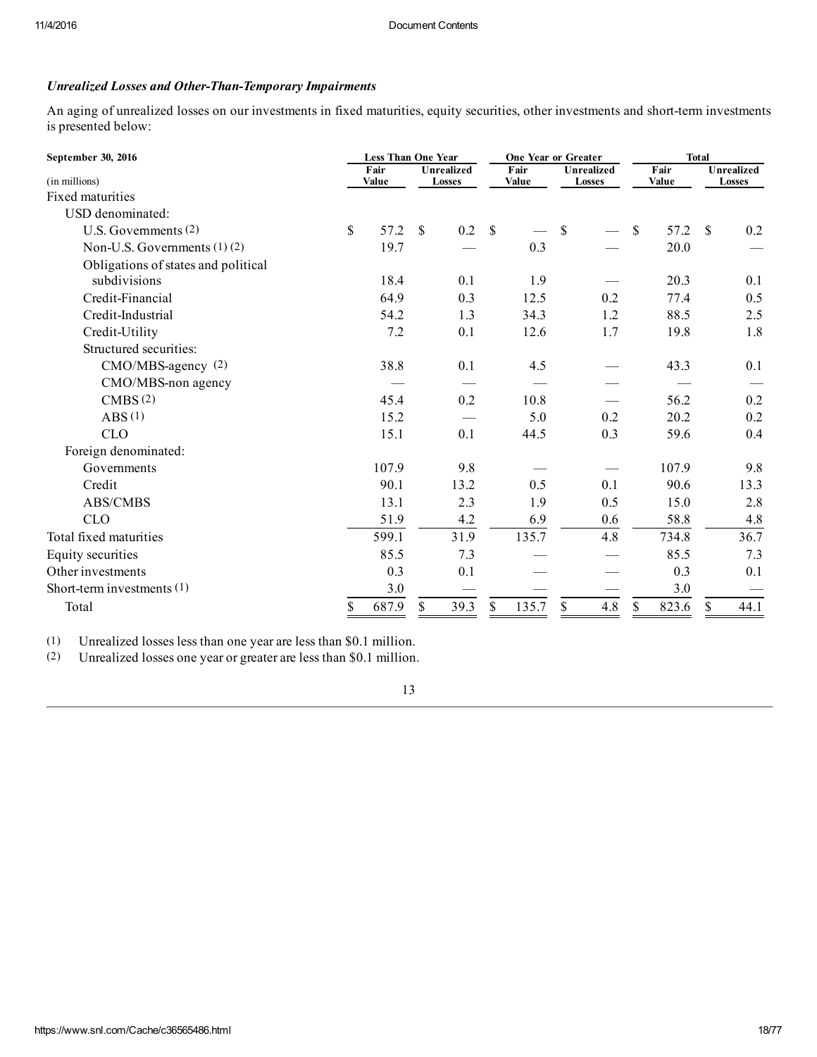*Unrealized Losses and Other-Than-Temporary Impairments*

An aging of unrealized losses on our investments in fixed maturities, equity securities, other investments and short-term investments is presented below:

| September 30, 2016 | Less Than One Year | | One Year or Greater | | Total | |
|---|---|---|---|---|---|---|
| (in millions) | Fair Value | Unrealized Losses | Fair Value | Unrealized Losses | Fair Value | Unrealized Losses |
| Fixed maturities | | | | | | |
| USD denominated: | | | | | | |
| U.S. Governments (2) | $ 57.2 | $ 0.2 | $ — | $ — | $ 57.2 | $ 0.2 |
| Non-U.S. Governments (1) (2) | 19.7 | — | 0.3 | — | 20.0 | — |
| Obligations of states and political subdivisions | 18.4 | 0.1 | 1.9 | — | 20.3 | 0.1 |
| Credit-Financial | 64.9 | 0.3 | 12.5 | 0.2 | 77.4 | 0.5 |
| Credit-Industrial | 54.2 | 1.3 | 34.3 | 1.2 | 88.5 | 2.5 |
| Credit-Utility | 7.2 | 0.1 | 12.6 | 1.7 | 19.8 | 1.8 |
| Structured securities: | | | | | | |
| CMO/MBS-agency (2) | 38.8 | 0.1 | 4.5 | — | 43.3 | 0.1 |
| CMO/MBS-non agency | — | — | — | — | — | — |
| CMBS (2) | 45.4 | 0.2 | 10.8 | — | 56.2 | 0.2 |
| ABS (1) | 15.2 | — | 5.0 | 0.2 | 20.2 | 0.2 |
| CLO | 15.1 | 0.1 | 44.5 | 0.3 | 59.6 | 0.4 |
| Foreign denominated: | | | | | | |
| Governments | 107.9 | 9.8 | — | — | 107.9 | 9.8 |
| Credit | 90.1 | 13.2 | 0.5 | 0.1 | 90.6 | 13.3 |
| ABS/CMBS | 13.1 | 2.3 | 1.9 | 0.5 | 15.0 | 2.8 |
| CLO | 51.9 | 4.2 | 6.9 | 0.6 | 58.8 | 4.8 |
| Total fixed maturities | 599.1 | 31.9 | 135.7 | 4.8 | 734.8 | 36.7 |
| Equity securities | 85.5 | 7.3 | — | — | 85.5 | 7.3 |
| Other investments | 0.3 | 0.1 | — | — | 0.3 | 0.1 |
| Short-term investments (1) | 3.0 | — | — | — | 3.0 | — |
| Total | $ 687.9 | $ 39.3 | $ 135.7 | $ 4.8 | $ 823.6 | $ 44.1 |

(1) Unrealized losses less than one year are less than $0.1 million.

(2) Unrealized losses one year or greater are less than $0.1 million.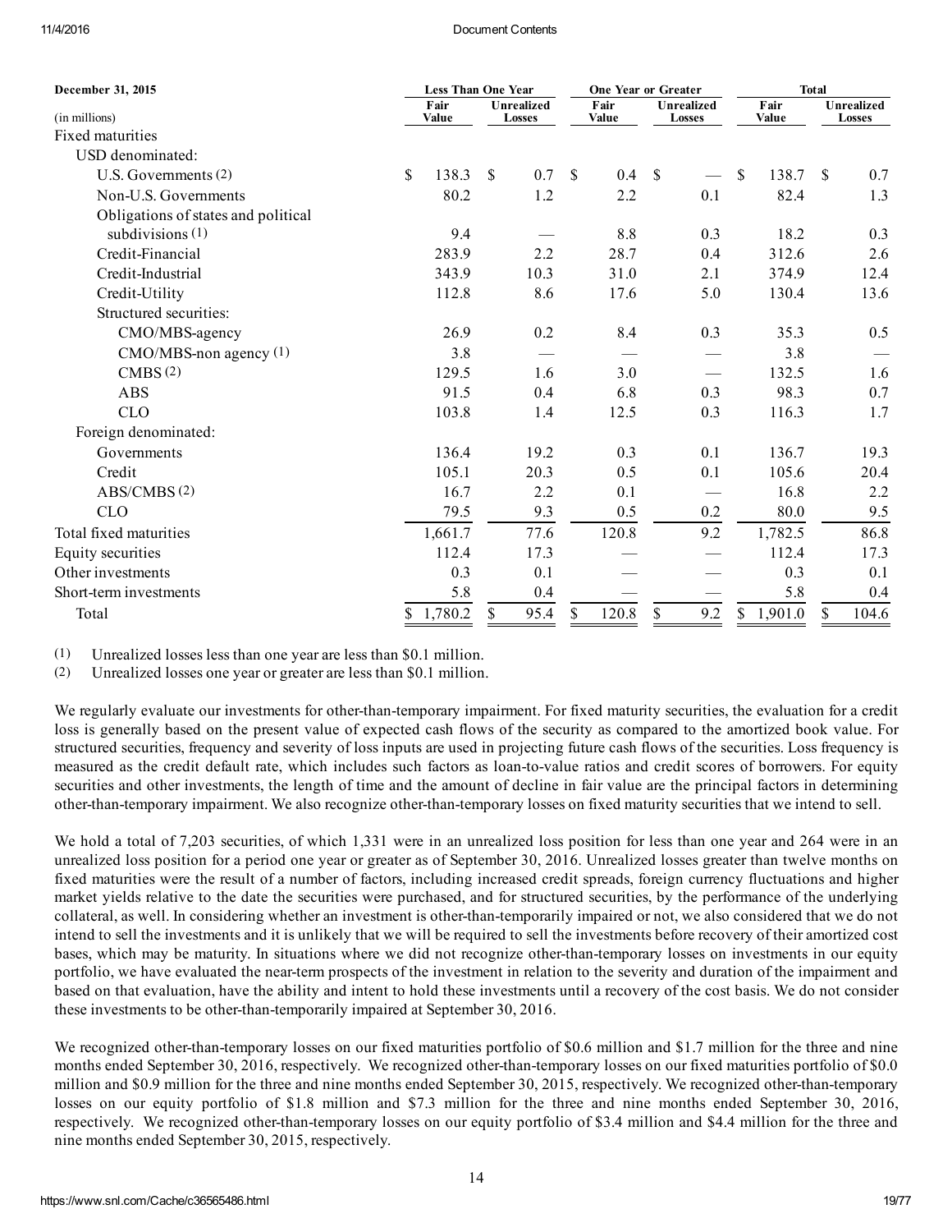| December 31, 2015 | Less Than One Year | | One Year or Greater | | Total | |
|---|---|---|---|---|---|---|
| (in millions) | Fair Value | Unrealized Losses | Fair Value | Unrealized Losses | Fair Value | Unrealized Losses |
| Fixed maturities | | | | | | |
| USD denominated: | | | | | | |
| U.S. Governments (2) | $ 138.3 | $ 0.7 | $ 0.4 | $ — | $ 138.7 | $ 0.7 |
| Non-U.S. Governments | 80.2 | 1.2 | 2.2 | 0.1 | 82.4 | 1.3 |
| Obligations of states and political subdivisions (1) | 9.4 | — | 8.8 | 0.3 | 18.2 | 0.3 |
| Credit-Financial | 283.9 | 2.2 | 28.7 | 0.4 | 312.6 | 2.6 |
| Credit-Industrial | 343.9 | 10.3 | 31.0 | 2.1 | 374.9 | 12.4 |
| Credit-Utility | 112.8 | 8.6 | 17.6 | 5.0 | 130.4 | 13.6 |
| Structured securities: | | | | | | |
| CMO/MBS-agency | 26.9 | 0.2 | 8.4 | 0.3 | 35.3 | 0.5 |
| CMO/MBS-non agency (1) | 3.8 | — | — | — | 3.8 | — |
| CMBS (2) | 129.5 | 1.6 | 3.0 | — | 132.5 | 1.6 |
| ABS | 91.5 | 0.4 | 6.8 | 0.3 | 98.3 | 0.7 |
| CLO | 103.8 | 1.4 | 12.5 | 0.3 | 116.3 | 1.7 |
| Foreign denominated: | | | | | | |
| Governments | 136.4 | 19.2 | 0.3 | 0.1 | 136.7 | 19.3 |
| Credit | 105.1 | 20.3 | 0.5 | 0.1 | 105.6 | 20.4 |
| ABS/CMBS (2) | 16.7 | 2.2 | 0.1 | — | 16.8 | 2.2 |
| CLO | 79.5 | 9.3 | 0.5 | 0.2 | 80.0 | 9.5 |
| Total fixed maturities | 1,661.7 | 77.6 | 120.8 | 9.2 | 1,782.5 | 86.8 |
| Equity securities | 112.4 | 17.3 | — | — | 112.4 | 17.3 |
| Other investments | 0.3 | 0.1 | — | — | 0.3 | 0.1 |
| Short-term investments | 5.8 | 0.4 | — | — | 5.8 | 0.4 |
| Total | $ 1,780.2 | $ 95.4 | $ 120.8 | $ 9.2 | $ 1,901.0 | $ 104.6 |

(1) Unrealized losses less than one year are less than $0.1 million.
(2) Unrealized losses one year or greater are less than $0.1 million.

We regularly evaluate our investments for other-than-temporary impairment. For fixed maturity securities, the evaluation for a credit loss is generally based on the present value of expected cash flows of the security as compared to the amortized book value. For structured securities, frequency and severity of loss inputs are used in projecting future cash flows of the securities. Loss frequency is measured as the credit default rate, which includes such factors as loan-to-value ratios and credit scores of borrowers. For equity securities and other investments, the length of time and the amount of decline in fair value are the principal factors in determining other-than-temporary impairment. We also recognize other-than-temporary losses on fixed maturity securities that we intend to sell.

We hold a total of 7,203 securities, of which 1,331 were in an unrealized loss position for less than one year and 264 were in an unrealized loss position for a period one year or greater as of September 30, 2016. Unrealized losses greater than twelve months on fixed maturities were the result of a number of factors, including increased credit spreads, foreign currency fluctuations and higher market yields relative to the date the securities were purchased, and for structured securities, by the performance of the underlying collateral, as well. In considering whether an investment is other-than-temporarily impaired or not, we also considered that we do not intend to sell the investments and it is unlikely that we will be required to sell the investments before recovery of their amortized cost bases, which may be maturity. In situations where we did not recognize other-than-temporary losses on investments in our equity portfolio, we have evaluated the near-term prospects of the investment in relation to the severity and duration of the impairment and based on that evaluation, have the ability and intent to hold these investments until a recovery of the cost basis. We do not consider these investments to be other-than-temporarily impaired at September 30, 2016.

We recognized other-than-temporary losses on our fixed maturities portfolio of $0.6 million and $1.7 million for the three and nine months ended September 30, 2016, respectively. We recognized other-than-temporary losses on our fixed maturities portfolio of $0.0 million and $0.9 million for the three and nine months ended September 30, 2015, respectively. We recognized other-than-temporary losses on our equity portfolio of $1.8 million and $7.3 million for the three and nine months ended September 30, 2016, respectively. We recognized other-than-temporary losses on our equity portfolio of $3.4 million and $4.4 million for the three and nine months ended September 30, 2015, respectively.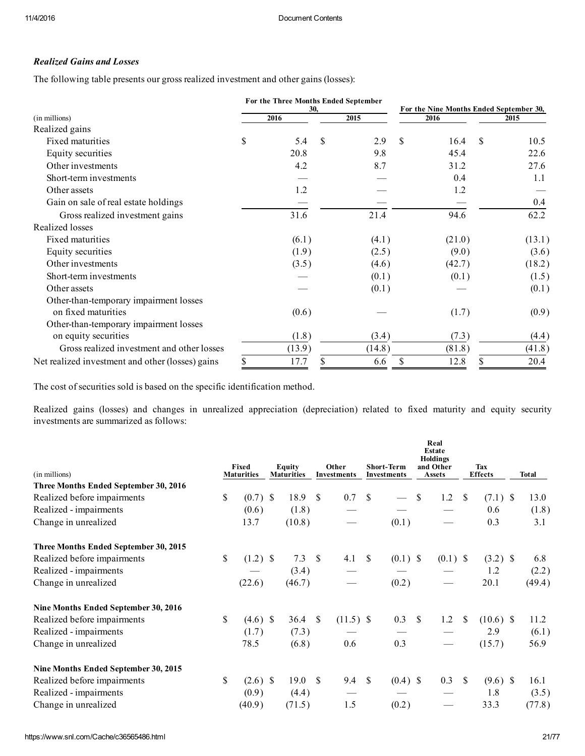### *Realized Gains and Losses*

The following table presents our gross realized investment and other gains (losses):

| (in millions) | For the Three Months Ended September 30, | | For the Nine Months Ended September 30, | |
|---|---|---|---|---|
| | 2016 | 2015 | 2016 | 2015 |
| Realized gains | | | | |
| Fixed maturities | $ 5.4 | $ 2.9 | $ 16.4 | $ 10.5 |
| Equity securities | 20.8 | 9.8 | 45.4 | 22.6 |
| Other investments | 4.2 | 8.7 | 31.2 | 27.6 |
| Short-term investments | — | — | 0.4 | 1.1 |
| Other assets | 1.2 | — | 1.2 | — |
| Gain on sale of real estate holdings | — | — | — | 0.4 |
| Gross realized investment gains | 31.6 | 21.4 | 94.6 | 62.2 |
| Realized losses | | | | |
| Fixed maturities | (6.1) | (4.1) | (21.0) | (13.1) |
| Equity securities | (1.9) | (2.5) | (9.0) | (3.6) |
| Other investments | (3.5) | (4.6) | (42.7) | (18.2) |
| Short-term investments | — | (0.1) | (0.1) | (1.5) |
| Other assets | — | (0.1) | — | (0.1) |
| Other-than-temporary impairment losses on fixed maturities | (0.6) | — | (1.7) | (0.9) |
| Other-than-temporary impairment losses on equity securities | (1.8) | (3.4) | (7.3) | (4.4) |
| Gross realized investment and other losses | (13.9) | (14.8) | (81.8) | (41.8) |
| Net realized investment and other (losses) gains | $ 17.7 | $ 6.6 | $ 12.8 | $ 20.4 |

The cost of securities sold is based on the specific identification method.

Realized gains (losses) and changes in unrealized appreciation (depreciation) related to fixed maturity and equity security investments are summarized as follows:

| (in millions) | Fixed Maturities | Equity Maturities | Other Investments | Short-Term Investments | Real Estate Holdings and Other Assets | Tax Effects | Total |
|---|---|---|---|---|---|---|---|
| **Three Months Ended September 30, 2016** | | | | | | | |
| Realized before impairments | $ (0.7) | $ 18.9 | $ 0.7 | $ — | $ 1.2 | $ (7.1) | $ 13.0 |
| Realized - impairments | (0.6) | (1.8) | — | — | — | 0.6 | (1.8) |
| Change in unrealized | 13.7 | (10.8) | — | (0.1) | — | 0.3 | 3.1 |
| **Three Months Ended September 30, 2015** | | | | | | | |
| Realized before impairments | $ (1.2) | $ 7.3 | $ 4.1 | $ (0.1) | $ (0.1) | $ (3.2) | $ 6.8 |
| Realized - impairments | — | (3.4) | — | — | — | 1.2 | (2.2) |
| Change in unrealized | (22.6) | (46.7) | — | (0.2) | — | 20.1 | (49.4) |
| **Nine Months Ended September 30, 2016** | | | | | | | |
| Realized before impairments | $ (4.6) | $ 36.4 | $ (11.5) | $ 0.3 | $ 1.2 | $ (10.6) | $ 11.2 |
| Realized - impairments | (1.7) | (7.3) | — | — | — | 2.9 | (6.1) |
| Change in unrealized | 78.5 | (6.8) | 0.6 | 0.3 | — | (15.7) | 56.9 |
| **Nine Months Ended September 30, 2015** | | | | | | | |
| Realized before impairments | $ (2.6) | $ 19.0 | $ 9.4 | $ (0.4) | $ 0.3 | $ (9.6) | $ 16.1 |
| Realized - impairments | (0.9) | (4.4) | — | — | — | 1.8 | (3.5) |
| Change in unrealized | (40.9) | (71.5) | 1.5 | (0.2) | — | 33.3 | (77.8) |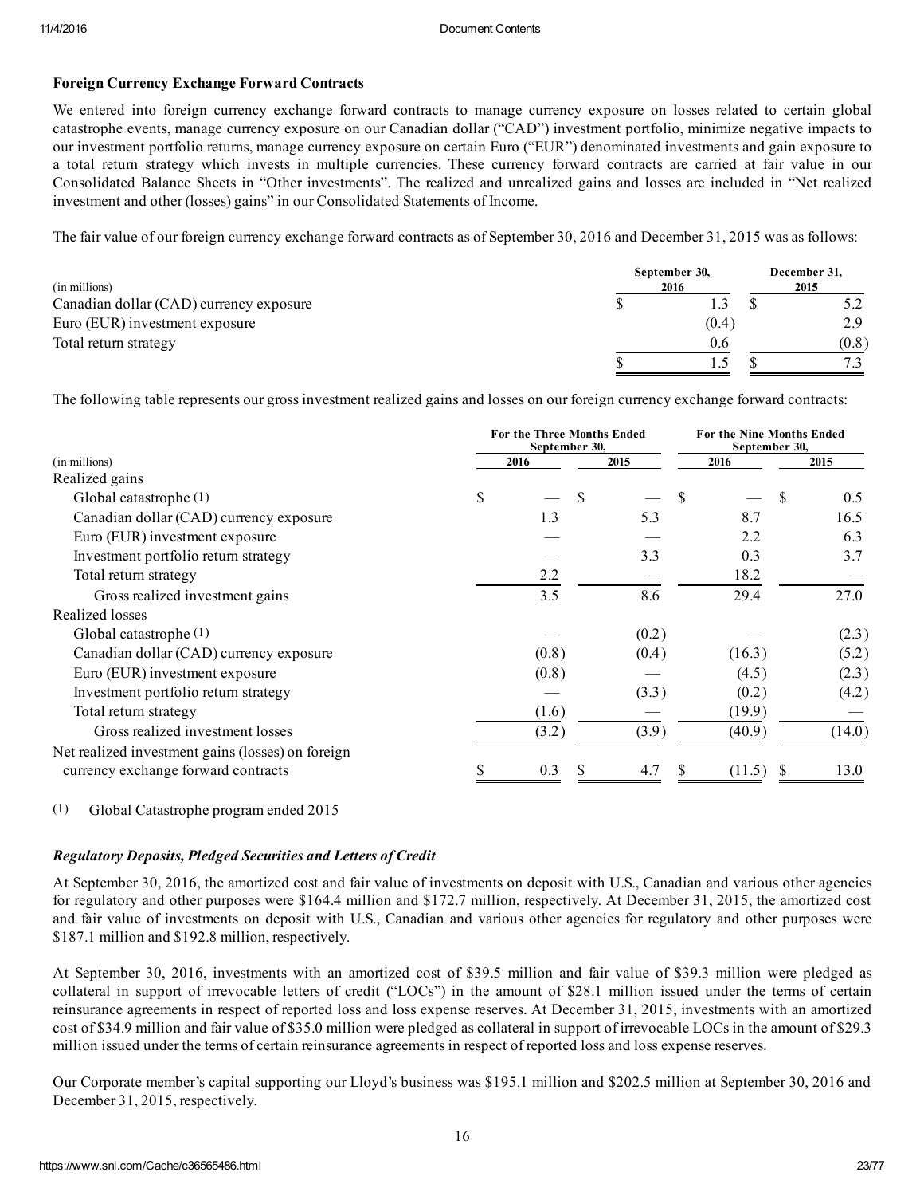### Foreign Currency Exchange Forward Contracts

We entered into foreign currency exchange forward contracts to manage currency exposure on losses related to certain global catastrophe events, manage currency exposure on our Canadian dollar ("CAD") investment portfolio, minimize negative impacts to our investment portfolio returns, manage currency exposure on certain Euro ("EUR") denominated investments and gain exposure to a total return strategy which invests in multiple currencies. These currency forward contracts are carried at fair value in our Consolidated Balance Sheets in "Other investments". The realized and unrealized gains and losses are included in "Net realized investment and other (losses) gains" in our Consolidated Statements of Income.

The fair value of our foreign currency exchange forward contracts as of September 30, 2016 and December 31, 2015 was as follows:

| (in millions) | September 30, 2016 | December 31, 2015 |
|---|---|---|
| Canadian dollar (CAD) currency exposure | $ 1.3 | $ 5.2 |
| Euro (EUR) investment exposure | (0.4) | 2.9 |
| Total return strategy | 0.6 | (0.8) |
| | $ 1.5 | $ 7.3 |

The following table represents our gross investment realized gains and losses on our foreign currency exchange forward contracts:

| | For the Three Months Ended September 30, | | For the Nine Months Ended September 30, | |
|---|---|---|---|---|
| (in millions) | 2016 | 2015 | 2016 | 2015 |
| Realized gains | | | | |
| Global catastrophe (1) | $ — | $ — | $ — | $ 0.5 |
| Canadian dollar (CAD) currency exposure | 1.3 | 5.3 | 8.7 | 16.5 |
| Euro (EUR) investment exposure | — | — | 2.2 | 6.3 |
| Investment portfolio return strategy | — | 3.3 | 0.3 | 3.7 |
| Total return strategy | 2.2 | — | 18.2 | — |
| Gross realized investment gains | 3.5 | 8.6 | 29.4 | 27.0 |
| Realized losses | | | | |
| Global catastrophe (1) | — | (0.2) | — | (2.3) |
| Canadian dollar (CAD) currency exposure | (0.8) | (0.4) | (16.3) | (5.2) |
| Euro (EUR) investment exposure | (0.8) | — | (4.5) | (2.3) |
| Investment portfolio return strategy | — | (3.3) | (0.2) | (4.2) |
| Total return strategy | (1.6) | — | (19.9) | — |
| Gross realized investment losses | (3.2) | (3.9) | (40.9) | (14.0) |
| Net realized investment gains (losses) on foreign currency exchange forward contracts | $ 0.3 | $ 4.7 | $ (11.5) | $ 13.0 |

(1) Global Catastrophe program ended 2015

#### *Regulatory Deposits, Pledged Securities and Letters of Credit*

At September 30, 2016, the amortized cost and fair value of investments on deposit with U.S., Canadian and various other agencies for regulatory and other purposes were $164.4 million and $172.7 million, respectively. At December 31, 2015, the amortized cost and fair value of investments on deposit with U.S., Canadian and various other agencies for regulatory and other purposes were $187.1 million and $192.8 million, respectively.

At September 30, 2016, investments with an amortized cost of $39.5 million and fair value of $39.3 million were pledged as collateral in support of irrevocable letters of credit ("LOCs") in the amount of $28.1 million issued under the terms of certain reinsurance agreements in respect of reported loss and loss expense reserves. At December 31, 2015, investments with an amortized cost of $34.9 million and fair value of $35.0 million were pledged as collateral in support of irrevocable LOCs in the amount of $29.3 million issued under the terms of certain reinsurance agreements in respect of reported loss and loss expense reserves.

Our Corporate member's capital supporting our Lloyd's business was $195.1 million and $202.5 million at September 30, 2016 and December 31, 2015, respectively.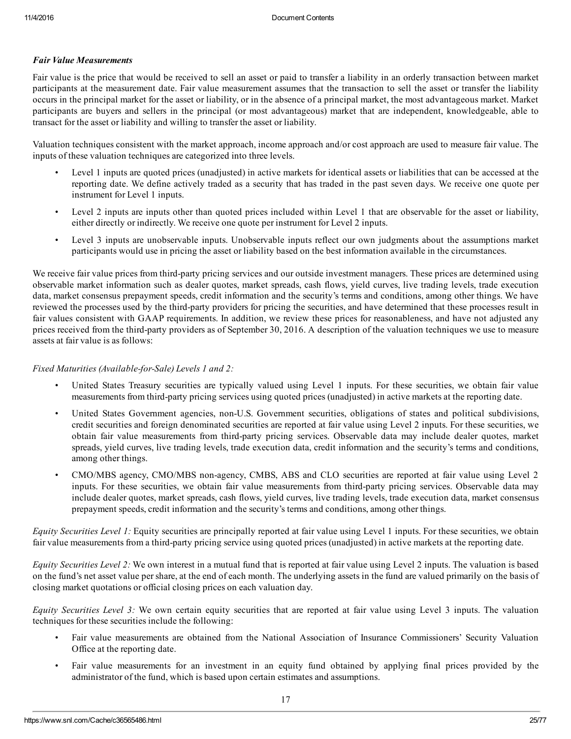### *Fair Value Measurements*

Fair value is the price that would be received to sell an asset or paid to transfer a liability in an orderly transaction between market participants at the measurement date. Fair value measurement assumes that the transaction to sell the asset or transfer the liability occurs in the principal market for the asset or liability, or in the absence of a principal market, the most advantageous market. Market participants are buyers and sellers in the principal (or most advantageous) market that are independent, knowledgeable, able to transact for the asset or liability and willing to transfer the asset or liability.

Valuation techniques consistent with the market approach, income approach and/or cost approach are used to measure fair value. The inputs of these valuation techniques are categorized into three levels.

- Level 1 inputs are quoted prices (unadjusted) in active markets for identical assets or liabilities that can be accessed at the reporting date. We define actively traded as a security that has traded in the past seven days. We receive one quote per instrument for Level 1 inputs.
- Level 2 inputs are inputs other than quoted prices included within Level 1 that are observable for the asset or liability, either directly or indirectly. We receive one quote per instrument for Level 2 inputs.
- Level 3 inputs are unobservable inputs. Unobservable inputs reflect our own judgments about the assumptions market participants would use in pricing the asset or liability based on the best information available in the circumstances.

We receive fair value prices from third-party pricing services and our outside investment managers. These prices are determined using observable market information such as dealer quotes, market spreads, cash flows, yield curves, live trading levels, trade execution data, market consensus prepayment speeds, credit information and the security's terms and conditions, among other things. We have reviewed the processes used by the third-party providers for pricing the securities, and have determined that these processes result in fair values consistent with GAAP requirements. In addition, we review these prices for reasonableness, and have not adjusted any prices received from the third-party providers as of September 30, 2016. A description of the valuation techniques we use to measure assets at fair value is as follows:

*Fixed Maturities (Available-for-Sale) Levels 1 and 2:*

- United States Treasury securities are typically valued using Level 1 inputs. For these securities, we obtain fair value measurements from third-party pricing services using quoted prices (unadjusted) in active markets at the reporting date.
- United States Government agencies, non-U.S. Government securities, obligations of states and political subdivisions, credit securities and foreign denominated securities are reported at fair value using Level 2 inputs. For these securities, we obtain fair value measurements from third-party pricing services. Observable data may include dealer quotes, market spreads, yield curves, live trading levels, trade execution data, credit information and the security's terms and conditions, among other things.
- CMO/MBS agency, CMO/MBS non-agency, CMBS, ABS and CLO securities are reported at fair value using Level 2 inputs. For these securities, we obtain fair value measurements from third-party pricing services. Observable data may include dealer quotes, market spreads, cash flows, yield curves, live trading levels, trade execution data, market consensus prepayment speeds, credit information and the security's terms and conditions, among other things.

*Equity Securities Level 1:* Equity securities are principally reported at fair value using Level 1 inputs. For these securities, we obtain fair value measurements from a third-party pricing service using quoted prices (unadjusted) in active markets at the reporting date.

*Equity Securities Level 2:* We own interest in a mutual fund that is reported at fair value using Level 2 inputs. The valuation is based on the fund's net asset value per share, at the end of each month. The underlying assets in the fund are valued primarily on the basis of closing market quotations or official closing prices on each valuation day.

*Equity Securities Level 3:* We own certain equity securities that are reported at fair value using Level 3 inputs. The valuation techniques for these securities include the following:

- Fair value measurements are obtained from the National Association of Insurance Commissioners' Security Valuation Office at the reporting date.
- Fair value measurements for an investment in an equity fund obtained by applying final prices provided by the administrator of the fund, which is based upon certain estimates and assumptions.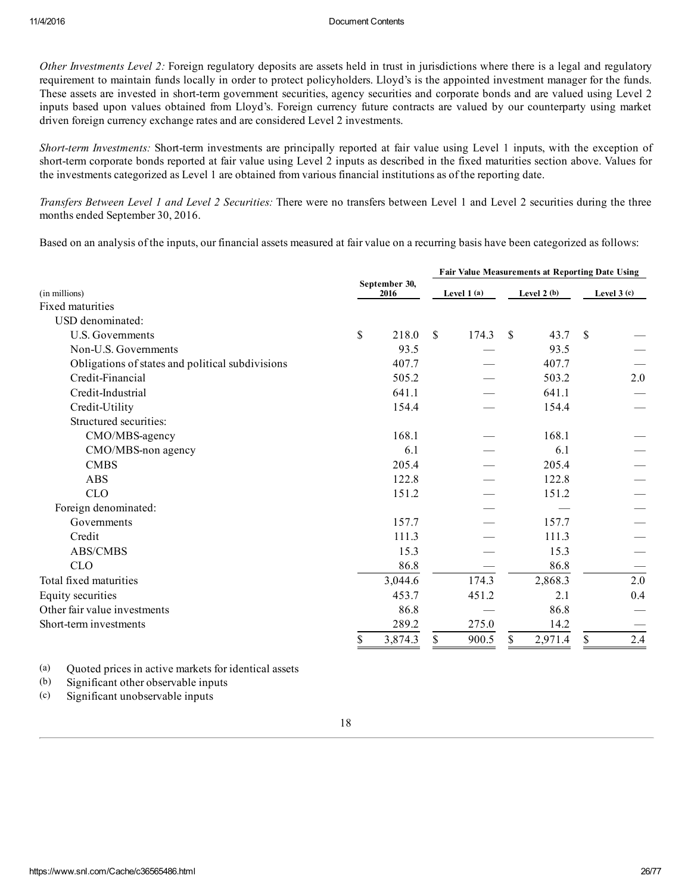*Other Investments Level 2:* Foreign regulatory deposits are assets held in trust in jurisdictions where there is a legal and regulatory requirement to maintain funds locally in order to protect policyholders. Lloyd's is the appointed investment manager for the funds. These assets are invested in short-term government securities, agency securities and corporate bonds and are valued using Level 2 inputs based upon values obtained from Lloyd's. Foreign currency future contracts are valued by our counterparty using market driven foreign currency exchange rates and are considered Level 2 investments.

*Short-term Investments:* Short-term investments are principally reported at fair value using Level 1 inputs, with the exception of short-term corporate bonds reported at fair value using Level 2 inputs as described in the fixed maturities section above. Values for the investments categorized as Level 1 are obtained from various financial institutions as of the reporting date.

*Transfers Between Level 1 and Level 2 Securities:* There were no transfers between Level 1 and Level 2 securities during the three months ended September 30, 2016.

Based on an analysis of the inputs, our financial assets measured at fair value on a recurring basis have been categorized as follows:

| | | Fair Value Measurements at Reporting Date Using | | |
|---|---|---|---|---|
| (in millions) | September 30, 2016 | Level 1 (a) | Level 2 (b) | Level 3 (c) |
| Fixed maturities | | | | |
| USD denominated: | | | | |
| U.S. Governments | $ 218.0 | $ 174.3 | $ 43.7 | $ — |
| Non-U.S. Governments | 93.5 | — | 93.5 | — |
| Obligations of states and political subdivisions | 407.7 | — | 407.7 | — |
| Credit-Financial | 505.2 | — | 503.2 | 2.0 |
| Credit-Industrial | 641.1 | — | 641.1 | — |
| Credit-Utility | 154.4 | — | 154.4 | — |
| Structured securities: | | | | |
| CMO/MBS-agency | 168.1 | — | 168.1 | — |
| CMO/MBS-non agency | 6.1 | — | 6.1 | — |
| CMBS | 205.4 | — | 205.4 | — |
| ABS | 122.8 | — | 122.8 | — |
| CLO | 151.2 | — | 151.2 | — |
| Foreign denominated: | | — | — | — |
| Governments | 157.7 | — | 157.7 | — |
| Credit | 111.3 | — | 111.3 | — |
| ABS/CMBS | 15.3 | — | 15.3 | — |
| CLO | 86.8 | — | 86.8 | — |
| Total fixed maturities | 3,044.6 | 174.3 | 2,868.3 | 2.0 |
| Equity securities | 453.7 | 451.2 | 2.1 | 0.4 |
| Other fair value investments | 86.8 | — | 86.8 | — |
| Short-term investments | 289.2 | 275.0 | 14.2 | — |
| | $ 3,874.3 | $ 900.5 | $ 2,971.4 | $ 2.4 |

(a) Quoted prices in active markets for identical assets

(b) Significant other observable inputs

(c) Significant unobservable inputs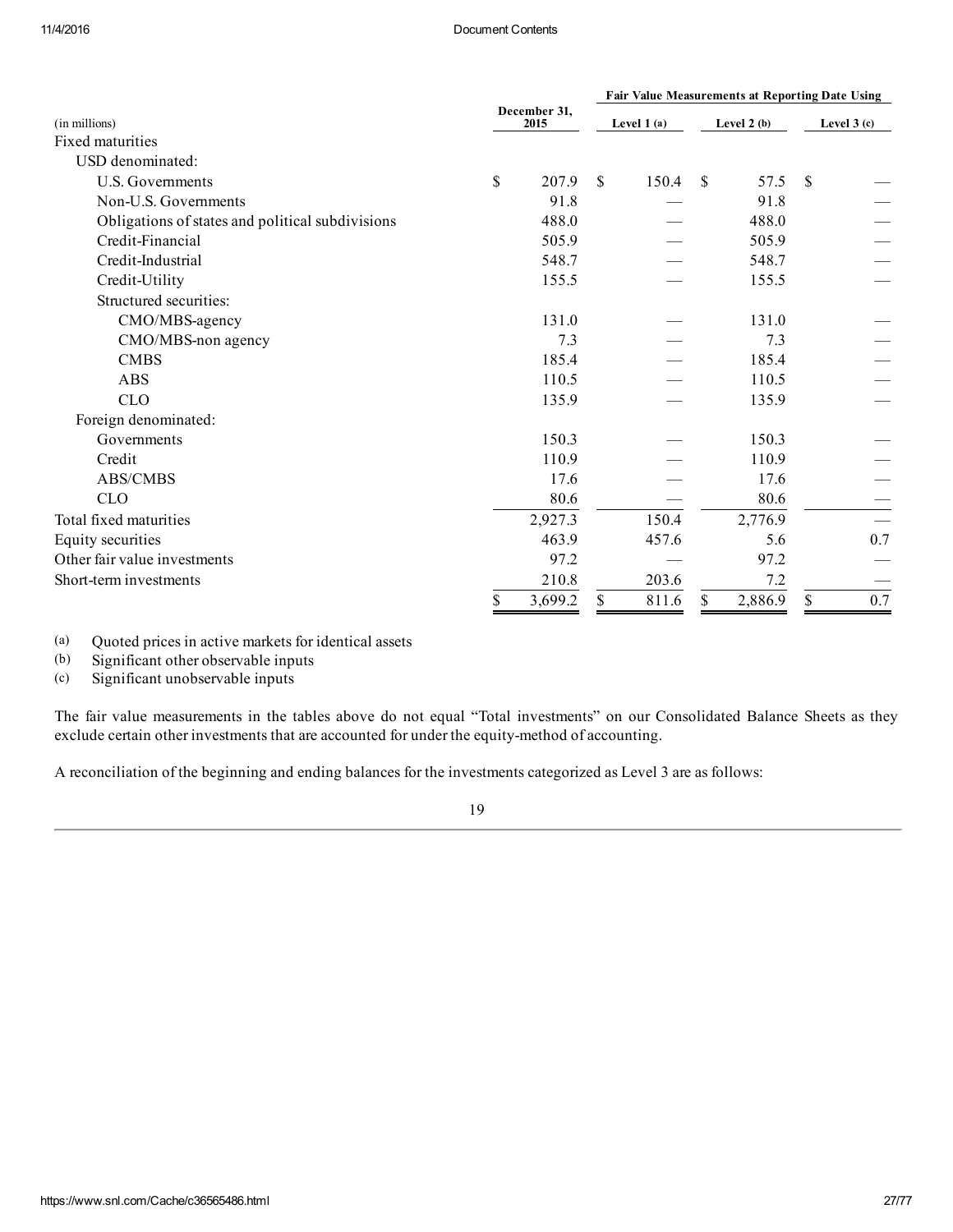| (in millions) | December 31, 2015 | Fair Value Measurements at Reporting Date Using | | |
|---|---|---|---|---|
| | | Level 1 (a) | Level 2 (b) | Level 3 (c) |
| Fixed maturities | | | | |
| USD denominated: | | | | |
| U.S. Governments | $ 207.9 | $ 150.4 | $ 57.5 | $ — |
| Non-U.S. Governments | 91.8 | — | 91.8 | — |
| Obligations of states and political subdivisions | 488.0 | — | 488.0 | — |
| Credit-Financial | 505.9 | — | 505.9 | — |
| Credit-Industrial | 548.7 | — | 548.7 | — |
| Credit-Utility | 155.5 | — | 155.5 | — |
| Structured securities: | | | | |
| CMO/MBS-agency | 131.0 | — | 131.0 | — |
| CMO/MBS-non agency | 7.3 | — | 7.3 | — |
| CMBS | 185.4 | — | 185.4 | — |
| ABS | 110.5 | — | 110.5 | — |
| CLO | 135.9 | — | 135.9 | — |
| Foreign denominated: | | | | |
| Governments | 150.3 | — | 150.3 | — |
| Credit | 110.9 | — | 110.9 | — |
| ABS/CMBS | 17.6 | — | 17.6 | — |
| CLO | 80.6 | — | 80.6 | — |
| Total fixed maturities | 2,927.3 | 150.4 | 2,776.9 | — |
| Equity securities | 463.9 | 457.6 | 5.6 | 0.7 |
| Other fair value investments | 97.2 | — | 97.2 | — |
| Short-term investments | 210.8 | 203.6 | 7.2 | — |
| | $ 3,699.2 | $ 811.6 | $ 2,886.9 | $ 0.7 |

(a) Quoted prices in active markets for identical assets
(b) Significant other observable inputs
(c) Significant unobservable inputs

The fair value measurements in the tables above do not equal "Total investments" on our Consolidated Balance Sheets as they exclude certain other investments that are accounted for under the equity-method of accounting.

A reconciliation of the beginning and ending balances for the investments categorized as Level 3 are as follows: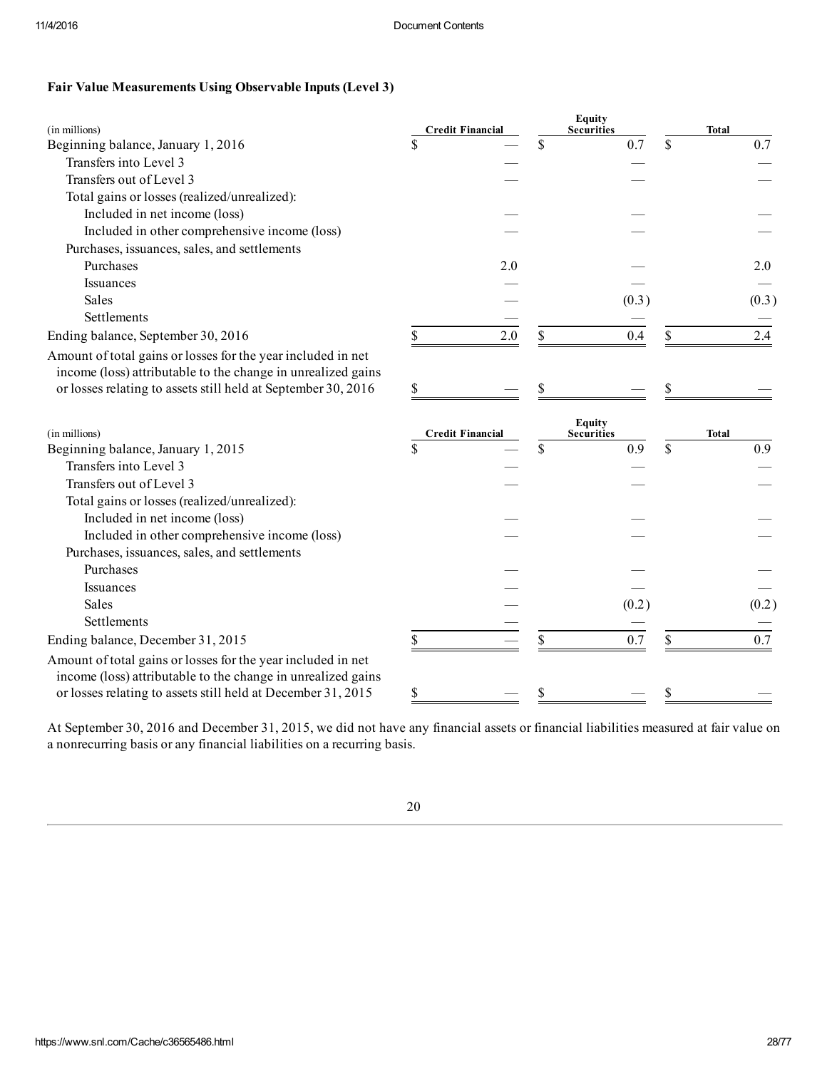**Fair Value Measurements Using Observable Inputs (Level 3)**

| (in millions) | Credit Financial | Equity Securities | Total |
|---|---|---|---|
| Beginning balance, January 1, 2016 | $ — | $ 0.7 | $ 0.7 |
| Transfers into Level 3 | — | — | — |
| Transfers out of Level 3 | — | — | — |
| Total gains or losses (realized/unrealized): | | | |
| Included in net income (loss) | — | — | — |
| Included in other comprehensive income (loss) | — | — | — |
| Purchases, issuances, sales, and settlements | | | |
| Purchases | 2.0 | — | 2.0 |
| Issuances | — | — | — |
| Sales | — | (0.3) | (0.3) |
| Settlements | — | — | — |
| Ending balance, September 30, 2016 | $ 2.0 | $ 0.4 | $ 2.4 |
| Amount of total gains or losses for the year included in net income (loss) attributable to the change in unrealized gains or losses relating to assets still held at September 30, 2016 | $ — | $ — | $ — |

| (in millions) | Credit Financial | Equity Securities | Total |
|---|---|---|---|
| Beginning balance, January 1, 2015 | $ — | $ 0.9 | $ 0.9 |
| Transfers into Level 3 | — | — | — |
| Transfers out of Level 3 | — | — | — |
| Total gains or losses (realized/unrealized): | | | |
| Included in net income (loss) | — | — | — |
| Included in other comprehensive income (loss) | — | — | — |
| Purchases, issuances, sales, and settlements | | | |
| Purchases | — | — | — |
| Issuances | — | — | — |
| Sales | — | (0.2) | (0.2) |
| Settlements | — | — | — |
| Ending balance, December 31, 2015 | $ — | $ 0.7 | $ 0.7 |
| Amount of total gains or losses for the year included in net income (loss) attributable to the change in unrealized gains or losses relating to assets still held at December 31, 2015 | $ — | $ — | $ — |

At September 30, 2016 and December 31, 2015, we did not have any financial assets or financial liabilities measured at fair value on a nonrecurring basis or any financial liabilities on a recurring basis.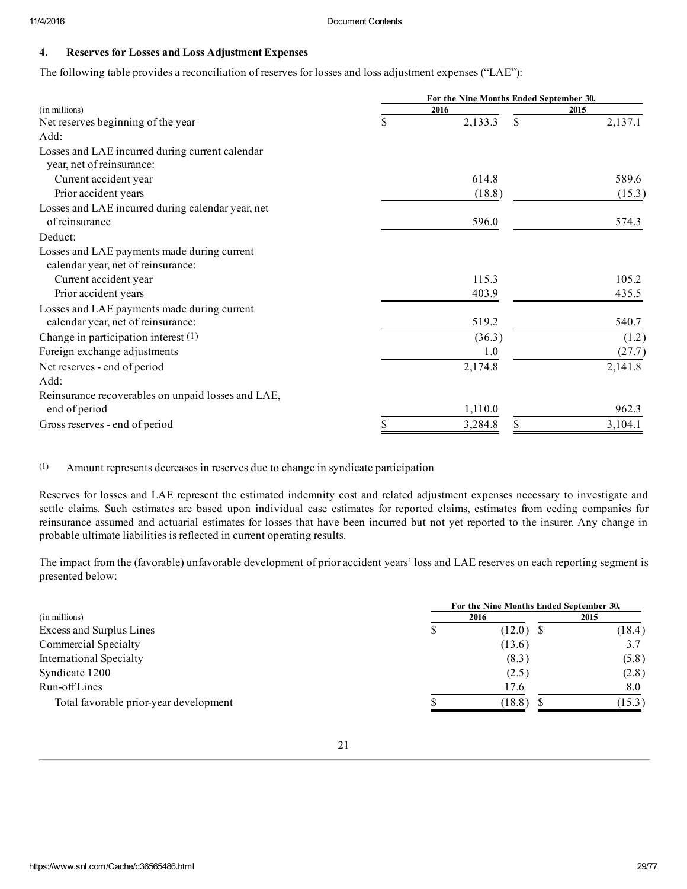## 4. Reserves for Losses and Loss Adjustment Expenses

The following table provides a reconciliation of reserves for losses and loss adjustment expenses ("LAE"):

| (in millions) | For the Nine Months Ended September 30, 2016 | 2015 |
|---|---|---|
| Net reserves beginning of the year | $ 2,133.3 | $ 2,137.1 |
| Add: | | |
| Losses and LAE incurred during current calendar year, net of reinsurance: | | |
| Current accident year | 614.8 | 589.6 |
| Prior accident years | (18.8) | (15.3) |
| Losses and LAE incurred during calendar year, net of reinsurance | 596.0 | 574.3 |
| Deduct: | | |
| Losses and LAE payments made during current calendar year, net of reinsurance: | | |
| Current accident year | 115.3 | 105.2 |
| Prior accident years | 403.9 | 435.5 |
| Losses and LAE payments made during current calendar year, net of reinsurance: | 519.2 | 540.7 |
| Change in participation interest (1) | (36.3) | (1.2) |
| Foreign exchange adjustments | 1.0 | (27.7) |
| Net reserves - end of period | 2,174.8 | 2,141.8 |
| Add: | | |
| Reinsurance recoverables on unpaid losses and LAE, end of period | 1,110.0 | 962.3 |
| Gross reserves - end of period | $ 3,284.8 | $ 3,104.1 |

(1) Amount represents decreases in reserves due to change in syndicate participation

Reserves for losses and LAE represent the estimated indemnity cost and related adjustment expenses necessary to investigate and settle claims. Such estimates are based upon individual case estimates for reported claims, estimates from ceding companies for reinsurance assumed and actuarial estimates for losses that have been incurred but not yet reported to the insurer. Any change in probable ultimate liabilities is reflected in current operating results.

The impact from the (favorable) unfavorable development of prior accident years' loss and LAE reserves on each reporting segment is presented below:

| (in millions) | For the Nine Months Ended September 30, 2016 | 2015 |
|---|---|---|
| Excess and Surplus Lines | $ (12.0) | $ (18.4) |
| Commercial Specialty | (13.6) | 3.7 |
| International Specialty | (8.3) | (5.8) |
| Syndicate 1200 | (2.5) | (2.8) |
| Run-off Lines | 17.6 | 8.0 |
| Total favorable prior-year development | $ (18.8) | $ (15.3) |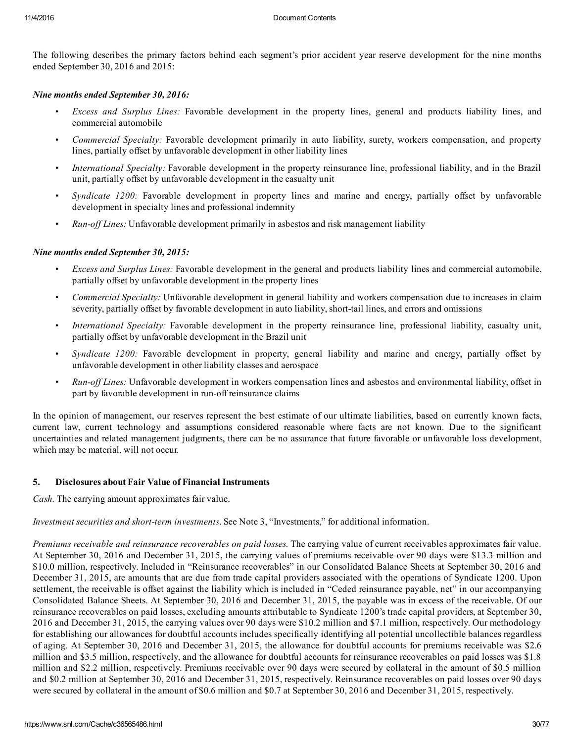The following describes the primary factors behind each segment's prior accident year reserve development for the nine months ended September 30, 2016 and 2015:

***Nine months ended September 30, 2016:***

- *Excess and Surplus Lines:* Favorable development in the property lines, general and products liability lines, and commercial automobile
- *Commercial Specialty:* Favorable development primarily in auto liability, surety, workers compensation, and property lines, partially offset by unfavorable development in other liability lines
- *International Specialty:* Favorable development in the property reinsurance line, professional liability, and in the Brazil unit, partially offset by unfavorable development in the casualty unit
- *Syndicate 1200:* Favorable development in property lines and marine and energy, partially offset by unfavorable development in specialty lines and professional indemnity
- *Run-off Lines:* Unfavorable development primarily in asbestos and risk management liability

***Nine months ended September 30, 2015:***

- *Excess and Surplus Lines:* Favorable development in the general and products liability lines and commercial automobile, partially offset by unfavorable development in the property lines
- *Commercial Specialty:* Unfavorable development in general liability and workers compensation due to increases in claim severity, partially offset by favorable development in auto liability, short-tail lines, and errors and omissions
- *International Specialty:* Favorable development in the property reinsurance line, professional liability, casualty unit, partially offset by unfavorable development in the Brazil unit
- *Syndicate 1200:* Favorable development in property, general liability and marine and energy, partially offset by unfavorable development in other liability classes and aerospace
- *Run-off Lines:* Unfavorable development in workers compensation lines and asbestos and environmental liability, offset in part by favorable development in run-off reinsurance claims

In the opinion of management, our reserves represent the best estimate of our ultimate liabilities, based on currently known facts, current law, current technology and assumptions considered reasonable where facts are not known. Due to the significant uncertainties and related management judgments, there can be no assurance that future favorable or unfavorable loss development, which may be material, will not occur.

## 5. Disclosures about Fair Value of Financial Instruments

*Cash.* The carrying amount approximates fair value.

*Investment securities and short-term investments*. See Note 3, "Investments," for additional information.

*Premiums receivable and reinsurance recoverables on paid losses.* The carrying value of current receivables approximates fair value. At September 30, 2016 and December 31, 2015, the carrying values of premiums receivable over 90 days were $13.3 million and $10.0 million, respectively. Included in "Reinsurance recoverables" in our Consolidated Balance Sheets at September 30, 2016 and December 31, 2015, are amounts that are due from trade capital providers associated with the operations of Syndicate 1200. Upon settlement, the receivable is offset against the liability which is included in "Ceded reinsurance payable, net" in our accompanying Consolidated Balance Sheets. At September 30, 2016 and December 31, 2015, the payable was in excess of the receivable. Of our reinsurance recoverables on paid losses, excluding amounts attributable to Syndicate 1200's trade capital providers, at September 30, 2016 and December 31, 2015, the carrying values over 90 days were $10.2 million and $7.1 million, respectively. Our methodology for establishing our allowances for doubtful accounts includes specifically identifying all potential uncollectible balances regardless of aging. At September 30, 2016 and December 31, 2015, the allowance for doubtful accounts for premiums receivable was $2.6 million and $3.5 million, respectively, and the allowance for doubtful accounts for reinsurance recoverables on paid losses was $1.8 million and $2.2 million, respectively. Premiums receivable over 90 days were secured by collateral in the amount of $0.5 million and $0.2 million at September 30, 2016 and December 31, 2015, respectively. Reinsurance recoverables on paid losses over 90 days were secured by collateral in the amount of $0.6 million and $0.7 at September 30, 2016 and December 31, 2015, respectively.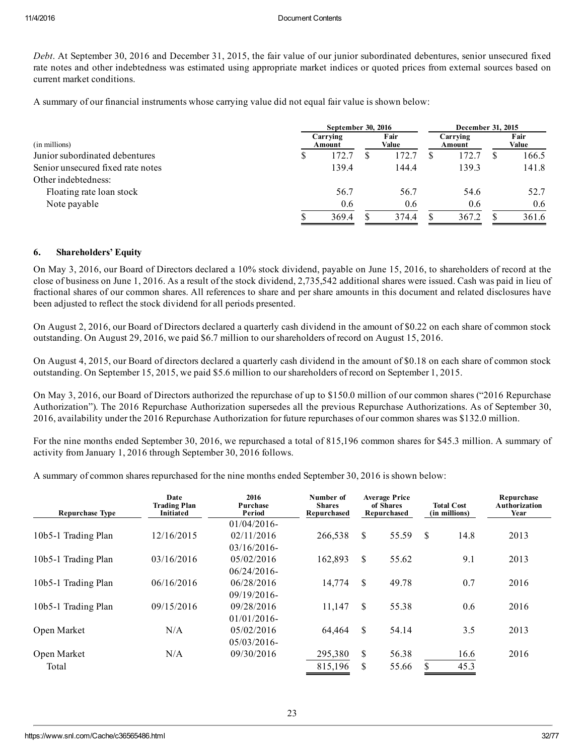*Debt*. At September 30, 2016 and December 31, 2015, the fair value of our junior subordinated debentures, senior unsecured fixed rate notes and other indebtedness was estimated using appropriate market indices or quoted prices from external sources based on current market conditions.

A summary of our financial instruments whose carrying value did not equal fair value is shown below:

| | September 30, 2016 | | December 31, 2015 | |
|---|---|---|---|---|
| (in millions) | Carrying Amount | Fair Value | Carrying Amount | Fair Value |
| Junior subordinated debentures | $ 172.7 | $ 172.7 | $ 172.7 | $ 166.5 |
| Senior unsecured fixed rate notes | 139.4 | 144.4 | 139.3 | 141.8 |
| Other indebtedness: | | | | |
| Floating rate loan stock | 56.7 | 56.7 | 54.6 | 52.7 |
| Note payable | 0.6 | 0.6 | 0.6 | 0.6 |
| | $ 369.4 | $ 374.4 | $ 367.2 | $ 361.6 |

## 6. Shareholders' Equity

On May 3, 2016, our Board of Directors declared a 10% stock dividend, payable on June 15, 2016, to shareholders of record at the close of business on June 1, 2016. As a result of the stock dividend, 2,735,542 additional shares were issued. Cash was paid in lieu of fractional shares of our common shares. All references to share and per share amounts in this document and related disclosures have been adjusted to reflect the stock dividend for all periods presented.

On August 2, 2016, our Board of Directors declared a quarterly cash dividend in the amount of $0.22 on each share of common stock outstanding. On August 29, 2016, we paid $6.7 million to our shareholders of record on August 15, 2016.

On August 4, 2015, our Board of directors declared a quarterly cash dividend in the amount of $0.18 on each share of common stock outstanding. On September 15, 2015, we paid $5.6 million to our shareholders of record on September 1, 2015.

On May 3, 2016, our Board of Directors authorized the repurchase of up to $150.0 million of our common shares ("2016 Repurchase Authorization"). The 2016 Repurchase Authorization supersedes all the previous Repurchase Authorizations. As of September 30, 2016, availability under the 2016 Repurchase Authorization for future repurchases of our common shares was $132.0 million.

For the nine months ended September 30, 2016, we repurchased a total of 815,196 common shares for $45.3 million. A summary of activity from January 1, 2016 through September 30, 2016 follows.

A summary of common shares repurchased for the nine months ended September 30, 2016 is shown below:

| Repurchase Type | Date Trading Plan Initiated | 2016 Purchase Period | Number of Shares Repurchased | Average Price of Shares Repurchased | Total Cost (in millions) | Repurchase Authorization Year |
|---|---|---|---|---|---|---|
| 10b5-1 Trading Plan | 12/16/2015 | 01/04/2016-02/11/2016 | 266,538 | $ 55.59 | $ 14.8 | 2013 |
| 10b5-1 Trading Plan | 03/16/2016 | 03/16/2016-05/02/2016 | 162,893 | $ 55.62 | 9.1 | 2013 |
| 10b5-1 Trading Plan | 06/16/2016 | 06/24/2016-06/28/2016 | 14,774 | $ 49.78 | 0.7 | 2016 |
| 10b5-1 Trading Plan | 09/15/2016 | 09/19/2016-09/28/2016 | 11,147 | $ 55.38 | 0.6 | 2016 |
| Open Market | N/A | 01/01/2016-05/02/2016 | 64,464 | $ 54.14 | 3.5 | 2013 |
| Open Market | N/A | 05/03/2016-09/30/2016 | 295,380 | $ 56.38 | 16.6 | 2016 |
| Total | | | 815,196 | $ 55.66 | $ 45.3 | |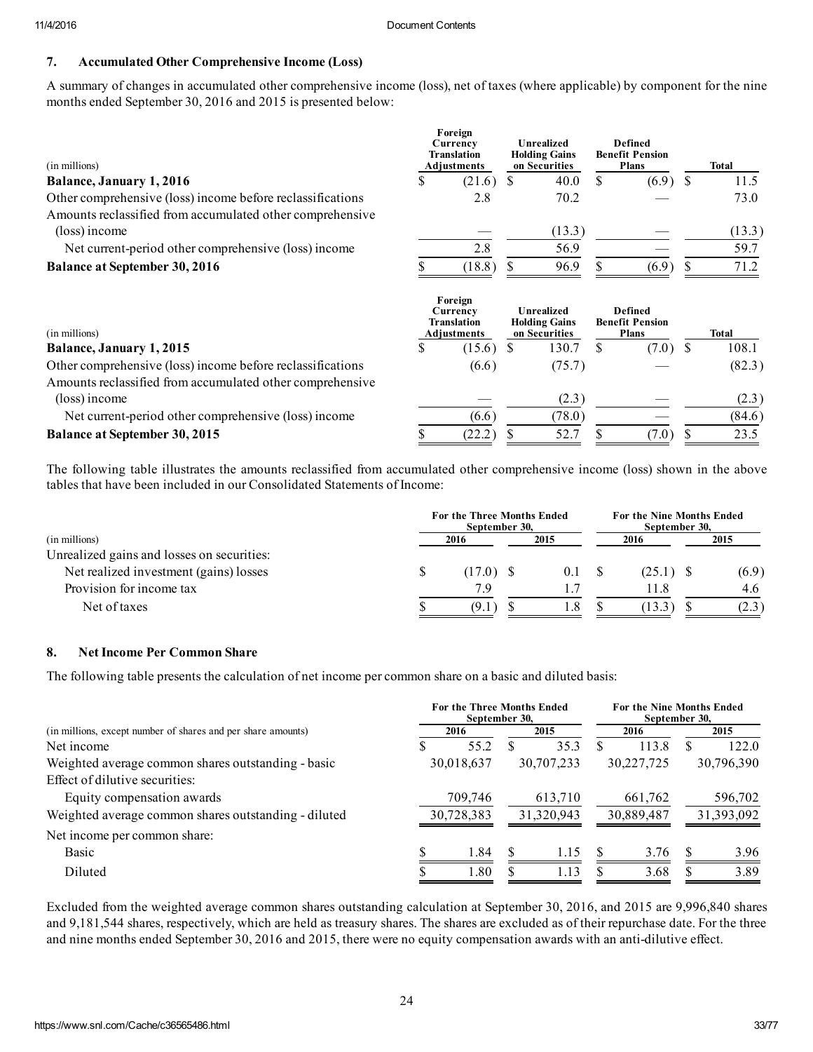## 7. Accumulated Other Comprehensive Income (Loss)

A summary of changes in accumulated other comprehensive income (loss), net of taxes (where applicable) by component for the nine months ended September 30, 2016 and 2015 is presented below:

| (in millions) | Foreign Currency Translation Adjustments | Unrealized Holding Gains on Securities | Defined Benefit Pension Plans | Total |
|---|---|---|---|---|
| **Balance, January 1, 2016** | $ (21.6) | $ 40.0 | $ (6.9) | $ 11.5 |
| Other comprehensive (loss) income before reclassifications | 2.8 | 70.2 | — | 73.0 |
| Amounts reclassified from accumulated other comprehensive (loss) income | — | (13.3) | — | (13.3) |
| Net current-period other comprehensive (loss) income | 2.8 | 56.9 | — | 59.7 |
| **Balance at September 30, 2016** | $ (18.8) | $ 96.9 | $ (6.9) | $ 71.2 |

| (in millions) | Foreign Currency Translation Adjustments | Unrealized Holding Gains on Securities | Defined Benefit Pension Plans | Total |
|---|---|---|---|---|
| **Balance, January 1, 2015** | $ (15.6) | $ 130.7 | $ (7.0) | $ 108.1 |
| Other comprehensive (loss) income before reclassifications | (6.6) | (75.7) | — | (82.3) |
| Amounts reclassified from accumulated other comprehensive (loss) income | — | (2.3) | — | (2.3) |
| Net current-period other comprehensive (loss) income | (6.6) | (78.0) | — | (84.6) |
| **Balance at September 30, 2015** | $ (22.2) | $ 52.7 | $ (7.0) | $ 23.5 |

The following table illustrates the amounts reclassified from accumulated other comprehensive income (loss) shown in the above tables that have been included in our Consolidated Statements of Income:

| | For the Three Months Ended September 30, | | For the Nine Months Ended September 30, | |
|---|---|---|---|---|
| (in millions) | 2016 | 2015 | 2016 | 2015 |
| Unrealized gains and losses on securities: | | | | |
| Net realized investment (gains) losses | $ (17.0) | $ 0.1 | $ (25.1) | $ (6.9) |
| Provision for income tax | 7.9 | 1.7 | 11.8 | 4.6 |
| Net of taxes | $ (9.1) | $ 1.8 | $ (13.3) | $ (2.3) |

## 8. Net Income Per Common Share

The following table presents the calculation of net income per common share on a basic and diluted basis:

| | For the Three Months Ended September 30, | | For the Nine Months Ended September 30, | |
|---|---|---|---|---|
| (in millions, except number of shares and per share amounts) | 2016 | 2015 | 2016 | 2015 |
| Net income | $ 55.2 | $ 35.3 | $ 113.8 | $ 122.0 |
| Weighted average common shares outstanding - basic | 30,018,637 | 30,707,233 | 30,227,725 | 30,796,390 |
| Effect of dilutive securities: | | | | |
| Equity compensation awards | 709,746 | 613,710 | 661,762 | 596,702 |
| Weighted average common shares outstanding - diluted | 30,728,383 | 31,320,943 | 30,889,487 | 31,393,092 |
| Net income per common share: | | | | |
| Basic | $ 1.84 | $ 1.15 | $ 3.76 | $ 3.96 |
| Diluted | $ 1.80 | $ 1.13 | $ 3.68 | $ 3.89 |

Excluded from the weighted average common shares outstanding calculation at September 30, 2016, and 2015 are 9,996,840 shares and 9,181,544 shares, respectively, which are held as treasury shares. The shares are excluded as of their repurchase date. For the three and nine months ended September 30, 2016 and 2015, there were no equity compensation awards with an anti-dilutive effect.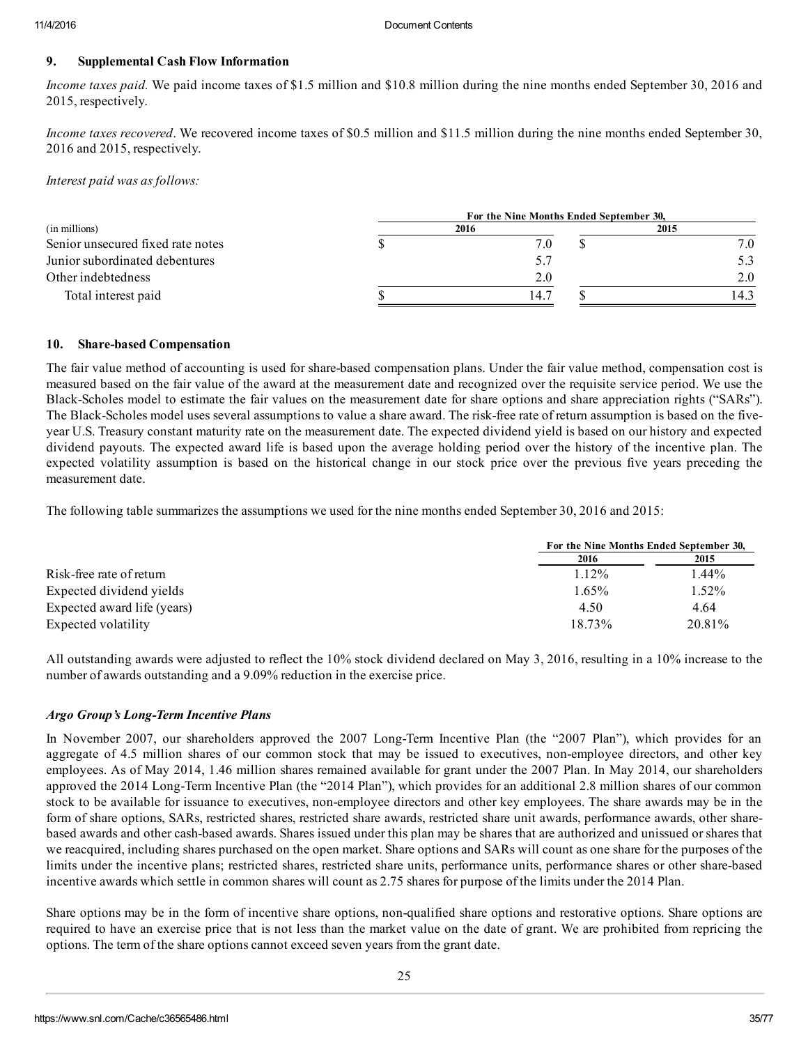### 9. Supplemental Cash Flow Information

*Income taxes paid.* We paid income taxes of $1.5 million and $10.8 million during the nine months ended September 30, 2016 and 2015, respectively.

*Income taxes recovered*. We recovered income taxes of $0.5 million and $11.5 million during the nine months ended September 30, 2016 and 2015, respectively.

*Interest paid was as follows:*

| (in millions) | For the Nine Months Ended September 30, 2016 | 2015 |
|---|---|---|
| Senior unsecured fixed rate notes | $ 7.0 | $ 7.0 |
| Junior subordinated debentures | 5.7 | 5.3 |
| Other indebtedness | 2.0 | 2.0 |
| Total interest paid | $ 14.7 | $ 14.3 |

### 10. Share-based Compensation

The fair value method of accounting is used for share-based compensation plans. Under the fair value method, compensation cost is measured based on the fair value of the award at the measurement date and recognized over the requisite service period. We use the Black-Scholes model to estimate the fair values on the measurement date for share options and share appreciation rights ("SARs"). The Black-Scholes model uses several assumptions to value a share award. The risk-free rate of return assumption is based on the five-year U.S. Treasury constant maturity rate on the measurement date. The expected dividend yield is based on our history and expected dividend payouts. The expected award life is based upon the average holding period over the history of the incentive plan. The expected volatility assumption is based on the historical change in our stock price over the previous five years preceding the measurement date.

The following table summarizes the assumptions we used for the nine months ended September 30, 2016 and 2015:

| | For the Nine Months Ended September 30, 2016 | 2015 |
|---|---|---|
| Risk-free rate of return | 1.12% | 1.44% |
| Expected dividend yields | 1.65% | 1.52% |
| Expected award life (years) | 4.50 | 4.64 |
| Expected volatility | 18.73% | 20.81% |

All outstanding awards were adjusted to reflect the 10% stock dividend declared on May 3, 2016, resulting in a 10% increase to the number of awards outstanding and a 9.09% reduction in the exercise price.

#### *Argo Group's Long-Term Incentive Plans*

In November 2007, our shareholders approved the 2007 Long-Term Incentive Plan (the "2007 Plan"), which provides for an aggregate of 4.5 million shares of our common stock that may be issued to executives, non-employee directors, and other key employees. As of May 2014, 1.46 million shares remained available for grant under the 2007 Plan. In May 2014, our shareholders approved the 2014 Long-Term Incentive Plan (the "2014 Plan"), which provides for an additional 2.8 million shares of our common stock to be available for issuance to executives, non-employee directors and other key employees. The share awards may be in the form of share options, SARs, restricted shares, restricted share awards, restricted share unit awards, performance awards, other share-based awards and other cash-based awards. Shares issued under this plan may be shares that are authorized and unissued or shares that we reacquired, including shares purchased on the open market. Share options and SARs will count as one share for the purposes of the limits under the incentive plans; restricted shares, restricted share units, performance units, performance shares or other share-based incentive awards which settle in common shares will count as 2.75 shares for purpose of the limits under the 2014 Plan.

Share options may be in the form of incentive share options, non-qualified share options and restorative options. Share options are required to have an exercise price that is not less than the market value on the date of grant. We are prohibited from repricing the options. The term of the share options cannot exceed seven years from the grant date.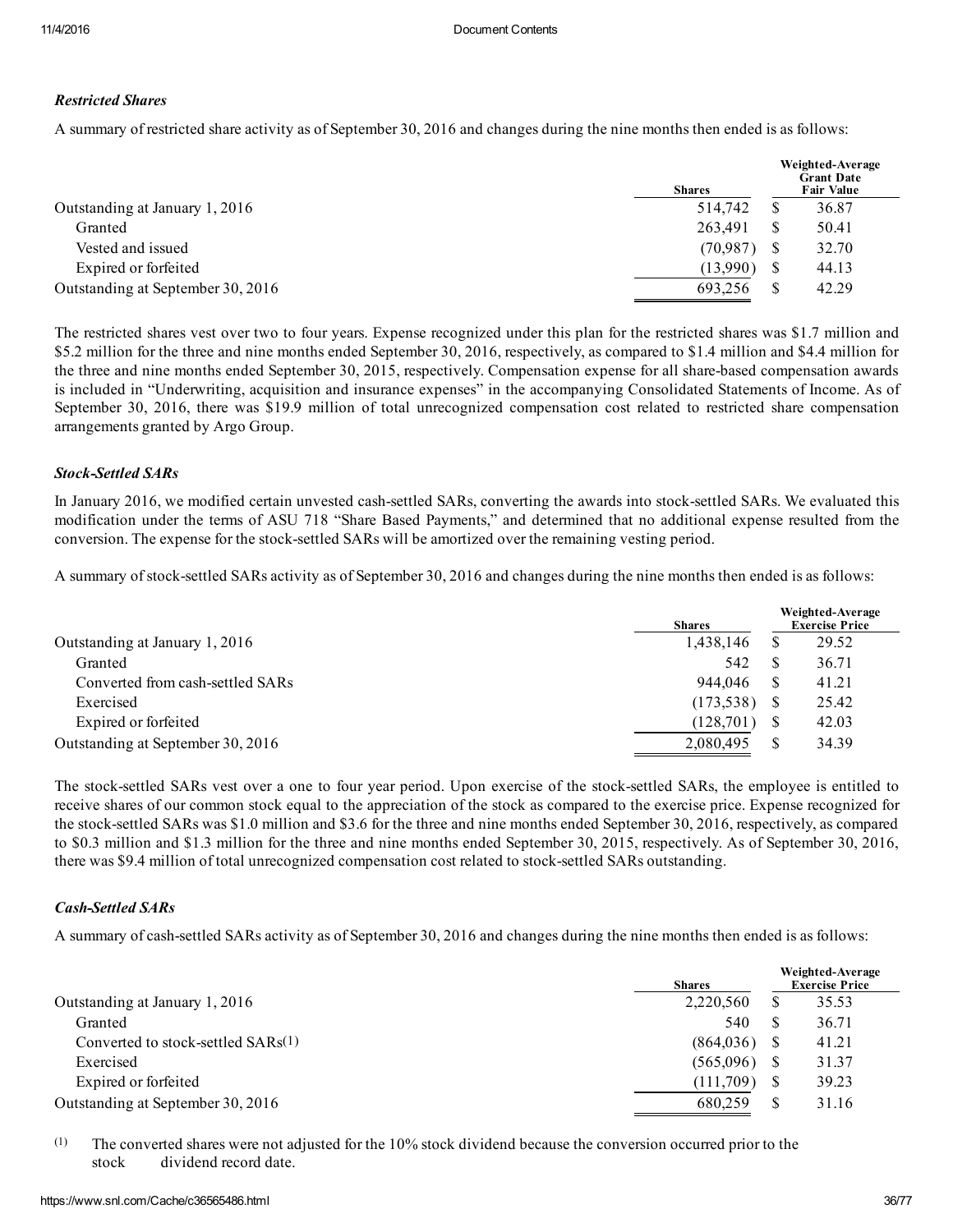### *Restricted Shares*

A summary of restricted share activity as of September 30, 2016 and changes during the nine months then ended is as follows:

| | Shares | Weighted-Average Grant Date Fair Value |
|---|---|---|
| Outstanding at January 1, 2016 | 514,742 | $ 36.87 |
| Granted | 263,491 | $ 50.41 |
| Vested and issued | (70,987) | $ 32.70 |
| Expired or forfeited | (13,990) | $ 44.13 |
| Outstanding at September 30, 2016 | 693,256 | $ 42.29 |

The restricted shares vest over two to four years. Expense recognized under this plan for the restricted shares was $1.7 million and $5.2 million for the three and nine months ended September 30, 2016, respectively, as compared to $1.4 million and $4.4 million for the three and nine months ended September 30, 2015, respectively. Compensation expense for all share-based compensation awards is included in "Underwriting, acquisition and insurance expenses" in the accompanying Consolidated Statements of Income. As of September 30, 2016, there was $19.9 million of total unrecognized compensation cost related to restricted share compensation arrangements granted by Argo Group.

### *Stock-Settled SARs*

In January 2016, we modified certain unvested cash-settled SARs, converting the awards into stock-settled SARs. We evaluated this modification under the terms of ASU 718 "Share Based Payments," and determined that no additional expense resulted from the conversion. The expense for the stock-settled SARs will be amortized over the remaining vesting period.

A summary of stock-settled SARs activity as of September 30, 2016 and changes during the nine months then ended is as follows:

| | Shares | Weighted-Average Exercise Price |
|---|---|---|
| Outstanding at January 1, 2016 | 1,438,146 | $ 29.52 |
| Granted | 542 | $ 36.71 |
| Converted from cash-settled SARs | 944,046 | $ 41.21 |
| Exercised | (173,538) | $ 25.42 |
| Expired or forfeited | (128,701) | $ 42.03 |
| Outstanding at September 30, 2016 | 2,080,495 | $ 34.39 |

The stock-settled SARs vest over a one to four year period. Upon exercise of the stock-settled SARs, the employee is entitled to receive shares of our common stock equal to the appreciation of the stock as compared to the exercise price. Expense recognized for the stock-settled SARs was $1.0 million and $3.6 for the three and nine months ended September 30, 2016, respectively, as compared to $0.3 million and $1.3 million for the three and nine months ended September 30, 2015, respectively. As of September 30, 2016, there was $9.4 million of total unrecognized compensation cost related to stock-settled SARs outstanding.

### *Cash-Settled SARs*

A summary of cash-settled SARs activity as of September 30, 2016 and changes during the nine months then ended is as follows:

| | Shares | Weighted-Average Exercise Price |
|---|---|---|
| Outstanding at January 1, 2016 | 2,220,560 | $ 35.53 |
| Granted | 540 | $ 36.71 |
| Converted to stock-settled SARs(1) | (864,036) | $ 41.21 |
| Exercised | (565,096) | $ 31.37 |
| Expired or forfeited | (111,709) | $ 39.23 |
| Outstanding at September 30, 2016 | 680,259 | $ 31.16 |

(1) The converted shares were not adjusted for the 10% stock dividend because the conversion occurred prior to the stock dividend record date.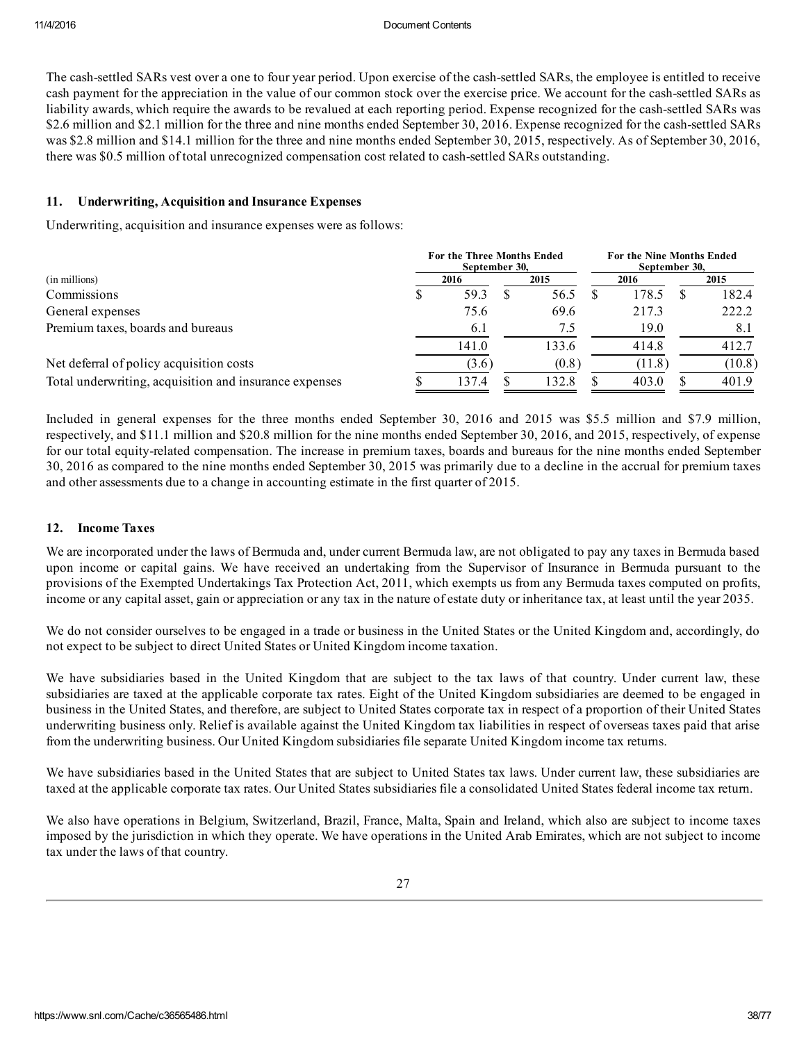The cash-settled SARs vest over a one to four year period. Upon exercise of the cash-settled SARs, the employee is entitled to receive cash payment for the appreciation in the value of our common stock over the exercise price. We account for the cash-settled SARs as liability awards, which require the awards to be revalued at each reporting period. Expense recognized for the cash-settled SARs was $2.6 million and $2.1 million for the three and nine months ended September 30, 2016. Expense recognized for the cash-settled SARs was $2.8 million and $14.1 million for the three and nine months ended September 30, 2015, respectively. As of September 30, 2016, there was $0.5 million of total unrecognized compensation cost related to cash-settled SARs outstanding.

## 11. Underwriting, Acquisition and Insurance Expenses

Underwriting, acquisition and insurance expenses were as follows:

| | For the Three Months Ended September 30, | | For the Nine Months Ended September 30, | |
|---|---|---|---|---|
| (in millions) | 2016 | 2015 | 2016 | 2015 |
| Commissions | $ 59.3 | $ 56.5 | $ 178.5 | $ 182.4 |
| General expenses | 75.6 | 69.6 | 217.3 | 222.2 |
| Premium taxes, boards and bureaus | 6.1 | 7.5 | 19.0 | 8.1 |
| | 141.0 | 133.6 | 414.8 | 412.7 |
| Net deferral of policy acquisition costs | (3.6) | (0.8) | (11.8) | (10.8) |
| Total underwriting, acquisition and insurance expenses | $ 137.4 | $ 132.8 | $ 403.0 | $ 401.9 |

Included in general expenses for the three months ended September 30, 2016 and 2015 was $5.5 million and $7.9 million, respectively, and $11.1 million and $20.8 million for the nine months ended September 30, 2016, and 2015, respectively, of expense for our total equity-related compensation. The increase in premium taxes, boards and bureaus for the nine months ended September 30, 2016 as compared to the nine months ended September 30, 2015 was primarily due to a decline in the accrual for premium taxes and other assessments due to a change in accounting estimate in the first quarter of 2015.

## 12. Income Taxes

We are incorporated under the laws of Bermuda and, under current Bermuda law, are not obligated to pay any taxes in Bermuda based upon income or capital gains. We have received an undertaking from the Supervisor of Insurance in Bermuda pursuant to the provisions of the Exempted Undertakings Tax Protection Act, 2011, which exempts us from any Bermuda taxes computed on profits, income or any capital asset, gain or appreciation or any tax in the nature of estate duty or inheritance tax, at least until the year 2035.

We do not consider ourselves to be engaged in a trade or business in the United States or the United Kingdom and, accordingly, do not expect to be subject to direct United States or United Kingdom income taxation.

We have subsidiaries based in the United Kingdom that are subject to the tax laws of that country. Under current law, these subsidiaries are taxed at the applicable corporate tax rates. Eight of the United Kingdom subsidiaries are deemed to be engaged in business in the United States, and therefore, are subject to United States corporate tax in respect of a proportion of their United States underwriting business only. Relief is available against the United Kingdom tax liabilities in respect of overseas taxes paid that arise from the underwriting business. Our United Kingdom subsidiaries file separate United Kingdom income tax returns.

We have subsidiaries based in the United States that are subject to United States tax laws. Under current law, these subsidiaries are taxed at the applicable corporate tax rates. Our United States subsidiaries file a consolidated United States federal income tax return.

We also have operations in Belgium, Switzerland, Brazil, France, Malta, Spain and Ireland, which also are subject to income taxes imposed by the jurisdiction in which they operate. We have operations in the United Arab Emirates, which are not subject to income tax under the laws of that country.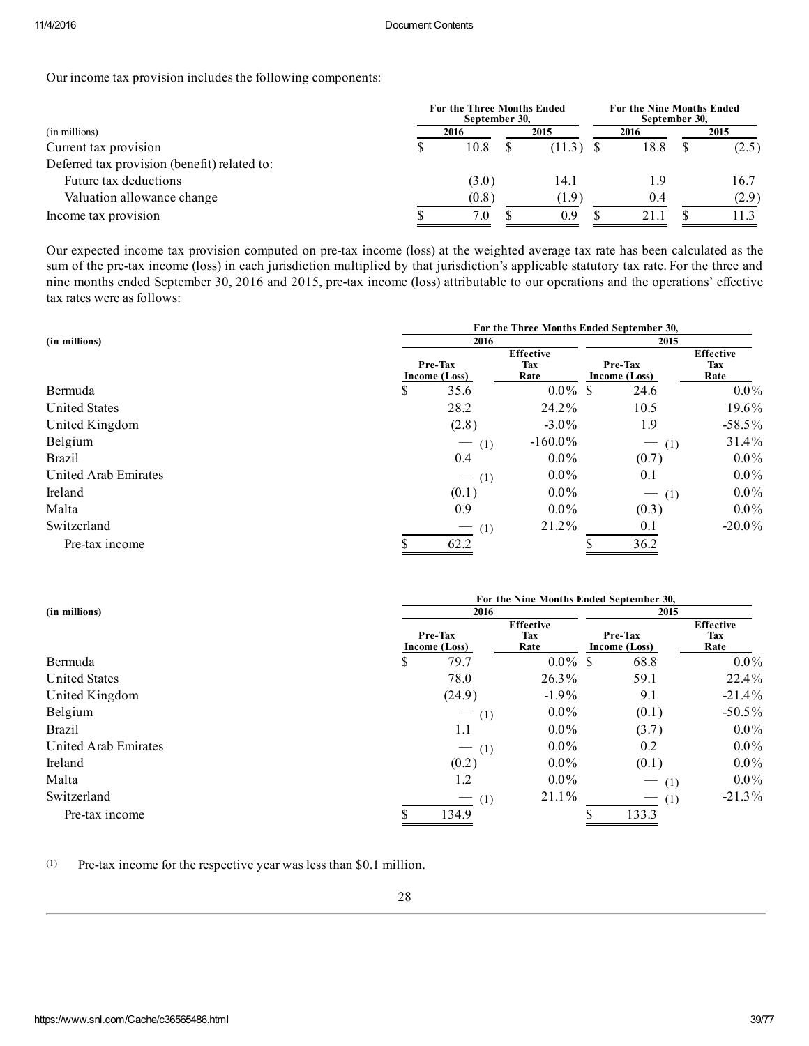Our income tax provision includes the following components:

| (in millions) | For the Three Months Ended September 30, 2016 | For the Three Months Ended September 30, 2015 | For the Nine Months Ended September 30, 2016 | For the Nine Months Ended September 30, 2015 |
|---|---|---|---|---|
| Current tax provision | $ 10.8 | $ (11.3) | $ 18.8 | $ (2.5) |
| Deferred tax provision (benefit) related to: | | | | |
| Future tax deductions | (3.0) | 14.1 | 1.9 | 16.7 |
| Valuation allowance change | (0.8) | (1.9) | 0.4 | (2.9) |
| Income tax provision | $ 7.0 | $ 0.9 | $ 21.1 | $ 11.3 |

Our expected income tax provision computed on pre-tax income (loss) at the weighted average tax rate has been calculated as the sum of the pre-tax income (loss) in each jurisdiction multiplied by that jurisdiction's applicable statutory tax rate. For the three and nine months ended September 30, 2016 and 2015, pre-tax income (loss) attributable to our operations and the operations' effective tax rates were as follows:

| (in millions) | For the Three Months Ended September 30, 2016 | | 2015 | |
|---|---|---|---|---|
| | Pre-Tax Income (Loss) | Effective Tax Rate | Pre-Tax Income (Loss) | Effective Tax Rate |
| Bermuda | $ 35.6 | 0.0% | $ 24.6 | 0.0% |
| United States | 28.2 | 24.2% | 10.5 | 19.6% |
| United Kingdom | (2.8) | -3.0% | 1.9 | -58.5% |
| Belgium | — (1) | -160.0% | — (1) | 31.4% |
| Brazil | 0.4 | 0.0% | (0.7) | 0.0% |
| United Arab Emirates | — (1) | 0.0% | 0.1 | 0.0% |
| Ireland | (0.1) | 0.0% | — (1) | 0.0% |
| Malta | 0.9 | 0.0% | (0.3) | 0.0% |
| Switzerland | — (1) | 21.2% | 0.1 | -20.0% |
| Pre-tax income | $ 62.2 | | $ 36.2 | |

| (in millions) | For the Nine Months Ended September 30, 2016 | | 2015 | |
|---|---|---|---|---|
| | Pre-Tax Income (Loss) | Effective Tax Rate | Pre-Tax Income (Loss) | Effective Tax Rate |
| Bermuda | $ 79.7 | 0.0% | $ 68.8 | 0.0% |
| United States | 78.0 | 26.3% | 59.1 | 22.4% |
| United Kingdom | (24.9) | -1.9% | 9.1 | -21.4% |
| Belgium | — (1) | 0.0% | (0.1) | -50.5% |
| Brazil | 1.1 | 0.0% | (3.7) | 0.0% |
| United Arab Emirates | — (1) | 0.0% | 0.2 | 0.0% |
| Ireland | (0.2) | 0.0% | (0.1) | 0.0% |
| Malta | 1.2 | 0.0% | — (1) | 0.0% |
| Switzerland | — (1) | 21.1% | — (1) | -21.3% |
| Pre-tax income | $ 134.9 | | $ 133.3 | |

(1) Pre-tax income for the respective year was less than $0.1 million.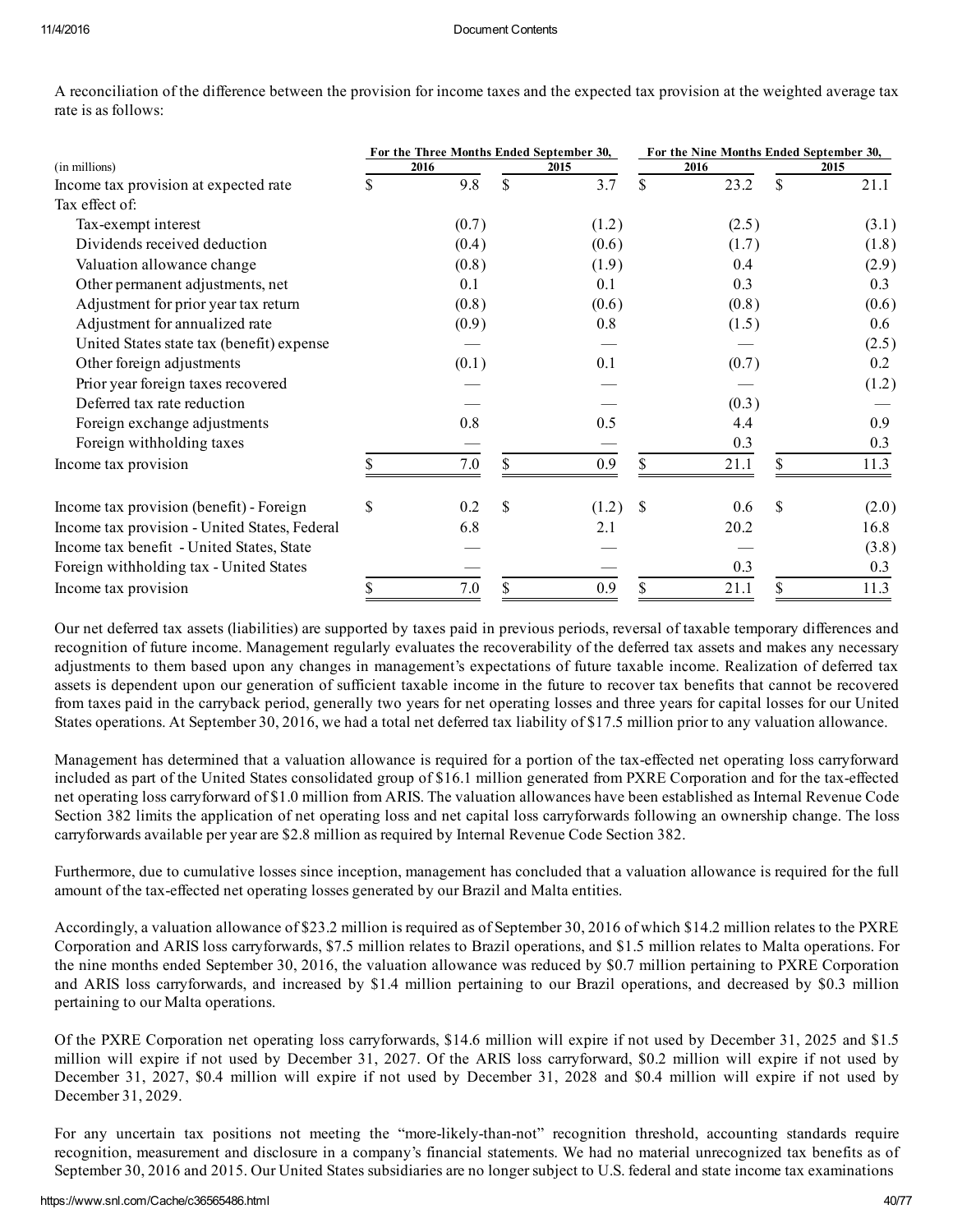A reconciliation of the difference between the provision for income taxes and the expected tax provision at the weighted average tax rate is as follows:

| (in millions) | For the Three Months Ended September 30, 2016 | For the Three Months Ended September 30, 2015 | For the Nine Months Ended September 30, 2016 | For the Nine Months Ended September 30, 2015 |
|---|---|---|---|---|
| Income tax provision at expected rate | $ 9.8 | $ 3.7 | $ 23.2 | $ 21.1 |
| Tax effect of: | | | | |
| Tax-exempt interest | (0.7) | (1.2) | (2.5) | (3.1) |
| Dividends received deduction | (0.4) | (0.6) | (1.7) | (1.8) |
| Valuation allowance change | (0.8) | (1.9) | 0.4 | (2.9) |
| Other permanent adjustments, net | 0.1 | 0.1 | 0.3 | 0.3 |
| Adjustment for prior year tax return | (0.8) | (0.6) | (0.8) | (0.6) |
| Adjustment for annualized rate | (0.9) | 0.8 | (1.5) | 0.6 |
| United States state tax (benefit) expense | — | — | — | (2.5) |
| Other foreign adjustments | (0.1) | 0.1 | (0.7) | 0.2 |
| Prior year foreign taxes recovered | — | — | — | (1.2) |
| Deferred tax rate reduction | — | — | (0.3) | — |
| Foreign exchange adjustments | 0.8 | 0.5 | 4.4 | 0.9 |
| Foreign withholding taxes | — | — | 0.3 | 0.3 |
| Income tax provision | $ 7.0 | $ 0.9 | $ 21.1 | $ 11.3 |
| | | | | |
| Income tax provision (benefit) - Foreign | $ 0.2 | $ (1.2) | $ 0.6 | $ (2.0) |
| Income tax provision - United States, Federal | 6.8 | 2.1 | 20.2 | 16.8 |
| Income tax benefit - United States, State | — | — | — | (3.8) |
| Foreign withholding tax - United States | — | — | 0.3 | 0.3 |
| Income tax provision | $ 7.0 | $ 0.9 | $ 21.1 | $ 11.3 |

Our net deferred tax assets (liabilities) are supported by taxes paid in previous periods, reversal of taxable temporary differences and recognition of future income. Management regularly evaluates the recoverability of the deferred tax assets and makes any necessary adjustments to them based upon any changes in management's expectations of future taxable income. Realization of deferred tax assets is dependent upon our generation of sufficient taxable income in the future to recover tax benefits that cannot be recovered from taxes paid in the carryback period, generally two years for net operating losses and three years for capital losses for our United States operations. At September 30, 2016, we had a total net deferred tax liability of $17.5 million prior to any valuation allowance.

Management has determined that a valuation allowance is required for a portion of the tax-effected net operating loss carryforward included as part of the United States consolidated group of $16.1 million generated from PXRE Corporation and for the tax-effected net operating loss carryforward of $1.0 million from ARIS. The valuation allowances have been established as Internal Revenue Code Section 382 limits the application of net operating loss and net capital loss carryforwards following an ownership change. The loss carryforwards available per year are $2.8 million as required by Internal Revenue Code Section 382.

Furthermore, due to cumulative losses since inception, management has concluded that a valuation allowance is required for the full amount of the tax-effected net operating losses generated by our Brazil and Malta entities.

Accordingly, a valuation allowance of $23.2 million is required as of September 30, 2016 of which $14.2 million relates to the PXRE Corporation and ARIS loss carryforwards, $7.5 million relates to Brazil operations, and $1.5 million relates to Malta operations. For the nine months ended September 30, 2016, the valuation allowance was reduced by $0.7 million pertaining to PXRE Corporation and ARIS loss carryforwards, and increased by $1.4 million pertaining to our Brazil operations, and decreased by $0.3 million pertaining to our Malta operations.

Of the PXRE Corporation net operating loss carryforwards, $14.6 million will expire if not used by December 31, 2025 and $1.5 million will expire if not used by December 31, 2027. Of the ARIS loss carryforward, $0.2 million will expire if not used by December 31, 2027, $0.4 million will expire if not used by December 31, 2028 and $0.4 million will expire if not used by December 31, 2029.

For any uncertain tax positions not meeting the "more-likely-than-not" recognition threshold, accounting standards require recognition, measurement and disclosure in a company's financial statements. We had no material unrecognized tax benefits as of September 30, 2016 and 2015. Our United States subsidiaries are no longer subject to U.S. federal and state income tax examinations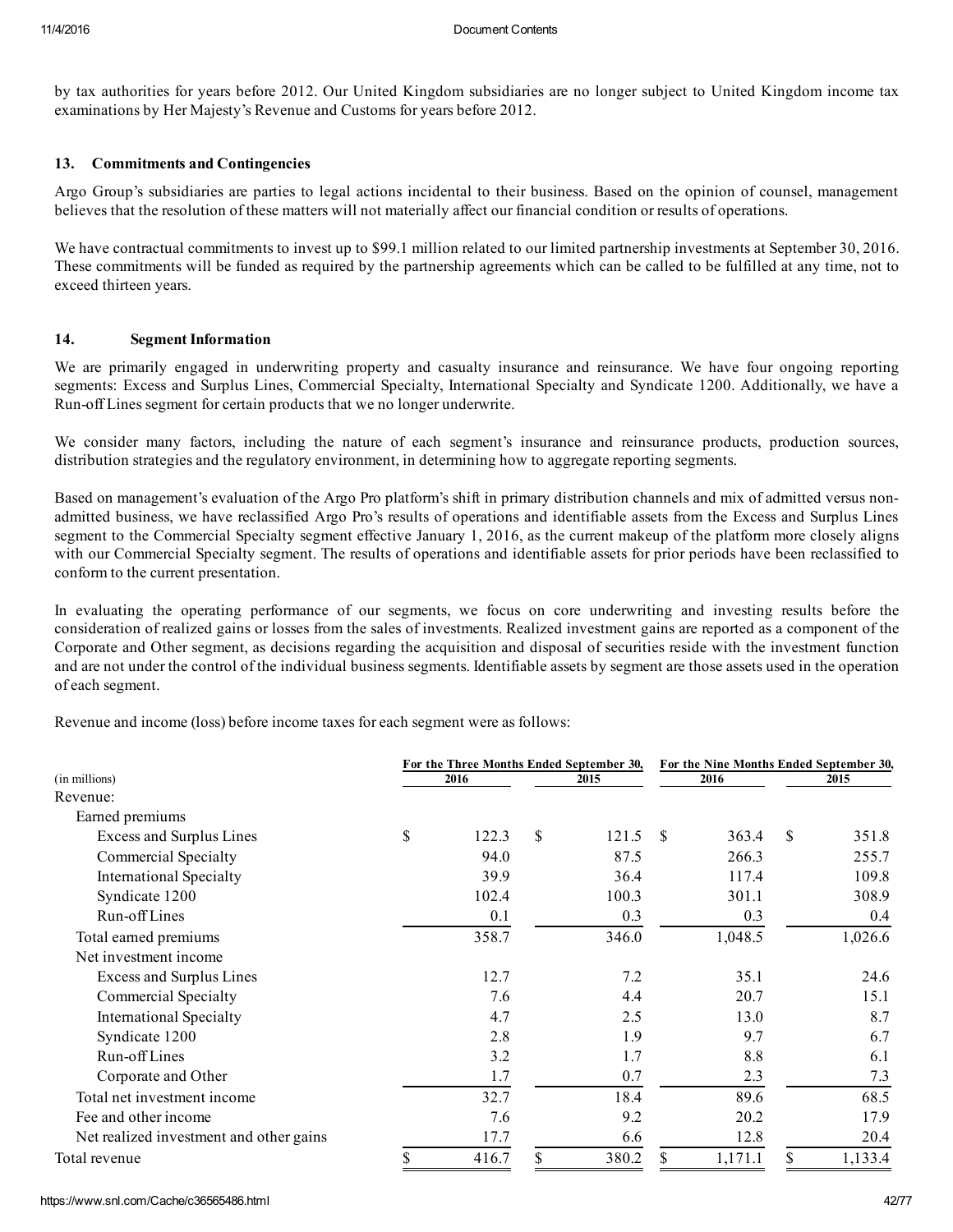by tax authorities for years before 2012. Our United Kingdom subsidiaries are no longer subject to United Kingdom income tax examinations by Her Majesty's Revenue and Customs for years before 2012.

## 13. Commitments and Contingencies

Argo Group's subsidiaries are parties to legal actions incidental to their business. Based on the opinion of counsel, management believes that the resolution of these matters will not materially affect our financial condition or results of operations.

We have contractual commitments to invest up to $99.1 million related to our limited partnership investments at September 30, 2016. These commitments will be funded as required by the partnership agreements which can be called to be fulfilled at any time, not to exceed thirteen years.

## 14. Segment Information

We are primarily engaged in underwriting property and casualty insurance and reinsurance. We have four ongoing reporting segments: Excess and Surplus Lines, Commercial Specialty, International Specialty and Syndicate 1200. Additionally, we have a Run-off Lines segment for certain products that we no longer underwrite.

We consider many factors, including the nature of each segment's insurance and reinsurance products, production sources, distribution strategies and the regulatory environment, in determining how to aggregate reporting segments.

Based on management's evaluation of the Argo Pro platform's shift in primary distribution channels and mix of admitted versus non-admitted business, we have reclassified Argo Pro's results of operations and identifiable assets from the Excess and Surplus Lines segment to the Commercial Specialty segment effective January 1, 2016, as the current makeup of the platform more closely aligns with our Commercial Specialty segment. The results of operations and identifiable assets for prior periods have been reclassified to conform to the current presentation.

In evaluating the operating performance of our segments, we focus on core underwriting and investing results before the consideration of realized gains or losses from the sales of investments. Realized investment gains are reported as a component of the Corporate and Other segment, as decisions regarding the acquisition and disposal of securities reside with the investment function and are not under the control of the individual business segments. Identifiable assets by segment are those assets used in the operation of each segment.

Revenue and income (loss) before income taxes for each segment were as follows:

| (in millions) | For the Three Months Ended September 30, 2016 | For the Three Months Ended September 30, 2015 | For the Nine Months Ended September 30, 2016 | For the Nine Months Ended September 30, 2015 |
|---|---|---|---|---|
| Revenue: | | | | |
| Earned premiums | | | | |
| Excess and Surplus Lines | $ 122.3 | $ 121.5 | $ 363.4 | $ 351.8 |
| Commercial Specialty | 94.0 | 87.5 | 266.3 | 255.7 |
| International Specialty | 39.9 | 36.4 | 117.4 | 109.8 |
| Syndicate 1200 | 102.4 | 100.3 | 301.1 | 308.9 |
| Run-off Lines | 0.1 | 0.3 | 0.3 | 0.4 |
| Total earned premiums | 358.7 | 346.0 | 1,048.5 | 1,026.6 |
| Net investment income | | | | |
| Excess and Surplus Lines | 12.7 | 7.2 | 35.1 | 24.6 |
| Commercial Specialty | 7.6 | 4.4 | 20.7 | 15.1 |
| International Specialty | 4.7 | 2.5 | 13.0 | 8.7 |
| Syndicate 1200 | 2.8 | 1.9 | 9.7 | 6.7 |
| Run-off Lines | 3.2 | 1.7 | 8.8 | 6.1 |
| Corporate and Other | 1.7 | 0.7 | 2.3 | 7.3 |
| Total net investment income | 32.7 | 18.4 | 89.6 | 68.5 |
| Fee and other income | 7.6 | 9.2 | 20.2 | 17.9 |
| Net realized investment and other gains | 17.7 | 6.6 | 12.8 | 20.4 |
| Total revenue | $ 416.7 | $ 380.2 | $ 1,171.1 | $ 1,133.4 |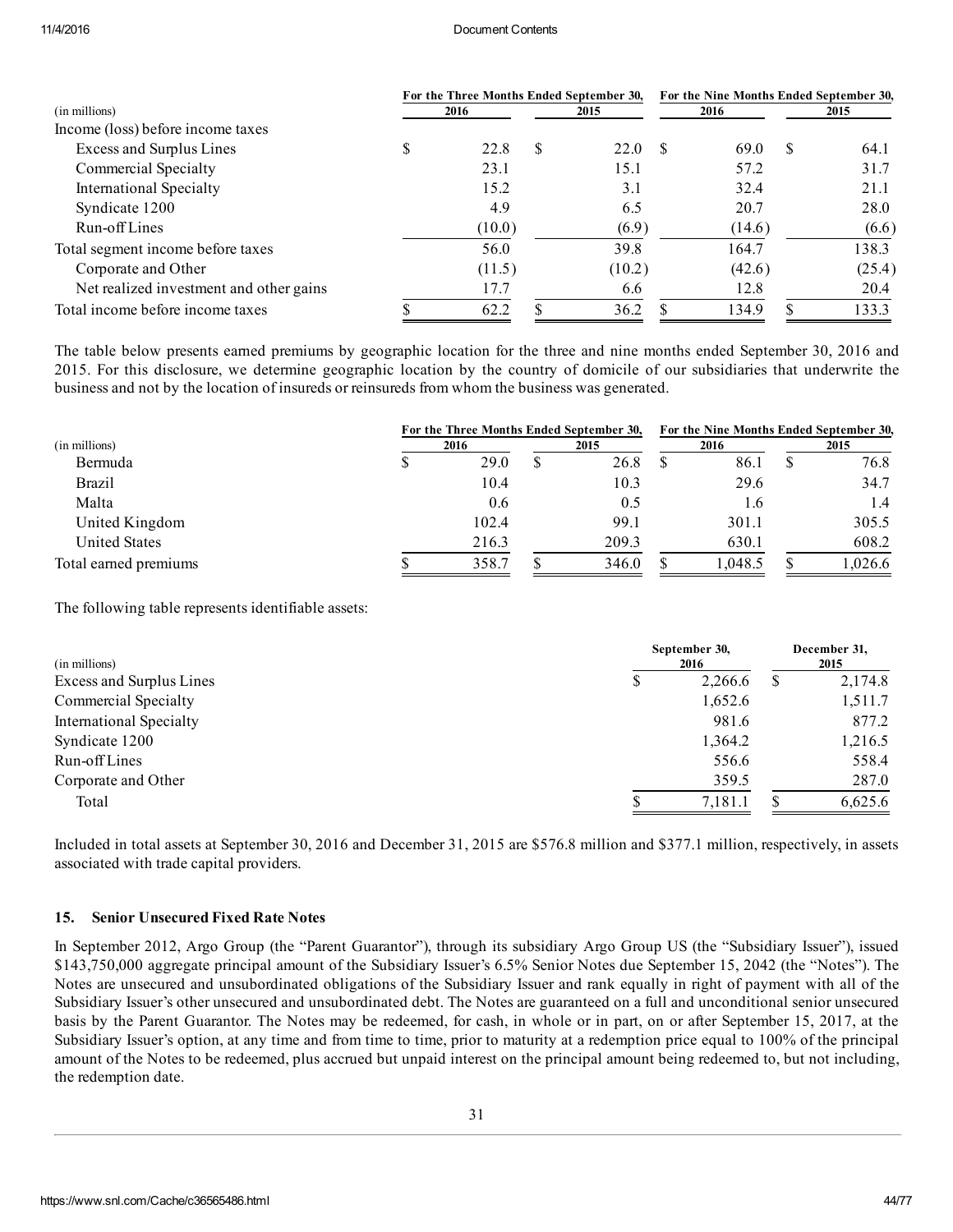| (in millions) | For the Three Months Ended September 30, 2016 | For the Three Months Ended September 30, 2015 | For the Nine Months Ended September 30, 2016 | For the Nine Months Ended September 30, 2015 |
|---|---|---|---|---|
| Income (loss) before income taxes | | | | |
| Excess and Surplus Lines | $ 22.8 | $ 22.0 | $ 69.0 | $ 64.1 |
| Commercial Specialty | 23.1 | 15.1 | 57.2 | 31.7 |
| International Specialty | 15.2 | 3.1 | 32.4 | 21.1 |
| Syndicate 1200 | 4.9 | 6.5 | 20.7 | 28.0 |
| Run-off Lines | (10.0) | (6.9) | (14.6) | (6.6) |
| Total segment income before taxes | 56.0 | 39.8 | 164.7 | 138.3 |
| Corporate and Other | (11.5) | (10.2) | (42.6) | (25.4) |
| Net realized investment and other gains | 17.7 | 6.6 | 12.8 | 20.4 |
| Total income before income taxes | $ 62.2 | $ 36.2 | $ 134.9 | $ 133.3 |

The table below presents earned premiums by geographic location for the three and nine months ended September 30, 2016 and 2015. For this disclosure, we determine geographic location by the country of domicile of our subsidiaries that underwrite the business and not by the location of insureds or reinsureds from whom the business was generated.

| (in millions) | For the Three Months Ended September 30, 2016 | For the Three Months Ended September 30, 2015 | For the Nine Months Ended September 30, 2016 | For the Nine Months Ended September 30, 2015 |
|---|---|---|---|---|
| Bermuda | $ 29.0 | $ 26.8 | $ 86.1 | $ 76.8 |
| Brazil | 10.4 | 10.3 | 29.6 | 34.7 |
| Malta | 0.6 | 0.5 | 1.6 | 1.4 |
| United Kingdom | 102.4 | 99.1 | 301.1 | 305.5 |
| United States | 216.3 | 209.3 | 630.1 | 608.2 |
| Total earned premiums | $ 358.7 | $ 346.0 | $ 1,048.5 | $ 1,026.6 |

The following table represents identifiable assets:

| (in millions) | September 30, 2016 | December 31, 2015 |
|---|---|---|
| Excess and Surplus Lines | $ 2,266.6 | $ 2,174.8 |
| Commercial Specialty | 1,652.6 | 1,511.7 |
| International Specialty | 981.6 | 877.2 |
| Syndicate 1200 | 1,364.2 | 1,216.5 |
| Run-off Lines | 556.6 | 558.4 |
| Corporate and Other | 359.5 | 287.0 |
| Total | $ 7,181.1 | $ 6,625.6 |

Included in total assets at September 30, 2016 and December 31, 2015 are $576.8 million and $377.1 million, respectively, in assets associated with trade capital providers.

### 15. Senior Unsecured Fixed Rate Notes

In September 2012, Argo Group (the "Parent Guarantor"), through its subsidiary Argo Group US (the "Subsidiary Issuer"), issued $143,750,000 aggregate principal amount of the Subsidiary Issuer's 6.5% Senior Notes due September 15, 2042 (the "Notes"). The Notes are unsecured and unsubordinated obligations of the Subsidiary Issuer and rank equally in right of payment with all of the Subsidiary Issuer's other unsecured and unsubordinated debt. The Notes are guaranteed on a full and unconditional senior unsecured basis by the Parent Guarantor. The Notes may be redeemed, for cash, in whole or in part, on or after September 15, 2017, at the Subsidiary Issuer's option, at any time and from time to time, prior to maturity at a redemption price equal to 100% of the principal amount of the Notes to be redeemed, plus accrued but unpaid interest on the principal amount being redeemed to, but not including, the redemption date.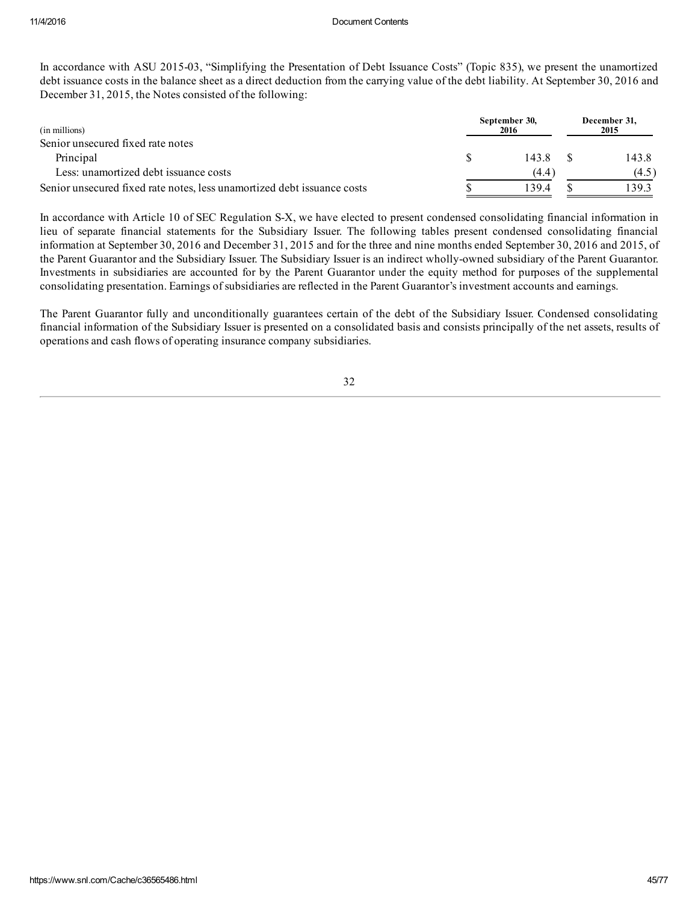In accordance with ASU 2015-03, "Simplifying the Presentation of Debt Issuance Costs" (Topic 835), we present the unamortized debt issuance costs in the balance sheet as a direct deduction from the carrying value of the debt liability. At September 30, 2016 and December 31, 2015, the Notes consisted of the following:

| (in millions) | September 30, 2016 | December 31, 2015 |
|---|---|---|
| Senior unsecured fixed rate notes | | |
| Principal | $ 143.8 | $ 143.8 |
| Less: unamortized debt issuance costs | (4.4) | (4.5) |
| Senior unsecured fixed rate notes, less unamortized debt issuance costs | $ 139.4 | $ 139.3 |

In accordance with Article 10 of SEC Regulation S-X, we have elected to present condensed consolidating financial information in lieu of separate financial statements for the Subsidiary Issuer. The following tables present condensed consolidating financial information at September 30, 2016 and December 31, 2015 and for the three and nine months ended September 30, 2016 and 2015, of the Parent Guarantor and the Subsidiary Issuer. The Subsidiary Issuer is an indirect wholly-owned subsidiary of the Parent Guarantor. Investments in subsidiaries are accounted for by the Parent Guarantor under the equity method for purposes of the supplemental consolidating presentation. Earnings of subsidiaries are reflected in the Parent Guarantor's investment accounts and earnings.

The Parent Guarantor fully and unconditionally guarantees certain of the debt of the Subsidiary Issuer. Condensed consolidating financial information of the Subsidiary Issuer is presented on a consolidated basis and consists principally of the net assets, results of operations and cash flows of operating insurance company subsidiaries.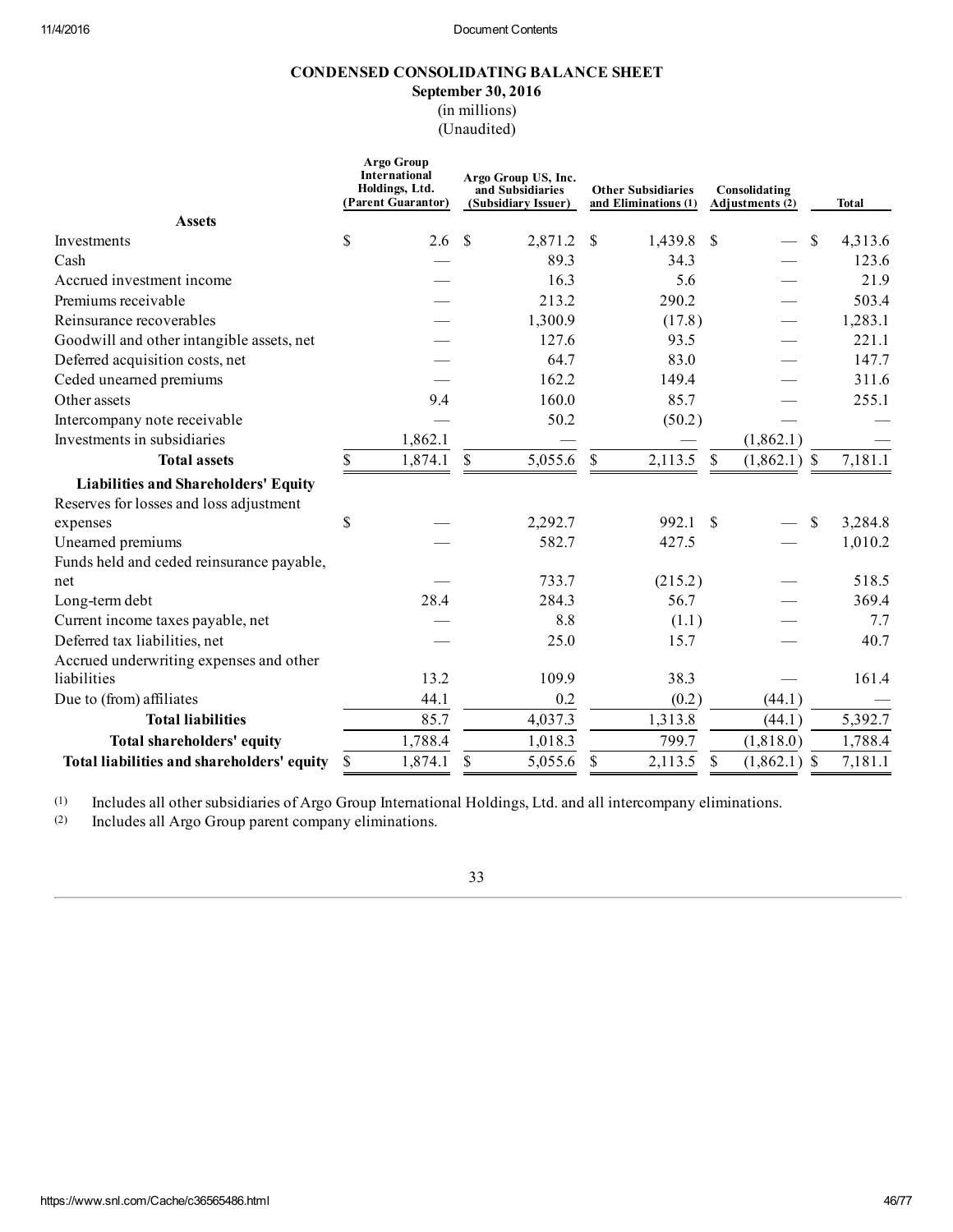**CONDENSED CONSOLIDATING BALANCE SHEET**

**September 30, 2016**

(in millions)

(Unaudited)

| | Argo Group International Holdings, Ltd. (Parent Guarantor) | Argo Group US, Inc. and Subsidiaries (Subsidiary Issuer) | Other Subsidiaries and Eliminations (1) | Consolidating Adjustments (2) | Total |
|---|---|---|---|---|---|
| **Assets** | | | | | |
| Investments | $ 2.6 | $ 2,871.2 | $ 1,439.8 | $ — | $ 4,313.6 |
| Cash | — | 89.3 | 34.3 | — | 123.6 |
| Accrued investment income | — | 16.3 | 5.6 | — | 21.9 |
| Premiums receivable | — | 213.2 | 290.2 | — | 503.4 |
| Reinsurance recoverables | — | 1,300.9 | (17.8) | — | 1,283.1 |
| Goodwill and other intangible assets, net | — | 127.6 | 93.5 | — | 221.1 |
| Deferred acquisition costs, net | — | 64.7 | 83.0 | — | 147.7 |
| Ceded unearned premiums | — | 162.2 | 149.4 | — | 311.6 |
| Other assets | 9.4 | 160.0 | 85.7 | — | 255.1 |
| Intercompany note receivable | — | 50.2 | (50.2) | — | — |
| Investments in subsidiaries | 1,862.1 | — | — | (1,862.1) | — |
| **Total assets** | $ 1,874.1 | $ 5,055.6 | $ 2,113.5 | $ (1,862.1) | $ 7,181.1 |
| **Liabilities and Shareholders' Equity** | | | | | |
| Reserves for losses and loss adjustment expenses | $ — | 2,292.7 | 992.1 | $ — | $ 3,284.8 |
| Unearned premiums | — | 582.7 | 427.5 | — | 1,010.2 |
| Funds held and ceded reinsurance payable, net | — | 733.7 | (215.2) | — | 518.5 |
| Long-term debt | 28.4 | 284.3 | 56.7 | — | 369.4 |
| Current income taxes payable, net | — | 8.8 | (1.1) | — | 7.7 |
| Deferred tax liabilities, net | — | 25.0 | 15.7 | — | 40.7 |
| Accrued underwriting expenses and other liabilities | 13.2 | 109.9 | 38.3 | — | 161.4 |
| Due to (from) affiliates | 44.1 | 0.2 | (0.2) | (44.1) | — |
| **Total liabilities** | 85.7 | 4,037.3 | 1,313.8 | (44.1) | 5,392.7 |
| **Total shareholders' equity** | 1,788.4 | 1,018.3 | 799.7 | (1,818.0) | 1,788.4 |
| **Total liabilities and shareholders' equity** | $ 1,874.1 | $ 5,055.6 | $ 2,113.5 | $ (1,862.1) | $ 7,181.1 |

(1) Includes all other subsidiaries of Argo Group International Holdings, Ltd. and all intercompany eliminations.

(2) Includes all Argo Group parent company eliminations.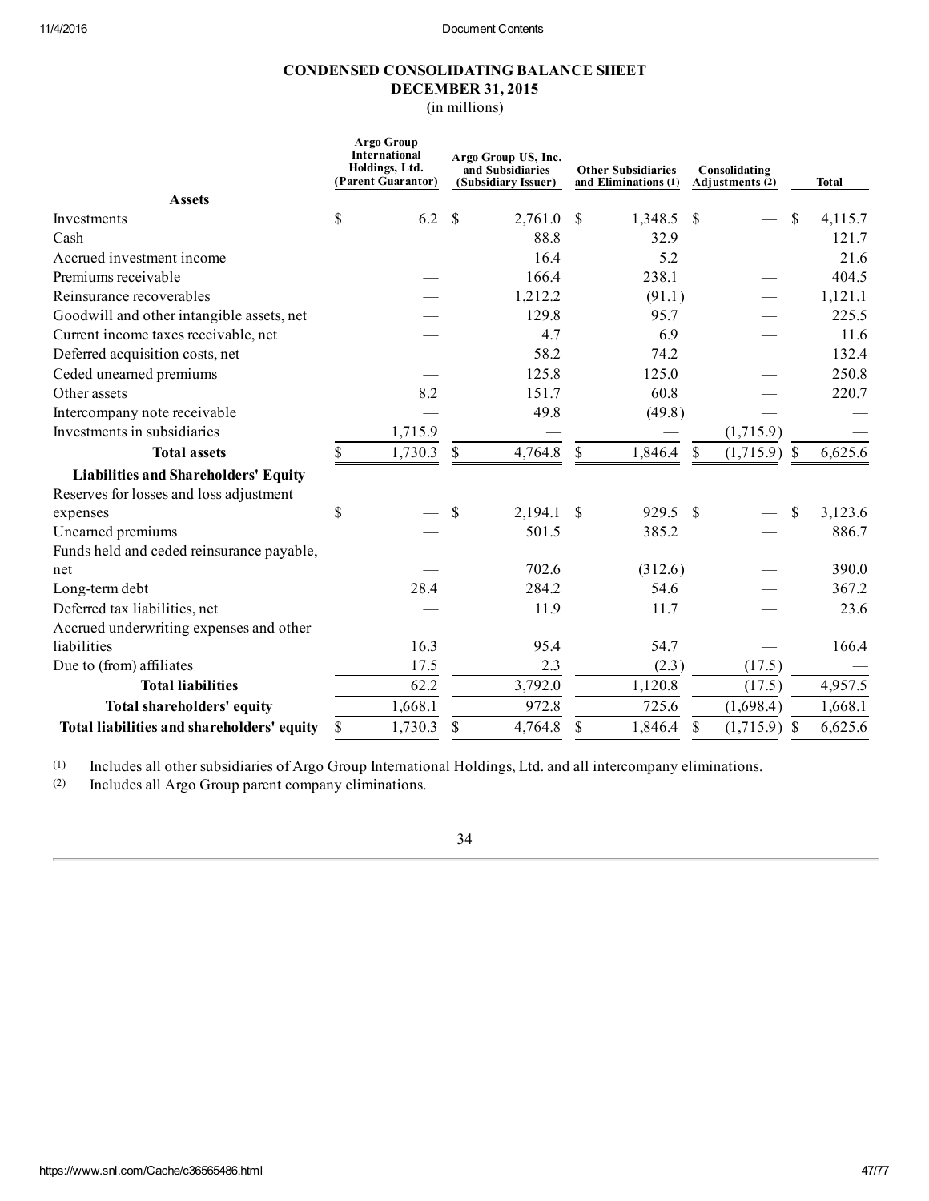**CONDENSED CONSOLIDATING BALANCE SHEET**
**DECEMBER 31, 2015**
(in millions)

| | Argo Group International Holdings, Ltd. (Parent Guarantor) | Argo Group US, Inc. and Subsidiaries (Subsidiary Issuer) | Other Subsidiaries and Eliminations (1) | Consolidating Adjustments (2) | Total |
|---|---|---|---|---|---|
| **Assets** | | | | | |
| Investments | $ 6.2 | $ 2,761.0 | $ 1,348.5 | $ — | $ 4,115.7 |
| Cash | — | 88.8 | 32.9 | — | 121.7 |
| Accrued investment income | — | 16.4 | 5.2 | — | 21.6 |
| Premiums receivable | — | 166.4 | 238.1 | — | 404.5 |
| Reinsurance recoverables | — | 1,212.2 | (91.1) | — | 1,121.1 |
| Goodwill and other intangible assets, net | — | 129.8 | 95.7 | — | 225.5 |
| Current income taxes receivable, net | — | 4.7 | 6.9 | — | 11.6 |
| Deferred acquisition costs, net | — | 58.2 | 74.2 | — | 132.4 |
| Ceded unearned premiums | — | 125.8 | 125.0 | — | 250.8 |
| Other assets | 8.2 | 151.7 | 60.8 | — | 220.7 |
| Intercompany note receivable | — | 49.8 | (49.8) | — | — |
| Investments in subsidiaries | 1,715.9 | — | — | (1,715.9) | — |
| **Total assets** | $ 1,730.3 | $ 4,764.8 | $ 1,846.4 | $ (1,715.9) | $ 6,625.6 |
| **Liabilities and Shareholders' Equity** | | | | | |
| Reserves for losses and loss adjustment expenses | $ — | $ 2,194.1 | $ 929.5 | $ — | $ 3,123.6 |
| Unearned premiums | — | 501.5 | 385.2 | — | 886.7 |
| Funds held and ceded reinsurance payable, net | — | 702.6 | (312.6) | — | 390.0 |
| Long-term debt | 28.4 | 284.2 | 54.6 | — | 367.2 |
| Deferred tax liabilities, net | — | 11.9 | 11.7 | — | 23.6 |
| Accrued underwriting expenses and other liabilities | 16.3 | 95.4 | 54.7 | — | 166.4 |
| Due to (from) affiliates | 17.5 | 2.3 | (2.3) | (17.5) | — |
| **Total liabilities** | 62.2 | 3,792.0 | 1,120.8 | (17.5) | 4,957.5 |
| **Total shareholders' equity** | 1,668.1 | 972.8 | 725.6 | (1,698.4) | 1,668.1 |
| **Total liabilities and shareholders' equity** | $ 1,730.3 | $ 4,764.8 | $ 1,846.4 | $ (1,715.9) | $ 6,625.6 |

(1) Includes all other subsidiaries of Argo Group International Holdings, Ltd. and all intercompany eliminations.

(2) Includes all Argo Group parent company eliminations.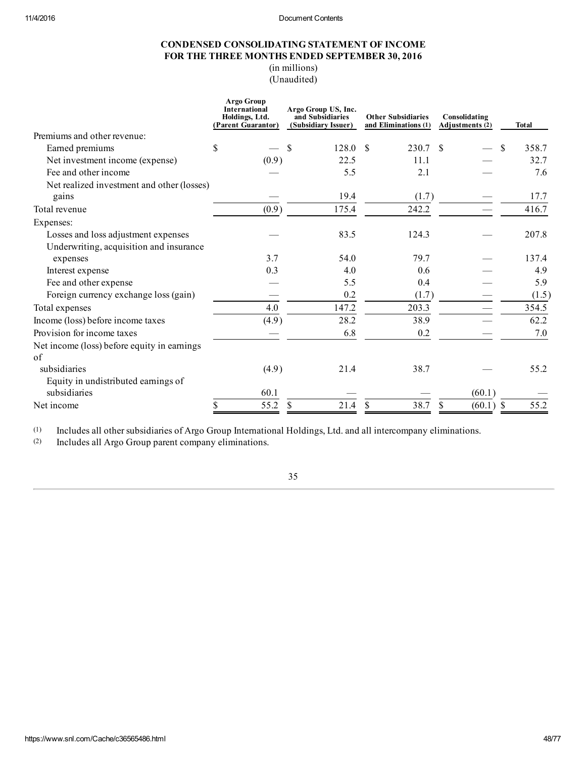**CONDENSED CONSOLIDATING STATEMENT OF INCOME**
**FOR THE THREE MONTHS ENDED SEPTEMBER 30, 2016**
(in millions)
(Unaudited)

| | Argo Group International Holdings, Ltd. (Parent Guarantor) | Argo Group US, Inc. and Subsidiaries (Subsidiary Issuer) | Other Subsidiaries and Eliminations (1) | Consolidating Adjustments (2) | Total |
|---|---|---|---|---|---|
| Premiums and other revenue: | | | | | |
| Earned premiums | $ — | $ 128.0 | $ 230.7 | $ — | $ 358.7 |
| Net investment income (expense) | (0.9) | 22.5 | 11.1 | — | 32.7 |
| Fee and other income | — | 5.5 | 2.1 | — | 7.6 |
| Net realized investment and other (losses) gains | — | 19.4 | (1.7) | — | 17.7 |
| Total revenue | (0.9) | 175.4 | 242.2 | — | 416.7 |
| Expenses: | | | | | |
| Losses and loss adjustment expenses | — | 83.5 | 124.3 | — | 207.8 |
| Underwriting, acquisition and insurance expenses | 3.7 | 54.0 | 79.7 | — | 137.4 |
| Interest expense | 0.3 | 4.0 | 0.6 | — | 4.9 |
| Fee and other expense | — | 5.5 | 0.4 | — | 5.9 |
| Foreign currency exchange loss (gain) | — | 0.2 | (1.7) | — | (1.5) |
| Total expenses | 4.0 | 147.2 | 203.3 | — | 354.5 |
| Income (loss) before income taxes | (4.9) | 28.2 | 38.9 | — | 62.2 |
| Provision for income taxes | — | 6.8 | 0.2 | — | 7.0 |
| Net income (loss) before equity in earnings of subsidiaries | (4.9) | 21.4 | 38.7 | — | 55.2 |
| Equity in undistributed earnings of subsidiaries | 60.1 | — | — | (60.1) | — |
| Net income | $ 55.2 | $ 21.4 | $ 38.7 | $ (60.1) | $ 55.2 |

(1) Includes all other subsidiaries of Argo Group International Holdings, Ltd. and all intercompany eliminations.
(2) Includes all Argo Group parent company eliminations.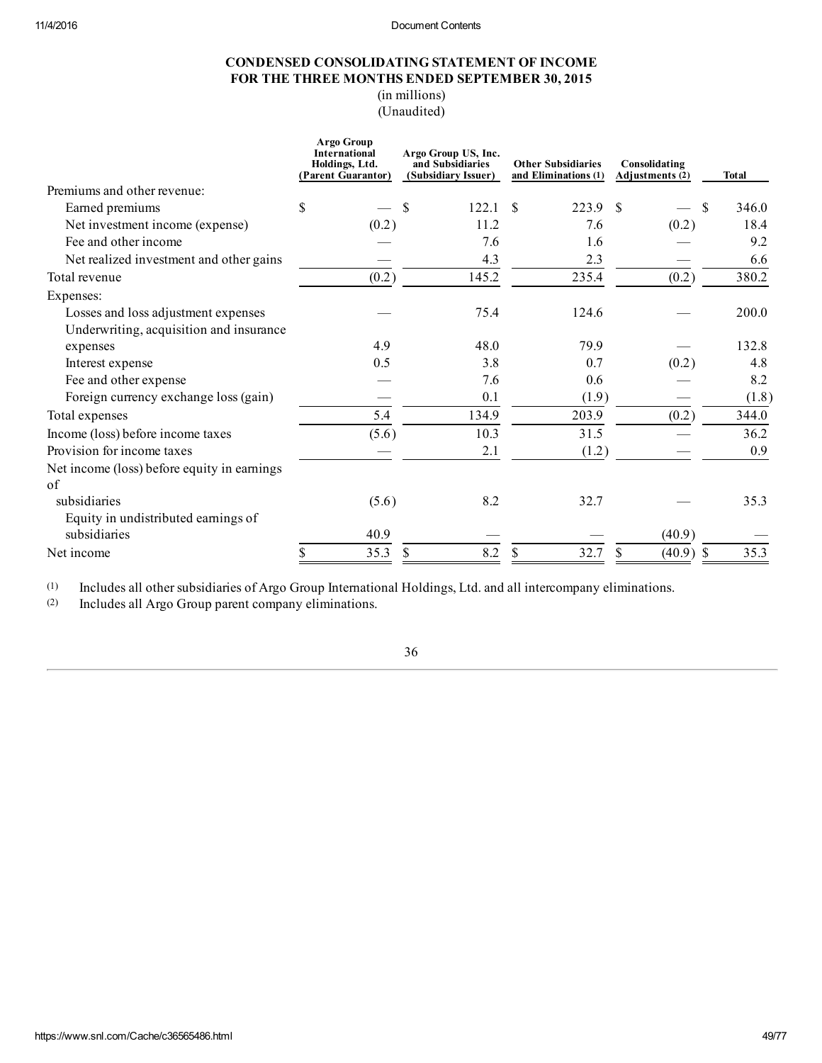## CONDENSED CONSOLIDATING STATEMENT OF INCOME
## FOR THE THREE MONTHS ENDED SEPTEMBER 30, 2015

(in millions)
(Unaudited)

| | Argo Group International Holdings, Ltd. (Parent Guarantor) | Argo Group US, Inc. and Subsidiaries (Subsidiary Issuer) | Other Subsidiaries and Eliminations (1) | Consolidating Adjustments (2) | Total |
|---|---|---|---|---|---|
| Premiums and other revenue: | | | | | |
| Earned premiums | $ — | $ 122.1 | $ 223.9 | $ — | $ 346.0 |
| Net investment income (expense) | (0.2) | 11.2 | 7.6 | (0.2) | 18.4 |
| Fee and other income | — | 7.6 | 1.6 | — | 9.2 |
| Net realized investment and other gains | — | 4.3 | 2.3 | — | 6.6 |
| Total revenue | (0.2) | 145.2 | 235.4 | (0.2) | 380.2 |
| Expenses: | | | | | |
| Losses and loss adjustment expenses | — | 75.4 | 124.6 | — | 200.0 |
| Underwriting, acquisition and insurance expenses | 4.9 | 48.0 | 79.9 | — | 132.8 |
| Interest expense | 0.5 | 3.8 | 0.7 | (0.2) | 4.8 |
| Fee and other expense | — | 7.6 | 0.6 | — | 8.2 |
| Foreign currency exchange loss (gain) | — | 0.1 | (1.9) | — | (1.8) |
| Total expenses | 5.4 | 134.9 | 203.9 | (0.2) | 344.0 |
| Income (loss) before income taxes | (5.6) | 10.3 | 31.5 | — | 36.2 |
| Provision for income taxes | — | 2.1 | (1.2) | — | 0.9 |
| Net income (loss) before equity in earnings of subsidiaries | (5.6) | 8.2 | 32.7 | — | 35.3 |
| Equity in undistributed earnings of subsidiaries | 40.9 | — | — | (40.9) | — |
| Net income | $ 35.3 | $ 8.2 | $ 32.7 | $ (40.9) | $ 35.3 |

(1) Includes all other subsidiaries of Argo Group International Holdings, Ltd. and all intercompany eliminations.

(2) Includes all Argo Group parent company eliminations.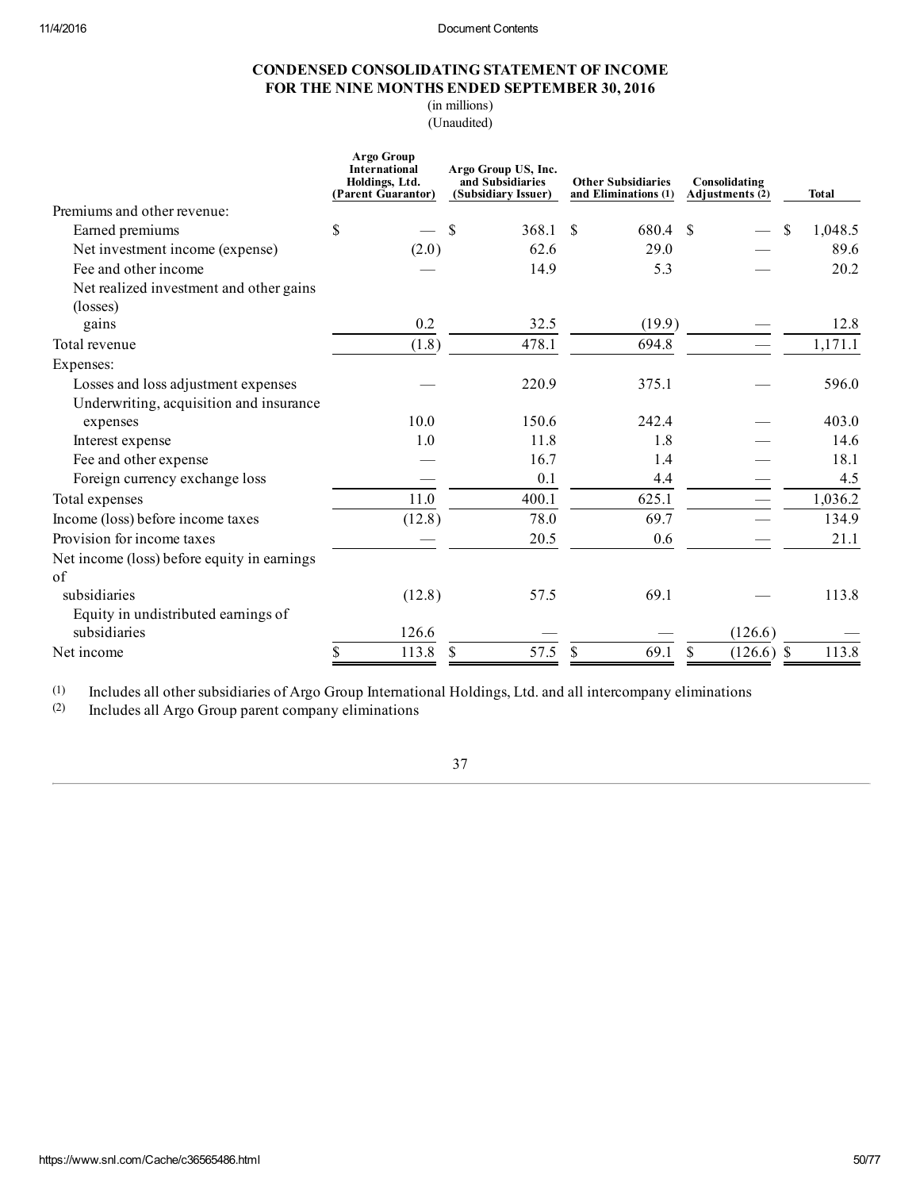**CONDENSED CONSOLIDATING STATEMENT OF INCOME**
**FOR THE NINE MONTHS ENDED SEPTEMBER 30, 2016**
(in millions)
(Unaudited)

| | Argo Group International Holdings, Ltd. (Parent Guarantor) | Argo Group US, Inc. and Subsidiaries (Subsidiary Issuer) | Other Subsidiaries and Eliminations (1) | Consolidating Adjustments (2) | Total |
|---|---|---|---|---|---|
| Premiums and other revenue: | | | | | |
| Earned premiums | $ — | $ 368.1 | $ 680.4 | $ — | $ 1,048.5 |
| Net investment income (expense) | (2.0) | 62.6 | 29.0 | — | 89.6 |
| Fee and other income | — | 14.9 | 5.3 | — | 20.2 |
| Net realized investment and other gains (losses) gains | 0.2 | 32.5 | (19.9) | — | 12.8 |
| Total revenue | (1.8) | 478.1 | 694.8 | — | 1,171.1 |
| Expenses: | | | | | |
| Losses and loss adjustment expenses | — | 220.9 | 375.1 | — | 596.0 |
| Underwriting, acquisition and insurance expenses | 10.0 | 150.6 | 242.4 | — | 403.0 |
| Interest expense | 1.0 | 11.8 | 1.8 | — | 14.6 |
| Fee and other expense | — | 16.7 | 1.4 | — | 18.1 |
| Foreign currency exchange loss | — | 0.1 | 4.4 | — | 4.5 |
| Total expenses | 11.0 | 400.1 | 625.1 | — | 1,036.2 |
| Income (loss) before income taxes | (12.8) | 78.0 | 69.7 | — | 134.9 |
| Provision for income taxes | — | 20.5 | 0.6 | — | 21.1 |
| Net income (loss) before equity in earnings of subsidiaries | (12.8) | 57.5 | 69.1 | — | 113.8 |
| Equity in undistributed earnings of subsidiaries | 126.6 | — | — | (126.6) | — |
| Net income | $ 113.8 | $ 57.5 | $ 69.1 | $ (126.6) | $ 113.8 |

(1) Includes all other subsidiaries of Argo Group International Holdings, Ltd. and all intercompany eliminations

(2) Includes all Argo Group parent company eliminations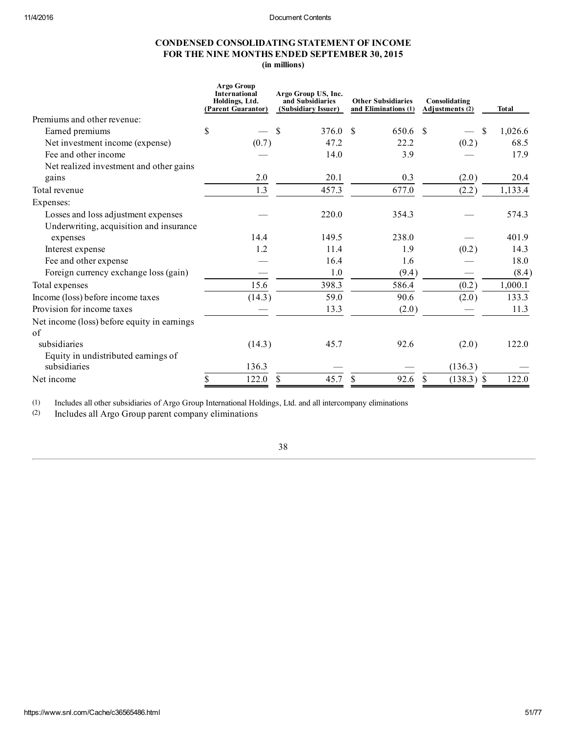## CONDENSED CONSOLIDATING STATEMENT OF INCOME
## FOR THE NINE MONTHS ENDED SEPTEMBER 30, 2015
**(in millions)**

| | Argo Group International Holdings, Ltd. (Parent Guarantor) | Argo Group US, Inc. and Subsidiaries (Subsidiary Issuer) | Other Subsidiaries and Eliminations (1) | Consolidating Adjustments (2) | Total |
|---|---|---|---|---|---|
| Premiums and other revenue: | | | | | |
| Earned premiums | $ — | $ 376.0 | $ 650.6 | $ — | $ 1,026.6 |
| Net investment income (expense) | (0.7) | 47.2 | 22.2 | (0.2) | 68.5 |
| Fee and other income | — | 14.0 | 3.9 | — | 17.9 |
| Net realized investment and other gains gains | 2.0 | 20.1 | 0.3 | (2.0) | 20.4 |
| Total revenue | 1.3 | 457.3 | 677.0 | (2.2) | 1,133.4 |
| Expenses: | | | | | |
| Losses and loss adjustment expenses | — | 220.0 | 354.3 | — | 574.3 |
| Underwriting, acquisition and insurance expenses | 14.4 | 149.5 | 238.0 | — | 401.9 |
| Interest expense | 1.2 | 11.4 | 1.9 | (0.2) | 14.3 |
| Fee and other expense | — | 16.4 | 1.6 | — | 18.0 |
| Foreign currency exchange loss (gain) | — | 1.0 | (9.4) | — | (8.4) |
| Total expenses | 15.6 | 398.3 | 586.4 | (0.2) | 1,000.1 |
| Income (loss) before income taxes | (14.3) | 59.0 | 90.6 | (2.0) | 133.3 |
| Provision for income taxes | — | 13.3 | (2.0) | — | 11.3 |
| Net income (loss) before equity in earnings of subsidiaries | (14.3) | 45.7 | 92.6 | (2.0) | 122.0 |
| Equity in undistributed earnings of subsidiaries | 136.3 | — | — | (136.3) | — |
| Net income | $ 122.0 | $ 45.7 | $ 92.6 | $ (138.3) | $ 122.0 |

(1) Includes all other subsidiaries of Argo Group International Holdings, Ltd. and all intercompany eliminations
(2) Includes all Argo Group parent company eliminations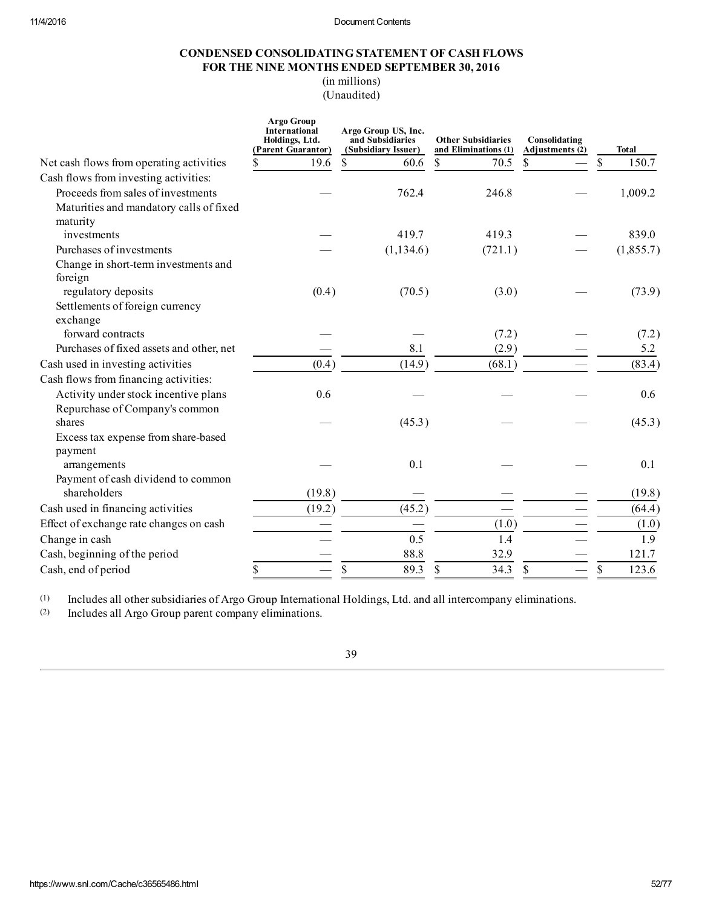**CONDENSED CONSOLIDATING STATEMENT OF CASH FLOWS**
**FOR THE NINE MONTHS ENDED SEPTEMBER 30, 2016**
(in millions)
(Unaudited)

| | Argo Group International Holdings, Ltd. (Parent Guarantor) | Argo Group US, Inc. and Subsidiaries (Subsidiary Issuer) | Other Subsidiaries and Eliminations (1) | Consolidating Adjustments (2) | Total |
|---|---|---|---|---|---|
| Net cash flows from operating activities | $ 19.6 | $ 60.6 | $ 70.5 | $ — | $ 150.7 |
| Cash flows from investing activities: | | | | | |
| Proceeds from sales of investments | — | 762.4 | 246.8 | — | 1,009.2 |
| Maturities and mandatory calls of fixed maturity investments | — | 419.7 | 419.3 | — | 839.0 |
| Purchases of investments | — | (1,134.6) | (721.1) | — | (1,855.7) |
| Change in short-term investments and foreign regulatory deposits | (0.4) | (70.5) | (3.0) | — | (73.9) |
| Settlements of foreign currency exchange forward contracts | — | — | (7.2) | — | (7.2) |
| Purchases of fixed assets and other, net | — | 8.1 | (2.9) | — | 5.2 |
| Cash used in investing activities | (0.4) | (14.9) | (68.1) | — | (83.4) |
| Cash flows from financing activities: | | | | | |
| Activity under stock incentive plans | 0.6 | — | — | — | 0.6 |
| Repurchase of Company's common shares | — | (45.3) | — | — | (45.3) |
| Excess tax expense from share-based payment arrangements | — | 0.1 | — | — | 0.1 |
| Payment of cash dividend to common shareholders | (19.8) | — | — | — | (19.8) |
| Cash used in financing activities | (19.2) | (45.2) | — | — | (64.4) |
| Effect of exchange rate changes on cash | — | — | (1.0) | — | (1.0) |
| Change in cash | — | 0.5 | 1.4 | — | 1.9 |
| Cash, beginning of the period | — | 88.8 | 32.9 | — | 121.7 |
| Cash, end of period | $ — | $ 89.3 | $ 34.3 | $ — | $ 123.6 |

(1) Includes all other subsidiaries of Argo Group International Holdings, Ltd. and all intercompany eliminations.
(2) Includes all Argo Group parent company eliminations.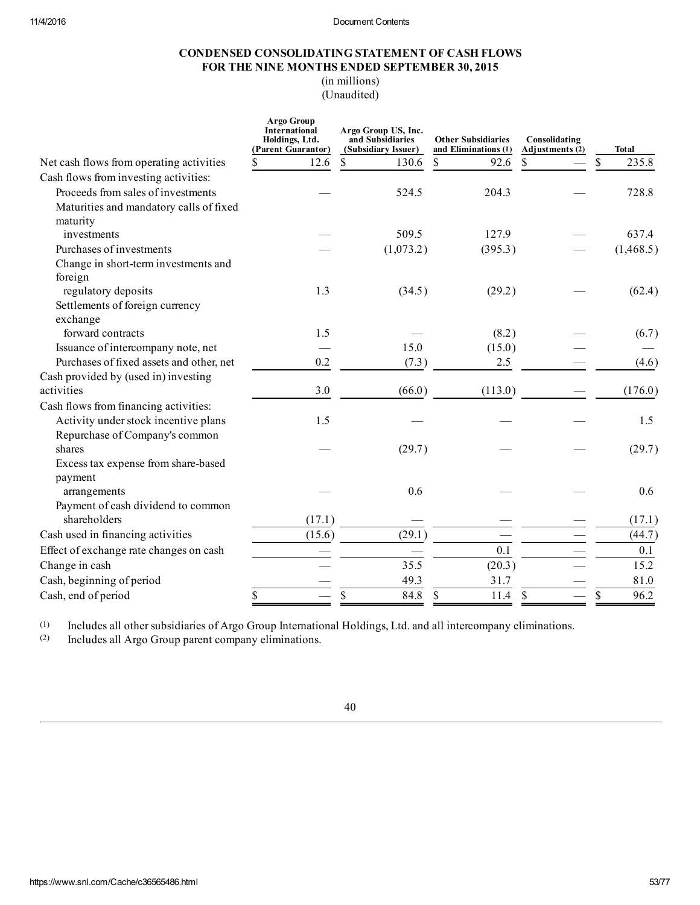**CONDENSED CONSOLIDATING STATEMENT OF CASH FLOWS**
**FOR THE NINE MONTHS ENDED SEPTEMBER 30, 2015**
(in millions)
(Unaudited)

| | Argo Group International Holdings, Ltd. (Parent Guarantor) | Argo Group US, Inc. and Subsidiaries (Subsidiary Issuer) | Other Subsidiaries and Eliminations (1) | Consolidating Adjustments (2) | Total |
|---|---|---|---|---|---|
| Net cash flows from operating activities | $ 12.6 | $ 130.6 | $ 92.6 | $ — | $ 235.8 |
| Cash flows from investing activities: | | | | | |
| Proceeds from sales of investments | — | 524.5 | 204.3 | — | 728.8 |
| Maturities and mandatory calls of fixed maturity investments | — | 509.5 | 127.9 | — | 637.4 |
| Purchases of investments | — | (1,073.2) | (395.3) | — | (1,468.5) |
| Change in short-term investments and foreign regulatory deposits | 1.3 | (34.5) | (29.2) | — | (62.4) |
| Settlements of foreign currency exchange forward contracts | 1.5 | — | (8.2) | — | (6.7) |
| Issuance of intercompany note, net | — | 15.0 | (15.0) | — | — |
| Purchases of fixed assets and other, net | 0.2 | (7.3) | 2.5 | — | (4.6) |
| Cash provided by (used in) investing activities | 3.0 | (66.0) | (113.0) | — | (176.0) |
| Cash flows from financing activities: | | | | | |
| Activity under stock incentive plans | 1.5 | — | — | — | 1.5 |
| Repurchase of Company's common shares | — | (29.7) | — | — | (29.7) |
| Excess tax expense from share-based payment arrangements | — | 0.6 | — | — | 0.6 |
| Payment of cash dividend to common shareholders | (17.1) | — | — | — | (17.1) |
| Cash used in financing activities | (15.6) | (29.1) | — | — | (44.7) |
| Effect of exchange rate changes on cash | — | — | 0.1 | — | 0.1 |
| Change in cash | — | 35.5 | (20.3) | — | 15.2 |
| Cash, beginning of period | — | 49.3 | 31.7 | — | 81.0 |
| Cash, end of period | $ — | $ 84.8 | $ 11.4 | $ — | $ 96.2 |

(1) Includes all other subsidiaries of Argo Group International Holdings, Ltd. and all intercompany eliminations.
(2) Includes all Argo Group parent company eliminations.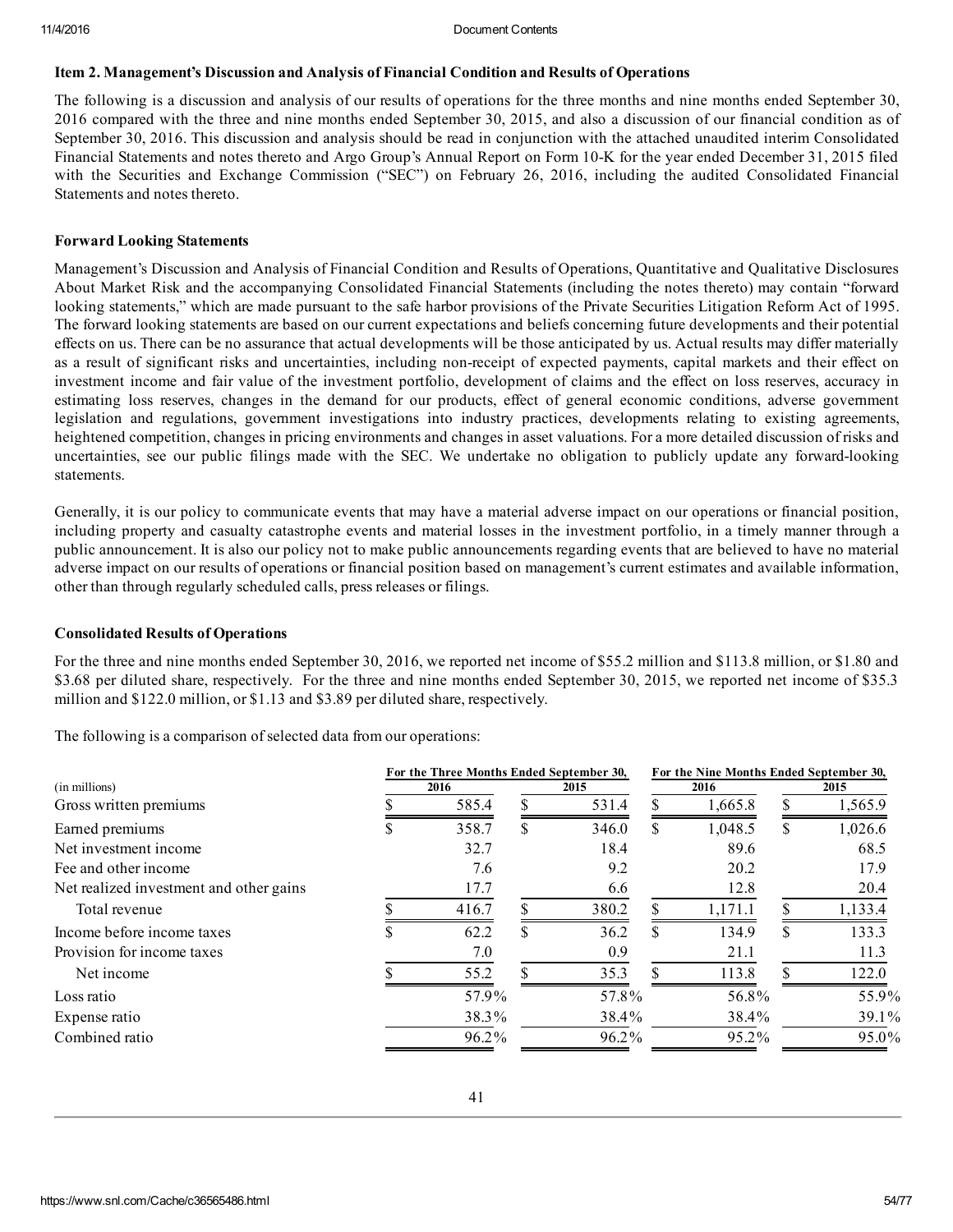## Item 2. Management's Discussion and Analysis of Financial Condition and Results of Operations

The following is a discussion and analysis of our results of operations for the three months and nine months ended September 30, 2016 compared with the three and nine months ended September 30, 2015, and also a discussion of our financial condition as of September 30, 2016. This discussion and analysis should be read in conjunction with the attached unaudited interim Consolidated Financial Statements and notes thereto and Argo Group's Annual Report on Form 10-K for the year ended December 31, 2015 filed with the Securities and Exchange Commission ("SEC") on February 26, 2016, including the audited Consolidated Financial Statements and notes thereto.

### Forward Looking Statements

Management's Discussion and Analysis of Financial Condition and Results of Operations, Quantitative and Qualitative Disclosures About Market Risk and the accompanying Consolidated Financial Statements (including the notes thereto) may contain "forward looking statements," which are made pursuant to the safe harbor provisions of the Private Securities Litigation Reform Act of 1995. The forward looking statements are based on our current expectations and beliefs concerning future developments and their potential effects on us. There can be no assurance that actual developments will be those anticipated by us. Actual results may differ materially as a result of significant risks and uncertainties, including non-receipt of expected payments, capital markets and their effect on investment income and fair value of the investment portfolio, development of claims and the effect on loss reserves, accuracy in estimating loss reserves, changes in the demand for our products, effect of general economic conditions, adverse government legislation and regulations, government investigations into industry practices, developments relating to existing agreements, heightened competition, changes in pricing environments and changes in asset valuations. For a more detailed discussion of risks and uncertainties, see our public filings made with the SEC. We undertake no obligation to publicly update any forward-looking statements.

Generally, it is our policy to communicate events that may have a material adverse impact on our operations or financial position, including property and casualty catastrophe events and material losses in the investment portfolio, in a timely manner through a public announcement. It is also our policy not to make public announcements regarding events that are believed to have no material adverse impact on our results of operations or financial position based on management's current estimates and available information, other than through regularly scheduled calls, press releases or filings.

### Consolidated Results of Operations

For the three and nine months ended September 30, 2016, we reported net income of $55.2 million and $113.8 million, or $1.80 and $3.68 per diluted share, respectively. For the three and nine months ended September 30, 2015, we reported net income of $35.3 million and $122.0 million, or $1.13 and $3.89 per diluted share, respectively.

The following is a comparison of selected data from our operations:

| (in millions) | For the Three Months Ended September 30, 2016 | For the Three Months Ended September 30, 2015 | For the Nine Months Ended September 30, 2016 | For the Nine Months Ended September 30, 2015 |
|---|---|---|---|---|
| Gross written premiums | $ 585.4 | $ 531.4 | $ 1,665.8 | $ 1,565.9 |
| Earned premiums | $ 358.7 | $ 346.0 | $ 1,048.5 | $ 1,026.6 |
| Net investment income | 32.7 | 18.4 | 89.6 | 68.5 |
| Fee and other income | 7.6 | 9.2 | 20.2 | 17.9 |
| Net realized investment and other gains | 17.7 | 6.6 | 12.8 | 20.4 |
| Total revenue | $ 416.7 | $ 380.2 | $ 1,171.1 | $ 1,133.4 |
| Income before income taxes | $ 62.2 | $ 36.2 | $ 134.9 | $ 133.3 |
| Provision for income taxes | 7.0 | 0.9 | 21.1 | 11.3 |
| Net income | $ 55.2 | $ 35.3 | $ 113.8 | $ 122.0 |
| Loss ratio | 57.9% | 57.8% | 56.8% | 55.9% |
| Expense ratio | 38.3% | 38.4% | 38.4% | 39.1% |
| Combined ratio | 96.2% | 96.2% | 95.2% | 95.0% |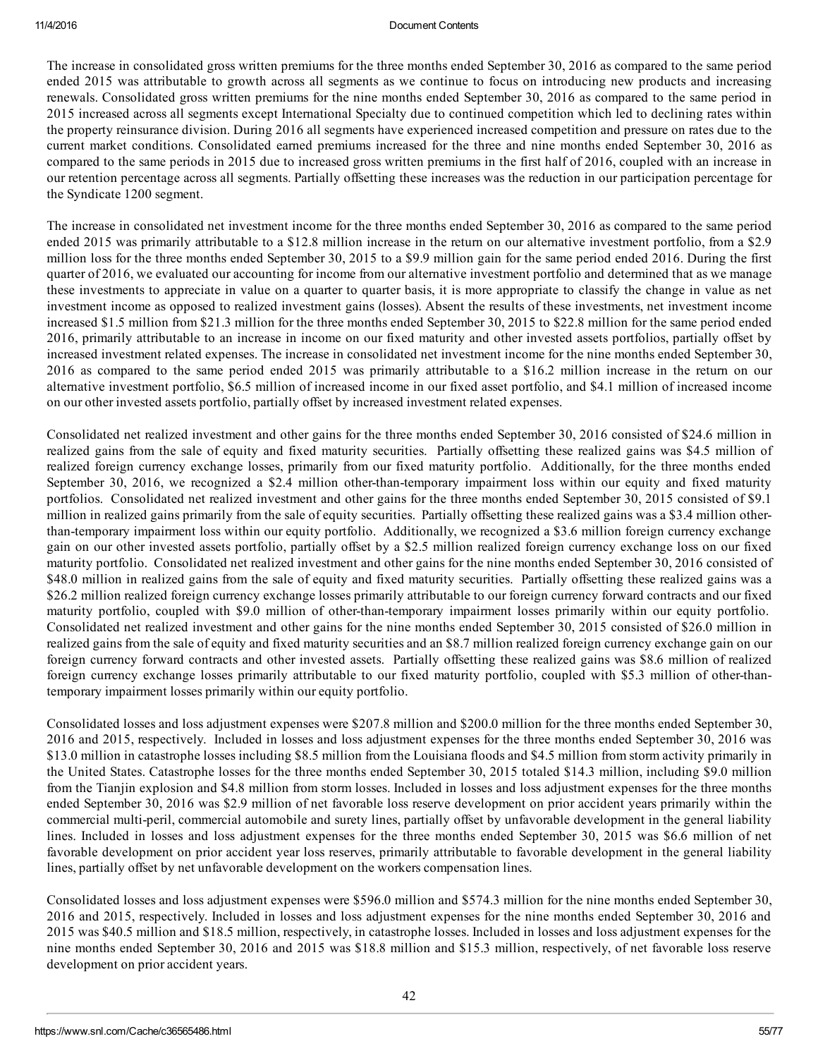The increase in consolidated gross written premiums for the three months ended September 30, 2016 as compared to the same period ended 2015 was attributable to growth across all segments as we continue to focus on introducing new products and increasing renewals. Consolidated gross written premiums for the nine months ended September 30, 2016 as compared to the same period in 2015 increased across all segments except International Specialty due to continued competition which led to declining rates within the property reinsurance division. During 2016 all segments have experienced increased competition and pressure on rates due to the current market conditions. Consolidated earned premiums increased for the three and nine months ended September 30, 2016 as compared to the same periods in 2015 due to increased gross written premiums in the first half of 2016, coupled with an increase in our retention percentage across all segments. Partially offsetting these increases was the reduction in our participation percentage for the Syndicate 1200 segment.

The increase in consolidated net investment income for the three months ended September 30, 2016 as compared to the same period ended 2015 was primarily attributable to a $12.8 million increase in the return on our alternative investment portfolio, from a $2.9 million loss for the three months ended September 30, 2015 to a $9.9 million gain for the same period ended 2016. During the first quarter of 2016, we evaluated our accounting for income from our alternative investment portfolio and determined that as we manage these investments to appreciate in value on a quarter to quarter basis, it is more appropriate to classify the change in value as net investment income as opposed to realized investment gains (losses). Absent the results of these investments, net investment income increased $1.5 million from $21.3 million for the three months ended September 30, 2015 to $22.8 million for the same period ended 2016, primarily attributable to an increase in income on our fixed maturity and other invested assets portfolios, partially offset by increased investment related expenses. The increase in consolidated net investment income for the nine months ended September 30, 2016 as compared to the same period ended 2015 was primarily attributable to a $16.2 million increase in the return on our alternative investment portfolio, $6.5 million of increased income in our fixed asset portfolio, and $4.1 million of increased income on our other invested assets portfolio, partially offset by increased investment related expenses.

Consolidated net realized investment and other gains for the three months ended September 30, 2016 consisted of $24.6 million in realized gains from the sale of equity and fixed maturity securities. Partially offsetting these realized gains was $4.5 million of realized foreign currency exchange losses, primarily from our fixed maturity portfolio. Additionally, for the three months ended September 30, 2016, we recognized a $2.4 million other-than-temporary impairment loss within our equity and fixed maturity portfolios. Consolidated net realized investment and other gains for the three months ended September 30, 2015 consisted of $9.1 million in realized gains primarily from the sale of equity securities. Partially offsetting these realized gains was a $3.4 million other-than-temporary impairment loss within our equity portfolio. Additionally, we recognized a $3.6 million foreign currency exchange gain on our other invested assets portfolio, partially offset by a $2.5 million realized foreign currency exchange loss on our fixed maturity portfolio. Consolidated net realized investment and other gains for the nine months ended September 30, 2016 consisted of $48.0 million in realized gains from the sale of equity and fixed maturity securities. Partially offsetting these realized gains was a $26.2 million realized foreign currency exchange losses primarily attributable to our foreign currency forward contracts and our fixed maturity portfolio, coupled with $9.0 million of other-than-temporary impairment losses primarily within our equity portfolio. Consolidated net realized investment and other gains for the nine months ended September 30, 2015 consisted of $26.0 million in realized gains from the sale of equity and fixed maturity securities and an $8.7 million realized foreign currency exchange gain on our foreign currency forward contracts and other invested assets. Partially offsetting these realized gains was $8.6 million of realized foreign currency exchange losses primarily attributable to our fixed maturity portfolio, coupled with $5.3 million of other-than-temporary impairment losses primarily within our equity portfolio.

Consolidated losses and loss adjustment expenses were $207.8 million and $200.0 million for the three months ended September 30, 2016 and 2015, respectively. Included in losses and loss adjustment expenses for the three months ended September 30, 2016 was $13.0 million in catastrophe losses including $8.5 million from the Louisiana floods and $4.5 million from storm activity primarily in the United States. Catastrophe losses for the three months ended September 30, 2015 totaled $14.3 million, including $9.0 million from the Tianjin explosion and $4.8 million from storm losses. Included in losses and loss adjustment expenses for the three months ended September 30, 2016 was $2.9 million of net favorable loss reserve development on prior accident years primarily within the commercial multi-peril, commercial automobile and surety lines, partially offset by unfavorable development in the general liability lines. Included in losses and loss adjustment expenses for the three months ended September 30, 2015 was $6.6 million of net favorable development on prior accident year loss reserves, primarily attributable to favorable development in the general liability lines, partially offset by net unfavorable development on the workers compensation lines.

Consolidated losses and loss adjustment expenses were $596.0 million and $574.3 million for the nine months ended September 30, 2016 and 2015, respectively. Included in losses and loss adjustment expenses for the nine months ended September 30, 2016 and 2015 was $40.5 million and $18.5 million, respectively, in catastrophe losses. Included in losses and loss adjustment expenses for the nine months ended September 30, 2016 and 2015 was $18.8 million and $15.3 million, respectively, of net favorable loss reserve development on prior accident years.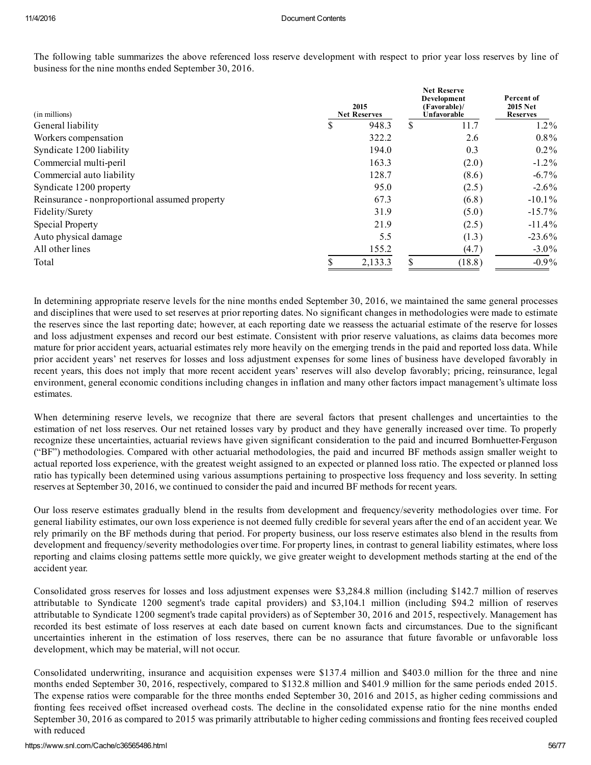The following table summarizes the above referenced loss reserve development with respect to prior year loss reserves by line of business for the nine months ended September 30, 2016.

| (in millions) | 2015 Net Reserves | Net Reserve Development (Favorable)/ Unfavorable | Percent of 2015 Net Reserves |
|---|---|---|---|
| General liability | $ 948.3 | $ 11.7 | 1.2% |
| Workers compensation | 322.2 | 2.6 | 0.8% |
| Syndicate 1200 liability | 194.0 | 0.3 | 0.2% |
| Commercial multi-peril | 163.3 | (2.0) | -1.2% |
| Commercial auto liability | 128.7 | (8.6) | -6.7% |
| Syndicate 1200 property | 95.0 | (2.5) | -2.6% |
| Reinsurance - nonproportional assumed property | 67.3 | (6.8) | -10.1% |
| Fidelity/Surety | 31.9 | (5.0) | -15.7% |
| Special Property | 21.9 | (2.5) | -11.4% |
| Auto physical damage | 5.5 | (1.3) | -23.6% |
| All other lines | 155.2 | (4.7) | -3.0% |
| Total | $ 2,133.3 | $ (18.8) | -0.9% |

In determining appropriate reserve levels for the nine months ended September 30, 2016, we maintained the same general processes and disciplines that were used to set reserves at prior reporting dates. No significant changes in methodologies were made to estimate the reserves since the last reporting date; however, at each reporting date we reassess the actuarial estimate of the reserve for losses and loss adjustment expenses and record our best estimate. Consistent with prior reserve valuations, as claims data becomes more mature for prior accident years, actuarial estimates rely more heavily on the emerging trends in the paid and reported loss data. While prior accident years' net reserves for losses and loss adjustment expenses for some lines of business have developed favorably in recent years, this does not imply that more recent accident years' reserves will also develop favorably; pricing, reinsurance, legal environment, general economic conditions including changes in inflation and many other factors impact management's ultimate loss estimates.

When determining reserve levels, we recognize that there are several factors that present challenges and uncertainties to the estimation of net loss reserves. Our net retained losses vary by product and they have generally increased over time. To properly recognize these uncertainties, actuarial reviews have given significant consideration to the paid and incurred Bornhuetter-Ferguson ("BF") methodologies. Compared with other actuarial methodologies, the paid and incurred BF methods assign smaller weight to actual reported loss experience, with the greatest weight assigned to an expected or planned loss ratio. The expected or planned loss ratio has typically been determined using various assumptions pertaining to prospective loss frequency and loss severity. In setting reserves at September 30, 2016, we continued to consider the paid and incurred BF methods for recent years.

Our loss reserve estimates gradually blend in the results from development and frequency/severity methodologies over time. For general liability estimates, our own loss experience is not deemed fully credible for several years after the end of an accident year. We rely primarily on the BF methods during that period. For property business, our loss reserve estimates also blend in the results from development and frequency/severity methodologies over time. For property lines, in contrast to general liability estimates, where loss reporting and claims closing patterns settle more quickly, we give greater weight to development methods starting at the end of the accident year.

Consolidated gross reserves for losses and loss adjustment expenses were $3,284.8 million (including $142.7 million of reserves attributable to Syndicate 1200 segment's trade capital providers) and $3,104.1 million (including $94.2 million of reserves attributable to Syndicate 1200 segment's trade capital providers) as of September 30, 2016 and 2015, respectively. Management has recorded its best estimate of loss reserves at each date based on current known facts and circumstances. Due to the significant uncertainties inherent in the estimation of loss reserves, there can be no assurance that future favorable or unfavorable loss development, which may be material, will not occur.

Consolidated underwriting, insurance and acquisition expenses were $137.4 million and $403.0 million for the three and nine months ended September 30, 2016, respectively, compared to $132.8 million and $401.9 million for the same periods ended 2015. The expense ratios were comparable for the three months ended September 30, 2016 and 2015, as higher ceding commissions and fronting fees received offset increased overhead costs. The decline in the consolidated expense ratio for the nine months ended September 30, 2016 as compared to 2015 was primarily attributable to higher ceding commissions and fronting fees received coupled with reduced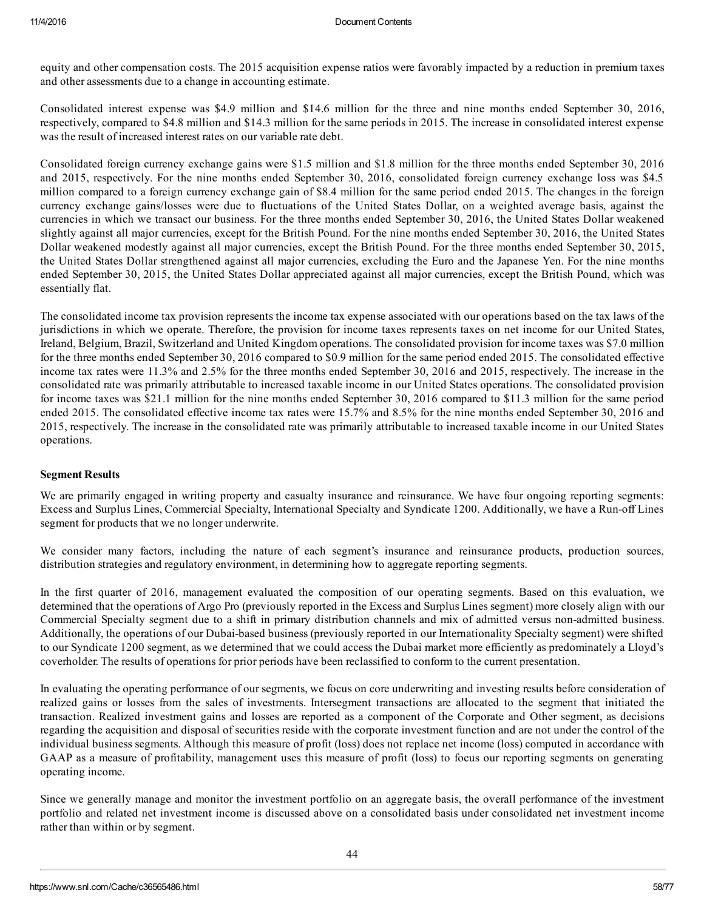equity and other compensation costs. The 2015 acquisition expense ratios were favorably impacted by a reduction in premium taxes and other assessments due to a change in accounting estimate.

Consolidated interest expense was $4.9 million and $14.6 million for the three and nine months ended September 30, 2016, respectively, compared to $4.8 million and $14.3 million for the same periods in 2015. The increase in consolidated interest expense was the result of increased interest rates on our variable rate debt.

Consolidated foreign currency exchange gains were $1.5 million and $1.8 million for the three months ended September 30, 2016 and 2015, respectively. For the nine months ended September 30, 2016, consolidated foreign currency exchange loss was $4.5 million compared to a foreign currency exchange gain of $8.4 million for the same period ended 2015. The changes in the foreign currency exchange gains/losses were due to fluctuations of the United States Dollar, on a weighted average basis, against the currencies in which we transact our business. For the three months ended September 30, 2016, the United States Dollar weakened slightly against all major currencies, except for the British Pound. For the nine months ended September 30, 2016, the United States Dollar weakened modestly against all major currencies, except the British Pound. For the three months ended September 30, 2015, the United States Dollar strengthened against all major currencies, excluding the Euro and the Japanese Yen. For the nine months ended September 30, 2015, the United States Dollar appreciated against all major currencies, except the British Pound, which was essentially flat.

The consolidated income tax provision represents the income tax expense associated with our operations based on the tax laws of the jurisdictions in which we operate. Therefore, the provision for income taxes represents taxes on net income for our United States, Ireland, Belgium, Brazil, Switzerland and United Kingdom operations. The consolidated provision for income taxes was $7.0 million for the three months ended September 30, 2016 compared to $0.9 million for the same period ended 2015. The consolidated effective income tax rates were 11.3% and 2.5% for the three months ended September 30, 2016 and 2015, respectively. The increase in the consolidated rate was primarily attributable to increased taxable income in our United States operations. The consolidated provision for income taxes was $21.1 million for the nine months ended September 30, 2016 compared to $11.3 million for the same period ended 2015. The consolidated effective income tax rates were 15.7% and 8.5% for the nine months ended September 30, 2016 and 2015, respectively. The increase in the consolidated rate was primarily attributable to increased taxable income in our United States operations.

**Segment Results**

We are primarily engaged in writing property and casualty insurance and reinsurance. We have four ongoing reporting segments: Excess and Surplus Lines, Commercial Specialty, International Specialty and Syndicate 1200. Additionally, we have a Run-off Lines segment for products that we no longer underwrite.

We consider many factors, including the nature of each segment's insurance and reinsurance products, production sources, distribution strategies and regulatory environment, in determining how to aggregate reporting segments.

In the first quarter of 2016, management evaluated the composition of our operating segments. Based on this evaluation, we determined that the operations of Argo Pro (previously reported in the Excess and Surplus Lines segment) more closely align with our Commercial Specialty segment due to a shift in primary distribution channels and mix of admitted versus non-admitted business. Additionally, the operations of our Dubai-based business (previously reported in our Internationality Specialty segment) were shifted to our Syndicate 1200 segment, as we determined that we could access the Dubai market more efficiently as predominately a Lloyd's coverholder. The results of operations for prior periods have been reclassified to conform to the current presentation.

In evaluating the operating performance of our segments, we focus on core underwriting and investing results before consideration of realized gains or losses from the sales of investments. Intersegment transactions are allocated to the segment that initiated the transaction. Realized investment gains and losses are reported as a component of the Corporate and Other segment, as decisions regarding the acquisition and disposal of securities reside with the corporate investment function and are not under the control of the individual business segments. Although this measure of profit (loss) does not replace net income (loss) computed in accordance with GAAP as a measure of profitability, management uses this measure of profit (loss) to focus our reporting segments on generating operating income.

Since we generally manage and monitor the investment portfolio on an aggregate basis, the overall performance of the investment portfolio and related net investment income is discussed above on a consolidated basis under consolidated net investment income rather than within or by segment.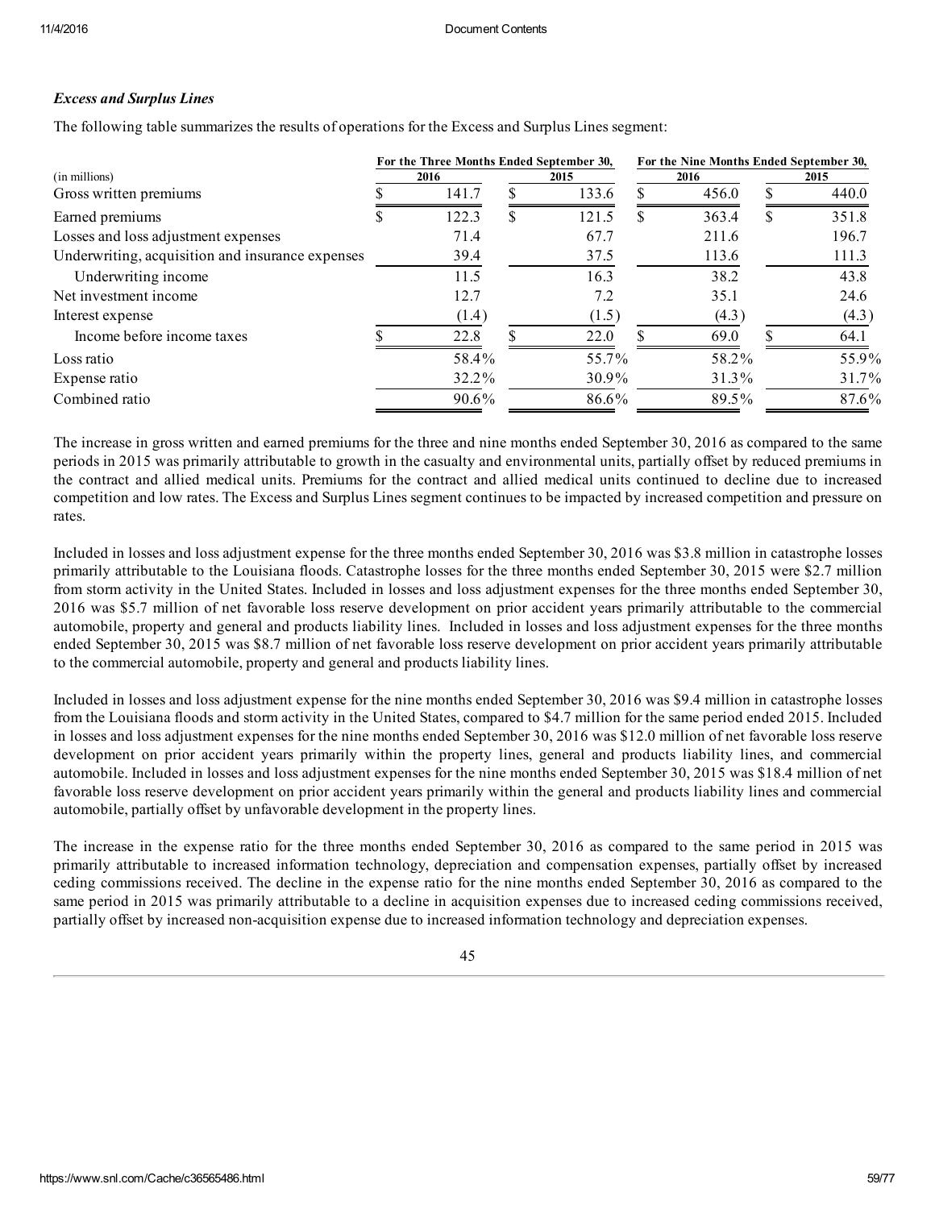### *Excess and Surplus Lines*

The following table summarizes the results of operations for the Excess and Surplus Lines segment:

| (in millions) | For the Three Months Ended September 30, 2016 | For the Three Months Ended September 30, 2015 | For the Nine Months Ended September 30, 2016 | For the Nine Months Ended September 30, 2015 |
|---|---|---|---|---|
| Gross written premiums | $ 141.7 | $ 133.6 | $ 456.0 | $ 440.0 |
| Earned premiums | $ 122.3 | $ 121.5 | $ 363.4 | $ 351.8 |
| Losses and loss adjustment expenses | 71.4 | 67.7 | 211.6 | 196.7 |
| Underwriting, acquisition and insurance expenses | 39.4 | 37.5 | 113.6 | 111.3 |
| Underwriting income | 11.5 | 16.3 | 38.2 | 43.8 |
| Net investment income | 12.7 | 7.2 | 35.1 | 24.6 |
| Interest expense | (1.4) | (1.5) | (4.3) | (4.3) |
| Income before income taxes | $ 22.8 | $ 22.0 | $ 69.0 | $ 64.1 |
| Loss ratio | 58.4% | 55.7% | 58.2% | 55.9% |
| Expense ratio | 32.2% | 30.9% | 31.3% | 31.7% |
| Combined ratio | 90.6% | 86.6% | 89.5% | 87.6% |

The increase in gross written and earned premiums for the three and nine months ended September 30, 2016 as compared to the same periods in 2015 was primarily attributable to growth in the casualty and environmental units, partially offset by reduced premiums in the contract and allied medical units. Premiums for the contract and allied medical units continued to decline due to increased competition and low rates. The Excess and Surplus Lines segment continues to be impacted by increased competition and pressure on rates.

Included in losses and loss adjustment expense for the three months ended September 30, 2016 was $3.8 million in catastrophe losses primarily attributable to the Louisiana floods. Catastrophe losses for the three months ended September 30, 2015 were $2.7 million from storm activity in the United States. Included in losses and loss adjustment expenses for the three months ended September 30, 2016 was $5.7 million of net favorable loss reserve development on prior accident years primarily attributable to the commercial automobile, property and general and products liability lines. Included in losses and loss adjustment expenses for the three months ended September 30, 2015 was $8.7 million of net favorable loss reserve development on prior accident years primarily attributable to the commercial automobile, property and general and products liability lines.

Included in losses and loss adjustment expense for the nine months ended September 30, 2016 was $9.4 million in catastrophe losses from the Louisiana floods and storm activity in the United States, compared to $4.7 million for the same period ended 2015. Included in losses and loss adjustment expenses for the nine months ended September 30, 2016 was $12.0 million of net favorable loss reserve development on prior accident years primarily within the property lines, general and products liability lines, and commercial automobile. Included in losses and loss adjustment expenses for the nine months ended September 30, 2015 was $18.4 million of net favorable loss reserve development on prior accident years primarily within the general and products liability lines and commercial automobile, partially offset by unfavorable development in the property lines.

The increase in the expense ratio for the three months ended September 30, 2016 as compared to the same period in 2015 was primarily attributable to increased information technology, depreciation and compensation expenses, partially offset by increased ceding commissions received. The decline in the expense ratio for the nine months ended September 30, 2016 as compared to the same period in 2015 was primarily attributable to a decline in acquisition expenses due to increased ceding commissions received, partially offset by increased non-acquisition expense due to increased information technology and depreciation expenses.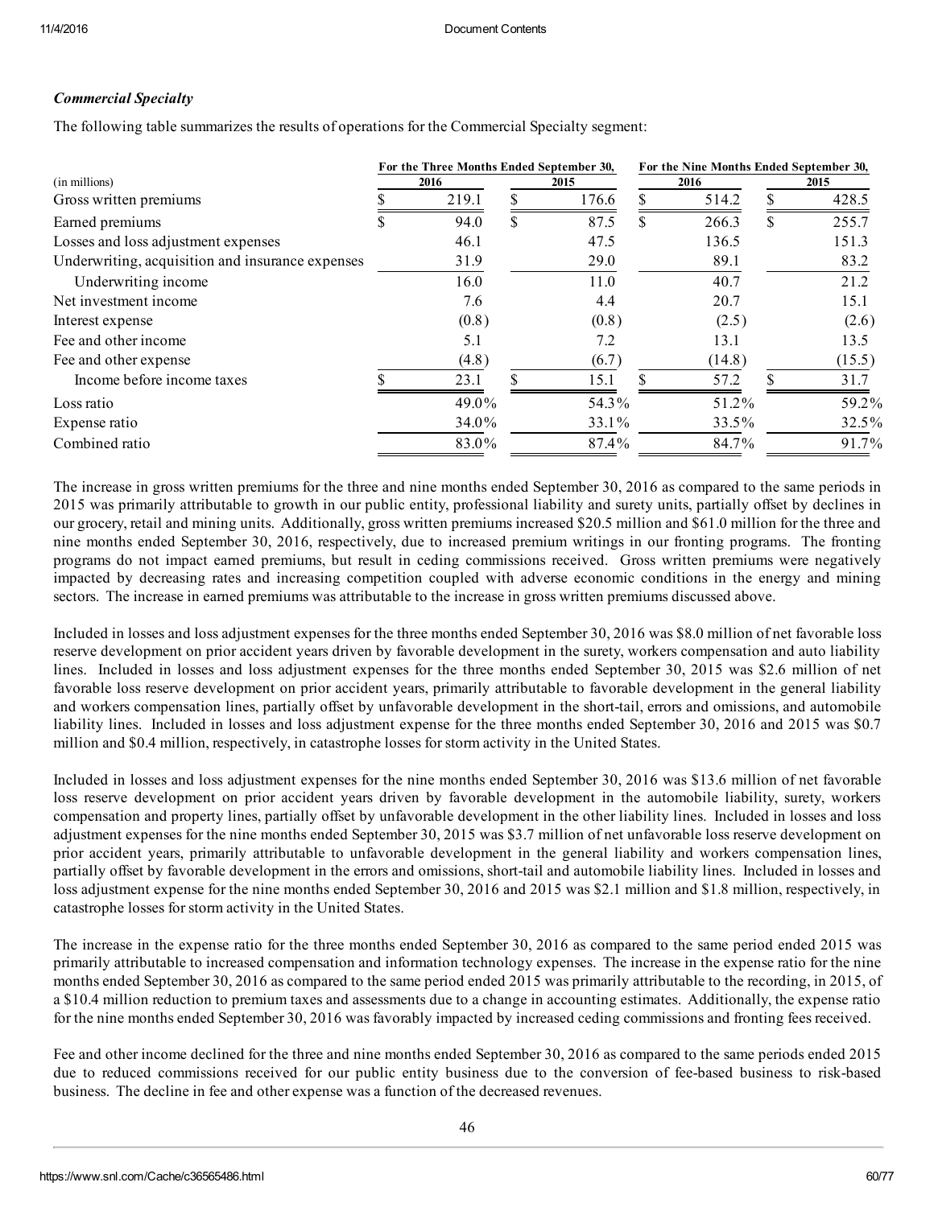### *Commercial Specialty*

The following table summarizes the results of operations for the Commercial Specialty segment:

| (in millions) | For the Three Months Ended September 30, 2016 | For the Three Months Ended September 30, 2015 | For the Nine Months Ended September 30, 2016 | For the Nine Months Ended September 30, 2015 |
|---|---|---|---|---|
| Gross written premiums | $ 219.1 | $ 176.6 | $ 514.2 | $ 428.5 |
| Earned premiums | $ 94.0 | $ 87.5 | $ 266.3 | $ 255.7 |
| Losses and loss adjustment expenses | 46.1 | 47.5 | 136.5 | 151.3 |
| Underwriting, acquisition and insurance expenses | 31.9 | 29.0 | 89.1 | 83.2 |
| Underwriting income | 16.0 | 11.0 | 40.7 | 21.2 |
| Net investment income | 7.6 | 4.4 | 20.7 | 15.1 |
| Interest expense | (0.8) | (0.8) | (2.5) | (2.6) |
| Fee and other income | 5.1 | 7.2 | 13.1 | 13.5 |
| Fee and other expense | (4.8) | (6.7) | (14.8) | (15.5) |
| Income before income taxes | $ 23.1 | $ 15.1 | $ 57.2 | $ 31.7 |
| Loss ratio | 49.0% | 54.3% | 51.2% | 59.2% |
| Expense ratio | 34.0% | 33.1% | 33.5% | 32.5% |
| Combined ratio | 83.0% | 87.4% | 84.7% | 91.7% |

The increase in gross written premiums for the three and nine months ended September 30, 2016 as compared to the same periods in 2015 was primarily attributable to growth in our public entity, professional liability and surety units, partially offset by declines in our grocery, retail and mining units. Additionally, gross written premiums increased $20.5 million and $61.0 million for the three and nine months ended September 30, 2016, respectively, due to increased premium writings in our fronting programs. The fronting programs do not impact earned premiums, but result in ceding commissions received. Gross written premiums were negatively impacted by decreasing rates and increasing competition coupled with adverse economic conditions in the energy and mining sectors. The increase in earned premiums was attributable to the increase in gross written premiums discussed above.

Included in losses and loss adjustment expenses for the three months ended September 30, 2016 was $8.0 million of net favorable loss reserve development on prior accident years driven by favorable development in the surety, workers compensation and auto liability lines. Included in losses and loss adjustment expenses for the three months ended September 30, 2015 was $2.6 million of net favorable loss reserve development on prior accident years, primarily attributable to favorable development in the general liability and workers compensation lines, partially offset by unfavorable development in the short-tail, errors and omissions, and automobile liability lines. Included in losses and loss adjustment expense for the three months ended September 30, 2016 and 2015 was $0.7 million and $0.4 million, respectively, in catastrophe losses for storm activity in the United States.

Included in losses and loss adjustment expenses for the nine months ended September 30, 2016 was $13.6 million of net favorable loss reserve development on prior accident years driven by favorable development in the automobile liability, surety, workers compensation and property lines, partially offset by unfavorable development in the other liability lines. Included in losses and loss adjustment expenses for the nine months ended September 30, 2015 was $3.7 million of net unfavorable loss reserve development on prior accident years, primarily attributable to unfavorable development in the general liability and workers compensation lines, partially offset by favorable development in the errors and omissions, short-tail and automobile liability lines. Included in losses and loss adjustment expense for the nine months ended September 30, 2016 and 2015 was $2.1 million and $1.8 million, respectively, in catastrophe losses for storm activity in the United States.

The increase in the expense ratio for the three months ended September 30, 2016 as compared to the same period ended 2015 was primarily attributable to increased compensation and information technology expenses. The increase in the expense ratio for the nine months ended September 30, 2016 as compared to the same period ended 2015 was primarily attributable to the recording, in 2015, of a $10.4 million reduction to premium taxes and assessments due to a change in accounting estimates. Additionally, the expense ratio for the nine months ended September 30, 2016 was favorably impacted by increased ceding commissions and fronting fees received.

Fee and other income declined for the three and nine months ended September 30, 2016 as compared to the same periods ended 2015 due to reduced commissions received for our public entity business due to the conversion of fee-based business to risk-based business. The decline in fee and other expense was a function of the decreased revenues.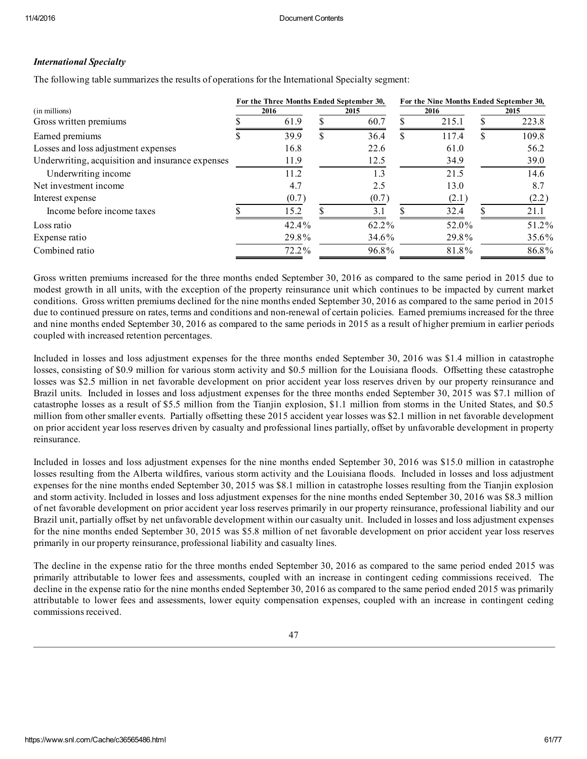### *International Specialty*

The following table summarizes the results of operations for the International Specialty segment:

| (in millions) | For the Three Months Ended September 30, 2016 | For the Three Months Ended September 30, 2015 | For the Nine Months Ended September 30, 2016 | For the Nine Months Ended September 30, 2015 |
|---|---|---|---|---|
| Gross written premiums | $ 61.9 | $ 60.7 | $ 215.1 | $ 223.8 |
| Earned premiums | $ 39.9 | $ 36.4 | $ 117.4 | $ 109.8 |
| Losses and loss adjustment expenses | 16.8 | 22.6 | 61.0 | 56.2 |
| Underwriting, acquisition and insurance expenses | 11.9 | 12.5 | 34.9 | 39.0 |
| Underwriting income | 11.2 | 1.3 | 21.5 | 14.6 |
| Net investment income | 4.7 | 2.5 | 13.0 | 8.7 |
| Interest expense | (0.7) | (0.7) | (2.1) | (2.2) |
| Income before income taxes | $ 15.2 | $ 3.1 | $ 32.4 | $ 21.1 |
| Loss ratio | 42.4% | 62.2% | 52.0% | 51.2% |
| Expense ratio | 29.8% | 34.6% | 29.8% | 35.6% |
| Combined ratio | 72.2% | 96.8% | 81.8% | 86.8% |

Gross written premiums increased for the three months ended September 30, 2016 as compared to the same period in 2015 due to modest growth in all units, with the exception of the property reinsurance unit which continues to be impacted by current market conditions. Gross written premiums declined for the nine months ended September 30, 2016 as compared to the same period in 2015 due to continued pressure on rates, terms and conditions and non-renewal of certain policies. Earned premiums increased for the three and nine months ended September 30, 2016 as compared to the same periods in 2015 as a result of higher premium in earlier periods coupled with increased retention percentages.

Included in losses and loss adjustment expenses for the three months ended September 30, 2016 was $1.4 million in catastrophe losses, consisting of $0.9 million for various storm activity and $0.5 million for the Louisiana floods. Offsetting these catastrophe losses was $2.5 million in net favorable development on prior accident year loss reserves driven by our property reinsurance and Brazil units. Included in losses and loss adjustment expenses for the three months ended September 30, 2015 was $7.1 million of catastrophe losses as a result of $5.5 million from the Tianjin explosion, $1.1 million from storms in the United States, and $0.5 million from other smaller events. Partially offsetting these 2015 accident year losses was $2.1 million in net favorable development on prior accident year loss reserves driven by casualty and professional lines partially, offset by unfavorable development in property reinsurance.

Included in losses and loss adjustment expenses for the nine months ended September 30, 2016 was $15.0 million in catastrophe losses resulting from the Alberta wildfires, various storm activity and the Louisiana floods. Included in losses and loss adjustment expenses for the nine months ended September 30, 2015 was $8.1 million in catastrophe losses resulting from the Tianjin explosion and storm activity. Included in losses and loss adjustment expenses for the nine months ended September 30, 2016 was $8.3 million of net favorable development on prior accident year loss reserves primarily in our property reinsurance, professional liability and our Brazil unit, partially offset by net unfavorable development within our casualty unit. Included in losses and loss adjustment expenses for the nine months ended September 30, 2015 was $5.8 million of net favorable development on prior accident year loss reserves primarily in our property reinsurance, professional liability and casualty lines.

The decline in the expense ratio for the three months ended September 30, 2016 as compared to the same period ended 2015 was primarily attributable to lower fees and assessments, coupled with an increase in contingent ceding commissions received. The decline in the expense ratio for the nine months ended September 30, 2016 as compared to the same period ended 2015 was primarily attributable to lower fees and assessments, lower equity compensation expenses, coupled with an increase in contingent ceding commissions received.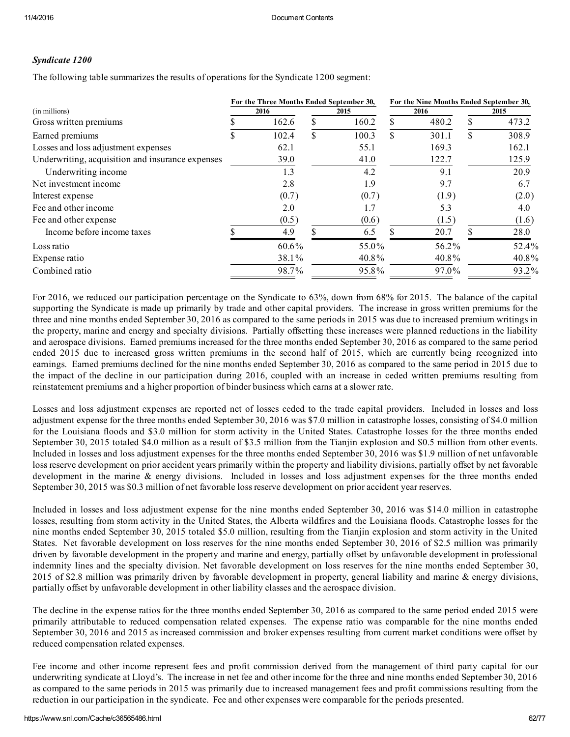*Syndicate 1200*

The following table summarizes the results of operations for the Syndicate 1200 segment:

| (in millions) | For the Three Months Ended September 30, 2016 | For the Three Months Ended September 30, 2015 | For the Nine Months Ended September 30, 2016 | For the Nine Months Ended September 30, 2015 |
|---|---|---|---|---|
| Gross written premiums | $ 162.6 | $ 160.2 | $ 480.2 | $ 473.2 |
| Earned premiums | $ 102.4 | $ 100.3 | $ 301.1 | $ 308.9 |
| Losses and loss adjustment expenses | 62.1 | 55.1 | 169.3 | 162.1 |
| Underwriting, acquisition and insurance expenses | 39.0 | 41.0 | 122.7 | 125.9 |
| Underwriting income | 1.3 | 4.2 | 9.1 | 20.9 |
| Net investment income | 2.8 | 1.9 | 9.7 | 6.7 |
| Interest expense | (0.7) | (0.7) | (1.9) | (2.0) |
| Fee and other income | 2.0 | 1.7 | 5.3 | 4.0 |
| Fee and other expense | (0.5) | (0.6) | (1.5) | (1.6) |
| Income before income taxes | $ 4.9 | $ 6.5 | $ 20.7 | $ 28.0 |
| Loss ratio | 60.6% | 55.0% | 56.2% | 52.4% |
| Expense ratio | 38.1% | 40.8% | 40.8% | 40.8% |
| Combined ratio | 98.7% | 95.8% | 97.0% | 93.2% |

For 2016, we reduced our participation percentage on the Syndicate to 63%, down from 68% for 2015. The balance of the capital supporting the Syndicate is made up primarily by trade and other capital providers. The increase in gross written premiums for the three and nine months ended September 30, 2016 as compared to the same periods in 2015 was due to increased premium writings in the property, marine and energy and specialty divisions. Partially offsetting these increases were planned reductions in the liability and aerospace divisions. Earned premiums increased for the three months ended September 30, 2016 as compared to the same period ended 2015 due to increased gross written premiums in the second half of 2015, which are currently being recognized into earnings. Earned premiums declined for the nine months ended September 30, 2016 as compared to the same period in 2015 due to the impact of the decline in our participation during 2016, coupled with an increase in ceded written premiums resulting from reinstatement premiums and a higher proportion of binder business which earns at a slower rate.

Losses and loss adjustment expenses are reported net of losses ceded to the trade capital providers. Included in losses and loss adjustment expense for the three months ended September 30, 2016 was $7.0 million in catastrophe losses, consisting of $4.0 million for the Louisiana floods and $3.0 million for storm activity in the United States. Catastrophe losses for the three months ended September 30, 2015 totaled $4.0 million as a result of $3.5 million from the Tianjin explosion and $0.5 million from other events. Included in losses and loss adjustment expenses for the three months ended September 30, 2016 was $1.9 million of net unfavorable loss reserve development on prior accident years primarily within the property and liability divisions, partially offset by net favorable development in the marine & energy divisions. Included in losses and loss adjustment expenses for the three months ended September 30, 2015 was $0.3 million of net favorable loss reserve development on prior accident year reserves.

Included in losses and loss adjustment expense for the nine months ended September 30, 2016 was $14.0 million in catastrophe losses, resulting from storm activity in the United States, the Alberta wildfires and the Louisiana floods. Catastrophe losses for the nine months ended September 30, 2015 totaled $5.0 million, resulting from the Tianjin explosion and storm activity in the United States. Net favorable development on loss reserves for the nine months ended September 30, 2016 of $2.5 million was primarily driven by favorable development in the property and marine and energy, partially offset by unfavorable development in professional indemnity lines and the specialty division. Net favorable development on loss reserves for the nine months ended September 30, 2015 of $2.8 million was primarily driven by favorable development in property, general liability and marine & energy divisions, partially offset by unfavorable development in other liability classes and the aerospace division.

The decline in the expense ratios for the three months ended September 30, 2016 as compared to the same period ended 2015 were primarily attributable to reduced compensation related expenses. The expense ratio was comparable for the nine months ended September 30, 2016 and 2015 as increased commission and broker expenses resulting from current market conditions were offset by reduced compensation related expenses.

Fee income and other income represent fees and profit commission derived from the management of third party capital for our underwriting syndicate at Lloyd's. The increase in net fee and other income for the three and nine months ended September 30, 2016 as compared to the same periods in 2015 was primarily due to increased management fees and profit commissions resulting from the reduction in our participation in the syndicate. Fee and other expenses were comparable for the periods presented.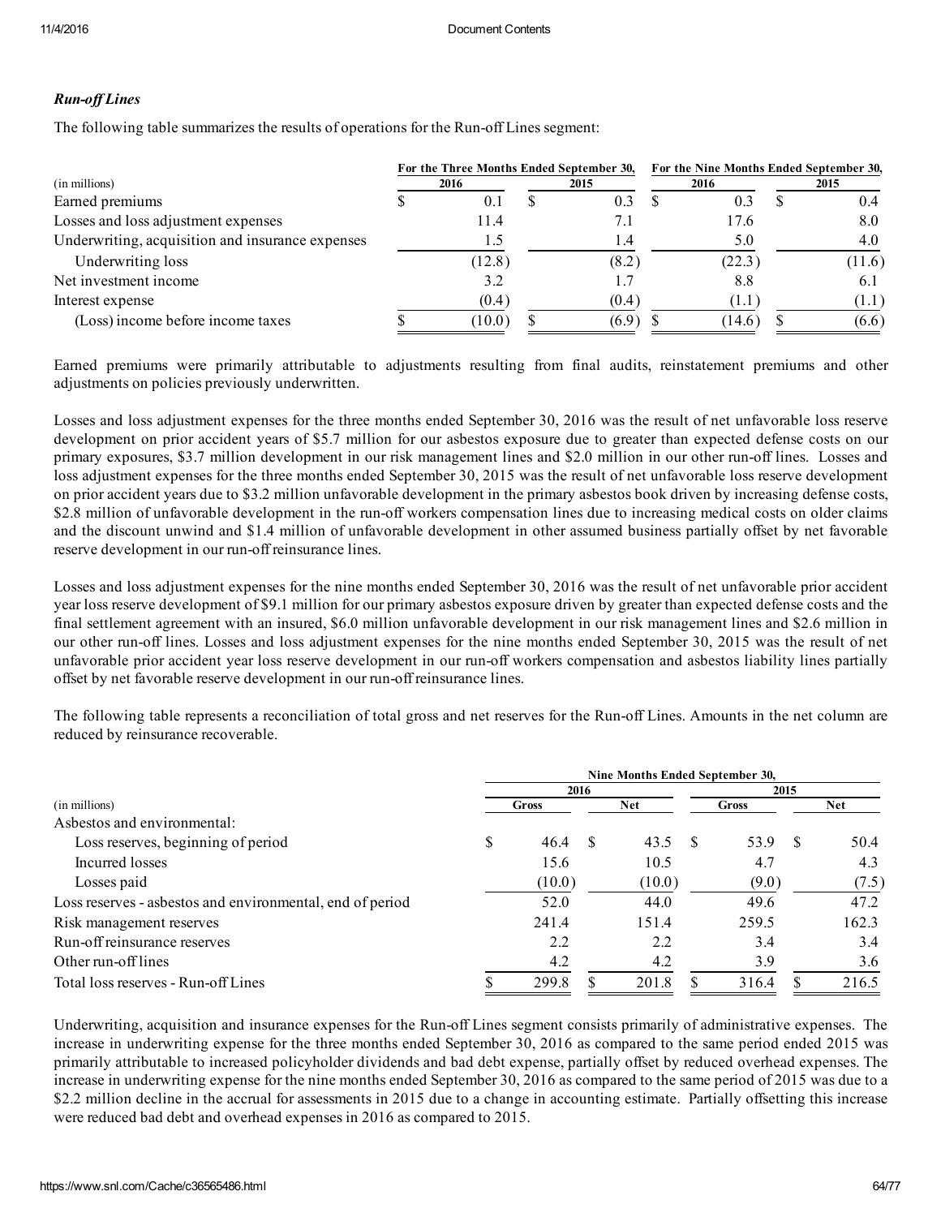### *Run-off Lines*

The following table summarizes the results of operations for the Run-off Lines segment:

| (in millions) | For the Three Months Ended September 30, 2016 | For the Three Months Ended September 30, 2015 | For the Nine Months Ended September 30, 2016 | For the Nine Months Ended September 30, 2015 |
|---|---|---|---|---|
| Earned premiums | $ 0.1 | $ 0.3 | $ 0.3 | $ 0.4 |
| Losses and loss adjustment expenses | 11.4 | 7.1 | 17.6 | 8.0 |
| Underwriting, acquisition and insurance expenses | 1.5 | 1.4 | 5.0 | 4.0 |
| Underwriting loss | (12.8) | (8.2) | (22.3) | (11.6) |
| Net investment income | 3.2 | 1.7 | 8.8 | 6.1 |
| Interest expense | (0.4) | (0.4) | (1.1) | (1.1) |
| (Loss) income before income taxes | $ (10.0) | $ (6.9) | $ (14.6) | $ (6.6) |

Earned premiums were primarily attributable to adjustments resulting from final audits, reinstatement premiums and other adjustments on policies previously underwritten.

Losses and loss adjustment expenses for the three months ended September 30, 2016 was the result of net unfavorable loss reserve development on prior accident years of $5.7 million for our asbestos exposure due to greater than expected defense costs on our primary exposures, $3.7 million development in our risk management lines and $2.0 million in our other run-off lines. Losses and loss adjustment expenses for the three months ended September 30, 2015 was the result of net unfavorable loss reserve development on prior accident years due to $3.2 million unfavorable development in the primary asbestos book driven by increasing defense costs, $2.8 million of unfavorable development in the run-off workers compensation lines due to increasing medical costs on older claims and the discount unwind and $1.4 million of unfavorable development in other assumed business partially offset by net favorable reserve development in our run-off reinsurance lines.

Losses and loss adjustment expenses for the nine months ended September 30, 2016 was the result of net unfavorable prior accident year loss reserve development of $9.1 million for our primary asbestos exposure driven by greater than expected defense costs and the final settlement agreement with an insured, $6.0 million unfavorable development in our risk management lines and $2.6 million in our other run-off lines. Losses and loss adjustment expenses for the nine months ended September 30, 2015 was the result of net unfavorable prior accident year loss reserve development in our run-off workers compensation and asbestos liability lines partially offset by net favorable reserve development in our run-off reinsurance lines.

The following table represents a reconciliation of total gross and net reserves for the Run-off Lines. Amounts in the net column are reduced by reinsurance recoverable.

| | Nine Months Ended September 30, | | | |
|---|---|---|---|---|
| | 2016 | | 2015 | |
| (in millions) | Gross | Net | Gross | Net |
| Asbestos and environmental: | | | | |
| Loss reserves, beginning of period | $ 46.4 | $ 43.5 | $ 53.9 | $ 50.4 |
| Incurred losses | 15.6 | 10.5 | 4.7 | 4.3 |
| Losses paid | (10.0) | (10.0) | (9.0) | (7.5) |
| Loss reserves - asbestos and environmental, end of period | 52.0 | 44.0 | 49.6 | 47.2 |
| Risk management reserves | 241.4 | 151.4 | 259.5 | 162.3 |
| Run-off reinsurance reserves | 2.2 | 2.2 | 3.4 | 3.4 |
| Other run-off lines | 4.2 | 4.2 | 3.9 | 3.6 |
| Total loss reserves - Run-off Lines | $ 299.8 | $ 201.8 | $ 316.4 | $ 216.5 |

Underwriting, acquisition and insurance expenses for the Run-off Lines segment consists primarily of administrative expenses. The increase in underwriting expense for the three months ended September 30, 2016 as compared to the same period ended 2015 was primarily attributable to increased policyholder dividends and bad debt expense, partially offset by reduced overhead expenses. The increase in underwriting expense for the nine months ended September 30, 2016 as compared to the same period of 2015 was due to a $2.2 million decline in the accrual for assessments in 2015 due to a change in accounting estimate. Partially offsetting this increase were reduced bad debt and overhead expenses in 2016 as compared to 2015.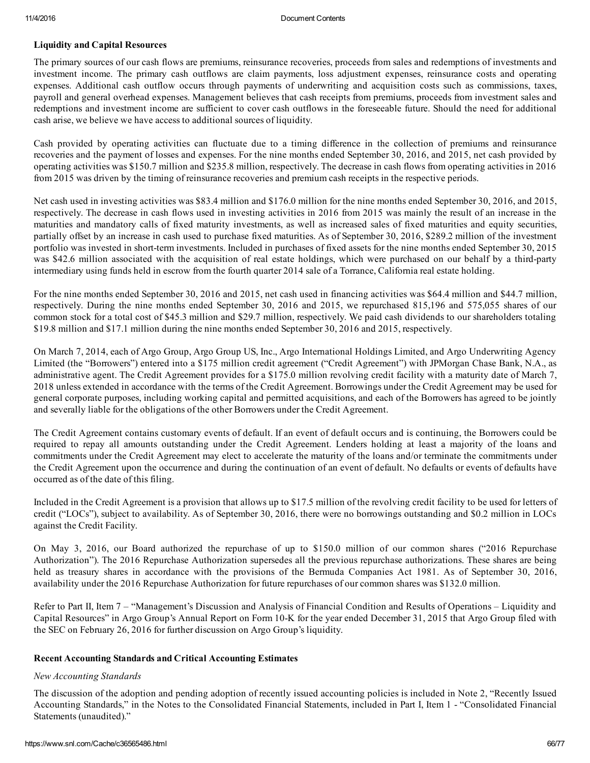**Liquidity and Capital Resources**

The primary sources of our cash flows are premiums, reinsurance recoveries, proceeds from sales and redemptions of investments and investment income. The primary cash outflows are claim payments, loss adjustment expenses, reinsurance costs and operating expenses. Additional cash outflow occurs through payments of underwriting and acquisition costs such as commissions, taxes, payroll and general overhead expenses. Management believes that cash receipts from premiums, proceeds from investment sales and redemptions and investment income are sufficient to cover cash outflows in the foreseeable future. Should the need for additional cash arise, we believe we have access to additional sources of liquidity.

Cash provided by operating activities can fluctuate due to a timing difference in the collection of premiums and reinsurance recoveries and the payment of losses and expenses. For the nine months ended September 30, 2016, and 2015, net cash provided by operating activities was $150.7 million and $235.8 million, respectively. The decrease in cash flows from operating activities in 2016 from 2015 was driven by the timing of reinsurance recoveries and premium cash receipts in the respective periods.

Net cash used in investing activities was $83.4 million and $176.0 million for the nine months ended September 30, 2016, and 2015, respectively. The decrease in cash flows used in investing activities in 2016 from 2015 was mainly the result of an increase in the maturities and mandatory calls of fixed maturity investments, as well as increased sales of fixed maturities and equity securities, partially offset by an increase in cash used to purchase fixed maturities. As of September 30, 2016, $289.2 million of the investment portfolio was invested in short-term investments. Included in purchases of fixed assets for the nine months ended September 30, 2015 was $42.6 million associated with the acquisition of real estate holdings, which were purchased on our behalf by a third-party intermediary using funds held in escrow from the fourth quarter 2014 sale of a Torrance, California real estate holding.

For the nine months ended September 30, 2016 and 2015, net cash used in financing activities was $64.4 million and $44.7 million, respectively. During the nine months ended September 30, 2016 and 2015, we repurchased 815,196 and 575,055 shares of our common stock for a total cost of $45.3 million and $29.7 million, respectively. We paid cash dividends to our shareholders totaling $19.8 million and $17.1 million during the nine months ended September 30, 2016 and 2015, respectively.

On March 7, 2014, each of Argo Group, Argo Group US, Inc., Argo International Holdings Limited, and Argo Underwriting Agency Limited (the "Borrowers") entered into a $175 million credit agreement ("Credit Agreement") with JPMorgan Chase Bank, N.A., as administrative agent. The Credit Agreement provides for a $175.0 million revolving credit facility with a maturity date of March 7, 2018 unless extended in accordance with the terms of the Credit Agreement. Borrowings under the Credit Agreement may be used for general corporate purposes, including working capital and permitted acquisitions, and each of the Borrowers has agreed to be jointly and severally liable for the obligations of the other Borrowers under the Credit Agreement.

The Credit Agreement contains customary events of default. If an event of default occurs and is continuing, the Borrowers could be required to repay all amounts outstanding under the Credit Agreement. Lenders holding at least a majority of the loans and commitments under the Credit Agreement may elect to accelerate the maturity of the loans and/or terminate the commitments under the Credit Agreement upon the occurrence and during the continuation of an event of default. No defaults or events of defaults have occurred as of the date of this filing.

Included in the Credit Agreement is a provision that allows up to $17.5 million of the revolving credit facility to be used for letters of credit ("LOCs"), subject to availability. As of September 30, 2016, there were no borrowings outstanding and $0.2 million in LOCs against the Credit Facility.

On May 3, 2016, our Board authorized the repurchase of up to $150.0 million of our common shares ("2016 Repurchase Authorization"). The 2016 Repurchase Authorization supersedes all the previous repurchase authorizations. These shares are being held as treasury shares in accordance with the provisions of the Bermuda Companies Act 1981. As of September 30, 2016, availability under the 2016 Repurchase Authorization for future repurchases of our common shares was $132.0 million.

Refer to Part II, Item 7 – "Management's Discussion and Analysis of Financial Condition and Results of Operations – Liquidity and Capital Resources" in Argo Group's Annual Report on Form 10-K for the year ended December 31, 2015 that Argo Group filed with the SEC on February 26, 2016 for further discussion on Argo Group's liquidity.

**Recent Accounting Standards and Critical Accounting Estimates**

*New Accounting Standards*

The discussion of the adoption and pending adoption of recently issued accounting policies is included in Note 2, "Recently Issued Accounting Standards," in the Notes to the Consolidated Financial Statements, included in Part I, Item 1 - "Consolidated Financial Statements (unaudited)."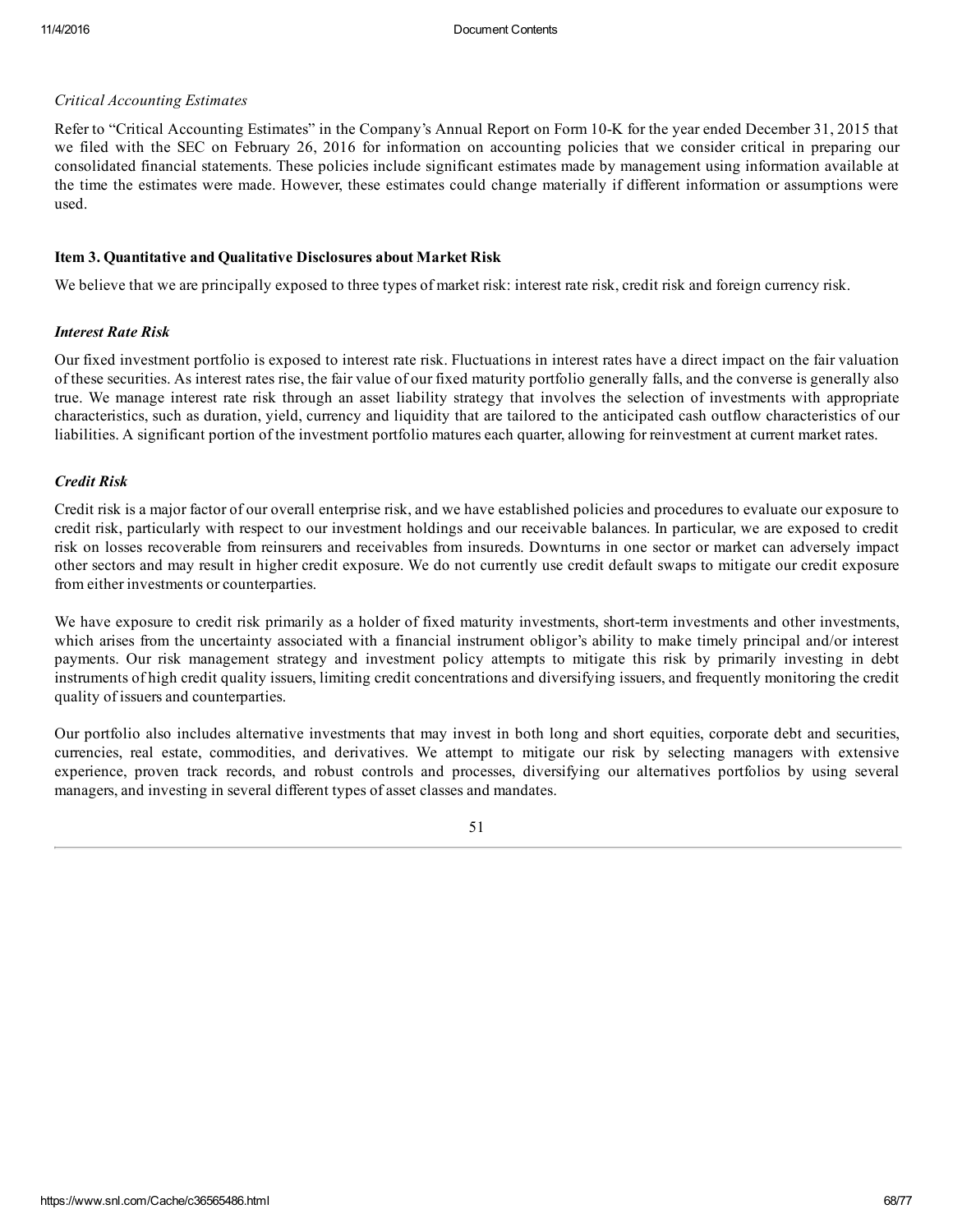*Critical Accounting Estimates*

Refer to "Critical Accounting Estimates" in the Company's Annual Report on Form 10-K for the year ended December 31, 2015 that we filed with the SEC on February 26, 2016 for information on accounting policies that we consider critical in preparing our consolidated financial statements. These policies include significant estimates made by management using information available at the time the estimates were made. However, these estimates could change materially if different information or assumptions were used.

### Item 3. Quantitative and Qualitative Disclosures about Market Risk

We believe that we are principally exposed to three types of market risk: interest rate risk, credit risk and foreign currency risk.

***Interest Rate Risk***

Our fixed investment portfolio is exposed to interest rate risk. Fluctuations in interest rates have a direct impact on the fair valuation of these securities. As interest rates rise, the fair value of our fixed maturity portfolio generally falls, and the converse is generally also true. We manage interest rate risk through an asset liability strategy that involves the selection of investments with appropriate characteristics, such as duration, yield, currency and liquidity that are tailored to the anticipated cash outflow characteristics of our liabilities. A significant portion of the investment portfolio matures each quarter, allowing for reinvestment at current market rates.

***Credit Risk***

Credit risk is a major factor of our overall enterprise risk, and we have established policies and procedures to evaluate our exposure to credit risk, particularly with respect to our investment holdings and our receivable balances. In particular, we are exposed to credit risk on losses recoverable from reinsurers and receivables from insureds. Downturns in one sector or market can adversely impact other sectors and may result in higher credit exposure. We do not currently use credit default swaps to mitigate our credit exposure from either investments or counterparties.

We have exposure to credit risk primarily as a holder of fixed maturity investments, short-term investments and other investments, which arises from the uncertainty associated with a financial instrument obligor's ability to make timely principal and/or interest payments. Our risk management strategy and investment policy attempts to mitigate this risk by primarily investing in debt instruments of high credit quality issuers, limiting credit concentrations and diversifying issuers, and frequently monitoring the credit quality of issuers and counterparties.

Our portfolio also includes alternative investments that may invest in both long and short equities, corporate debt and securities, currencies, real estate, commodities, and derivatives. We attempt to mitigate our risk by selecting managers with extensive experience, proven track records, and robust controls and processes, diversifying our alternatives portfolios by using several managers, and investing in several different types of asset classes and mandates.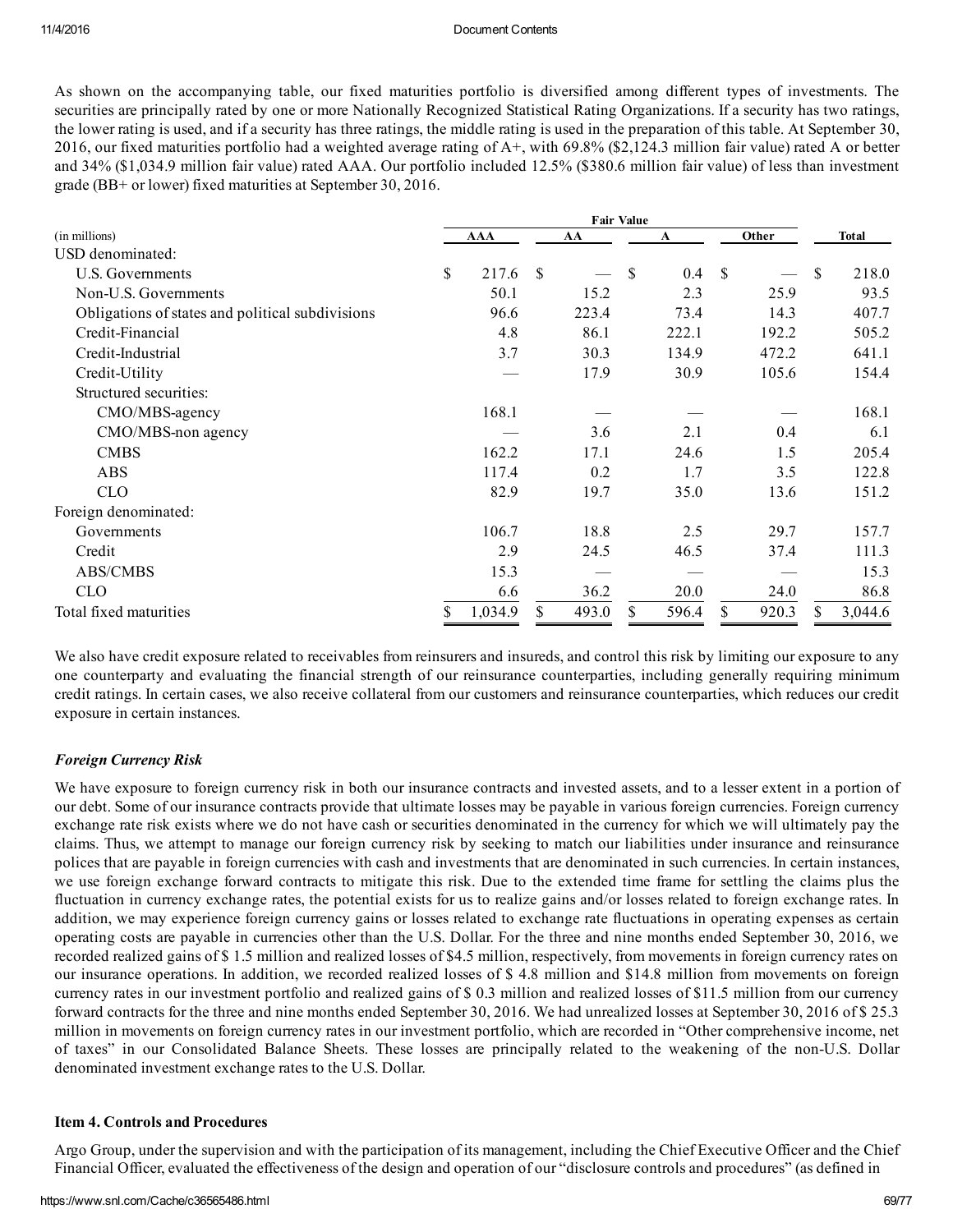As shown on the accompanying table, our fixed maturities portfolio is diversified among different types of investments. The securities are principally rated by one or more Nationally Recognized Statistical Rating Organizations. If a security has two ratings, the lower rating is used, and if a security has three ratings, the middle rating is used in the preparation of this table. At September 30, 2016, our fixed maturities portfolio had a weighted average rating of A+, with 69.8% ($2,124.3 million fair value) rated A or better and 34% ($1,034.9 million fair value) rated AAA. Our portfolio included 12.5% ($380.6 million fair value) of less than investment grade (BB+ or lower) fixed maturities at September 30, 2016.

| | Fair Value | | | | |
|---|---|---|---|---|---|
| (in millions) | AAA | AA | A | Other | Total |
| USD denominated: | | | | | |
| U.S. Governments | $ 217.6 | $ — | $ 0.4 | $ — | $ 218.0 |
| Non-U.S. Governments | 50.1 | 15.2 | 2.3 | 25.9 | 93.5 |
| Obligations of states and political subdivisions | 96.6 | 223.4 | 73.4 | 14.3 | 407.7 |
| Credit-Financial | 4.8 | 86.1 | 222.1 | 192.2 | 505.2 |
| Credit-Industrial | 3.7 | 30.3 | 134.9 | 472.2 | 641.1 |
| Credit-Utility | — | 17.9 | 30.9 | 105.6 | 154.4 |
| Structured securities: | | | | | |
| CMO/MBS-agency | 168.1 | — | — | — | 168.1 |
| CMO/MBS-non agency | — | 3.6 | 2.1 | 0.4 | 6.1 |
| CMBS | 162.2 | 17.1 | 24.6 | 1.5 | 205.4 |
| ABS | 117.4 | 0.2 | 1.7 | 3.5 | 122.8 |
| CLO | 82.9 | 19.7 | 35.0 | 13.6 | 151.2 |
| Foreign denominated: | | | | | |
| Governments | 106.7 | 18.8 | 2.5 | 29.7 | 157.7 |
| Credit | 2.9 | 24.5 | 46.5 | 37.4 | 111.3 |
| ABS/CMBS | 15.3 | — | — | — | 15.3 |
| CLO | 6.6 | 36.2 | 20.0 | 24.0 | 86.8 |
| Total fixed maturities | $ 1,034.9 | $ 493.0 | $ 596.4 | $ 920.3 | $ 3,044.6 |

We also have credit exposure related to receivables from reinsurers and insureds, and control this risk by limiting our exposure to any one counterparty and evaluating the financial strength of our reinsurance counterparties, including generally requiring minimum credit ratings. In certain cases, we also receive collateral from our customers and reinsurance counterparties, which reduces our credit exposure in certain instances.

### *Foreign Currency Risk*

We have exposure to foreign currency risk in both our insurance contracts and invested assets, and to a lesser extent in a portion of our debt. Some of our insurance contracts provide that ultimate losses may be payable in various foreign currencies. Foreign currency exchange rate risk exists where we do not have cash or securities denominated in the currency for which we will ultimately pay the claims. Thus, we attempt to manage our foreign currency risk by seeking to match our liabilities under insurance and reinsurance polices that are payable in foreign currencies with cash and investments that are denominated in such currencies. In certain instances, we use foreign exchange forward contracts to mitigate this risk. Due to the extended time frame for settling the claims plus the fluctuation in currency exchange rates, the potential exists for us to realize gains and/or losses related to foreign exchange rates. In addition, we may experience foreign currency gains or losses related to exchange rate fluctuations in operating expenses as certain operating costs are payable in currencies other than the U.S. Dollar. For the three and nine months ended September 30, 2016, we recorded realized gains of $ 1.5 million and realized losses of $4.5 million, respectively, from movements in foreign currency rates on our insurance operations. In addition, we recorded realized losses of $ 4.8 million and $14.8 million from movements on foreign currency rates in our investment portfolio and realized gains of $ 0.3 million and realized losses of $11.5 million from our currency forward contracts for the three and nine months ended September 30, 2016. We had unrealized losses at September 30, 2016 of $ 25.3 million in movements on foreign currency rates in our investment portfolio, which are recorded in "Other comprehensive income, net of taxes" in our Consolidated Balance Sheets. These losses are principally related to the weakening of the non-U.S. Dollar denominated investment exchange rates to the U.S. Dollar.

### Item 4. Controls and Procedures

Argo Group, under the supervision and with the participation of its management, including the Chief Executive Officer and the Chief Financial Officer, evaluated the effectiveness of the design and operation of our "disclosure controls and procedures" (as defined in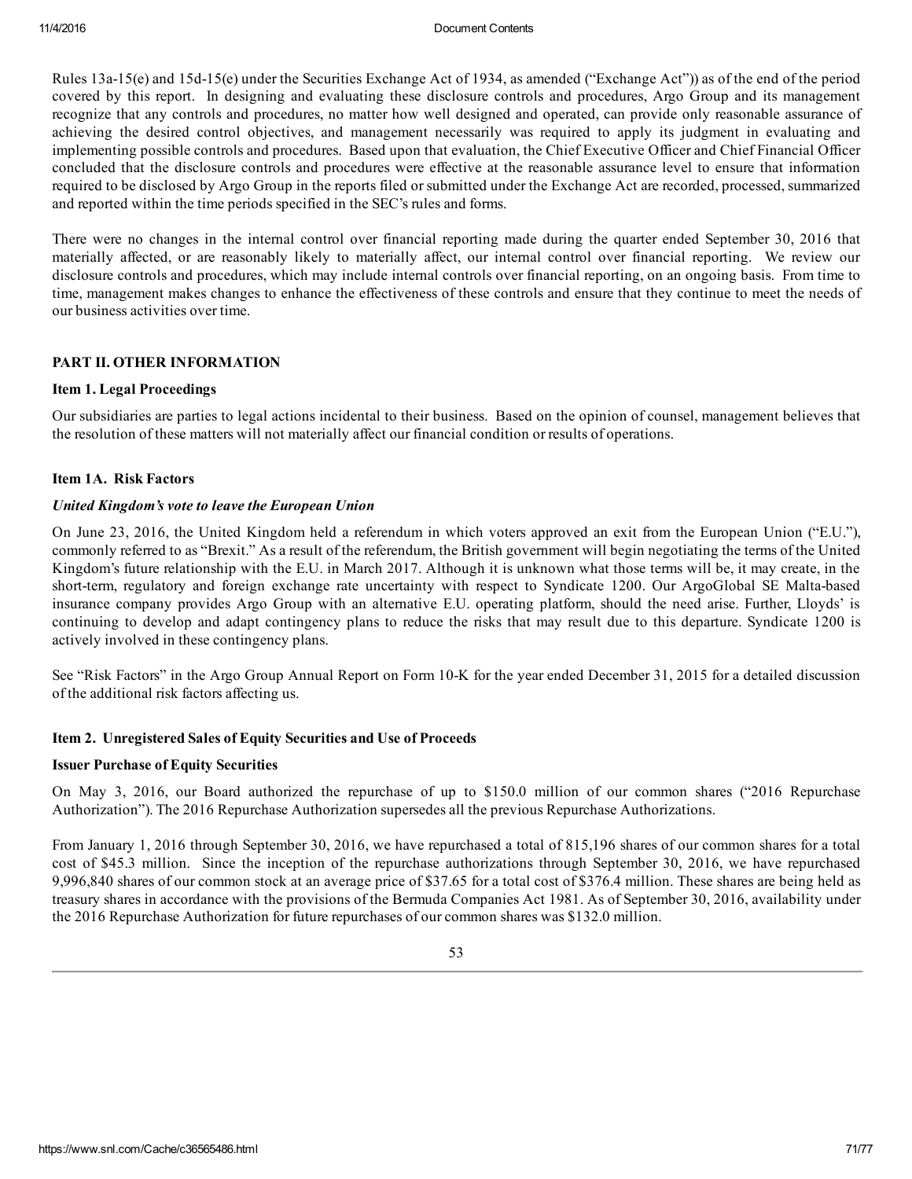Rules 13a-15(e) and 15d-15(e) under the Securities Exchange Act of 1934, as amended ("Exchange Act")) as of the end of the period covered by this report. In designing and evaluating these disclosure controls and procedures, Argo Group and its management recognize that any controls and procedures, no matter how well designed and operated, can provide only reasonable assurance of achieving the desired control objectives, and management necessarily was required to apply its judgment in evaluating and implementing possible controls and procedures. Based upon that evaluation, the Chief Executive Officer and Chief Financial Officer concluded that the disclosure controls and procedures were effective at the reasonable assurance level to ensure that information required to be disclosed by Argo Group in the reports filed or submitted under the Exchange Act are recorded, processed, summarized and reported within the time periods specified in the SEC's rules and forms.

There were no changes in the internal control over financial reporting made during the quarter ended September 30, 2016 that materially affected, or are reasonably likely to materially affect, our internal control over financial reporting. We review our disclosure controls and procedures, which may include internal controls over financial reporting, on an ongoing basis. From time to time, management makes changes to enhance the effectiveness of these controls and ensure that they continue to meet the needs of our business activities over time.

## PART II. OTHER INFORMATION

### Item 1. Legal Proceedings

Our subsidiaries are parties to legal actions incidental to their business. Based on the opinion of counsel, management believes that the resolution of these matters will not materially affect our financial condition or results of operations.

### Item 1A. Risk Factors

*United Kingdom's vote to leave the European Union*

On June 23, 2016, the United Kingdom held a referendum in which voters approved an exit from the European Union ("E.U."), commonly referred to as "Brexit." As a result of the referendum, the British government will begin negotiating the terms of the United Kingdom's future relationship with the E.U. in March 2017. Although it is unknown what those terms will be, it may create, in the short-term, regulatory and foreign exchange rate uncertainty with respect to Syndicate 1200. Our ArgoGlobal SE Malta-based insurance company provides Argo Group with an alternative E.U. operating platform, should the need arise. Further, Lloyds' is continuing to develop and adapt contingency plans to reduce the risks that may result due to this departure. Syndicate 1200 is actively involved in these contingency plans.

See "Risk Factors" in the Argo Group Annual Report on Form 10-K for the year ended December 31, 2015 for a detailed discussion of the additional risk factors affecting us.

### Item 2. Unregistered Sales of Equity Securities and Use of Proceeds

**Issuer Purchase of Equity Securities**

On May 3, 2016, our Board authorized the repurchase of up to $150.0 million of our common shares ("2016 Repurchase Authorization"). The 2016 Repurchase Authorization supersedes all the previous Repurchase Authorizations.

From January 1, 2016 through September 30, 2016, we have repurchased a total of 815,196 shares of our common shares for a total cost of $45.3 million. Since the inception of the repurchase authorizations through September 30, 2016, we have repurchased 9,996,840 shares of our common stock at an average price of $37.65 for a total cost of $376.4 million. These shares are being held as treasury shares in accordance with the provisions of the Bermuda Companies Act 1981. As of September 30, 2016, availability under the 2016 Repurchase Authorization for future repurchases of our common shares was $132.0 million.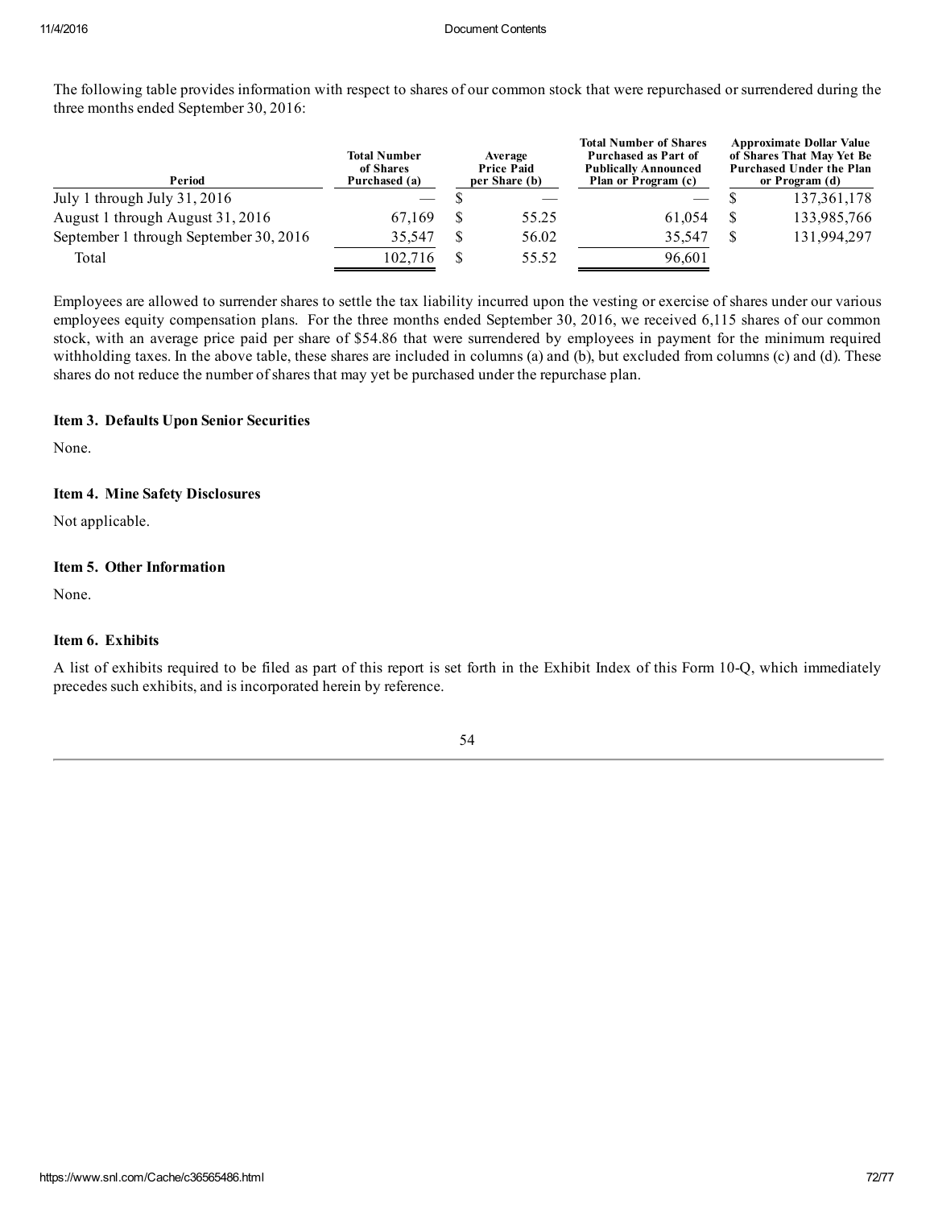The following table provides information with respect to shares of our common stock that were repurchased or surrendered during the three months ended September 30, 2016:

| Period | Total Number of Shares Purchased (a) | Average Price Paid per Share (b) | Total Number of Shares Purchased as Part of Publically Announced Plan or Program (c) | Approximate Dollar Value of Shares That May Yet Be Purchased Under the Plan or Program (d) |
|---|---|---|---|---|
| July 1 through July 31, 2016 | — | $ — | — | $ 137,361,178 |
| August 1 through August 31, 2016 | 67,169 | $ 55.25 | 61,054 | $ 133,985,766 |
| September 1 through September 30, 2016 | 35,547 | $ 56.02 | 35,547 | $ 131,994,297 |
| Total | 102,716 | $ 55.52 | 96,601 | |

Employees are allowed to surrender shares to settle the tax liability incurred upon the vesting or exercise of shares under our various employees equity compensation plans. For the three months ended September 30, 2016, we received 6,115 shares of our common stock, with an average price paid per share of $54.86 that were surrendered by employees in payment for the minimum required withholding taxes. In the above table, these shares are included in columns (a) and (b), but excluded from columns (c) and (d). These shares do not reduce the number of shares that may yet be purchased under the repurchase plan.

### Item 3. Defaults Upon Senior Securities

None.

### Item 4. Mine Safety Disclosures

Not applicable.

### Item 5. Other Information

None.

### Item 6. Exhibits

A list of exhibits required to be filed as part of this report is set forth in the Exhibit Index of this Form 10-Q, which immediately precedes such exhibits, and is incorporated herein by reference.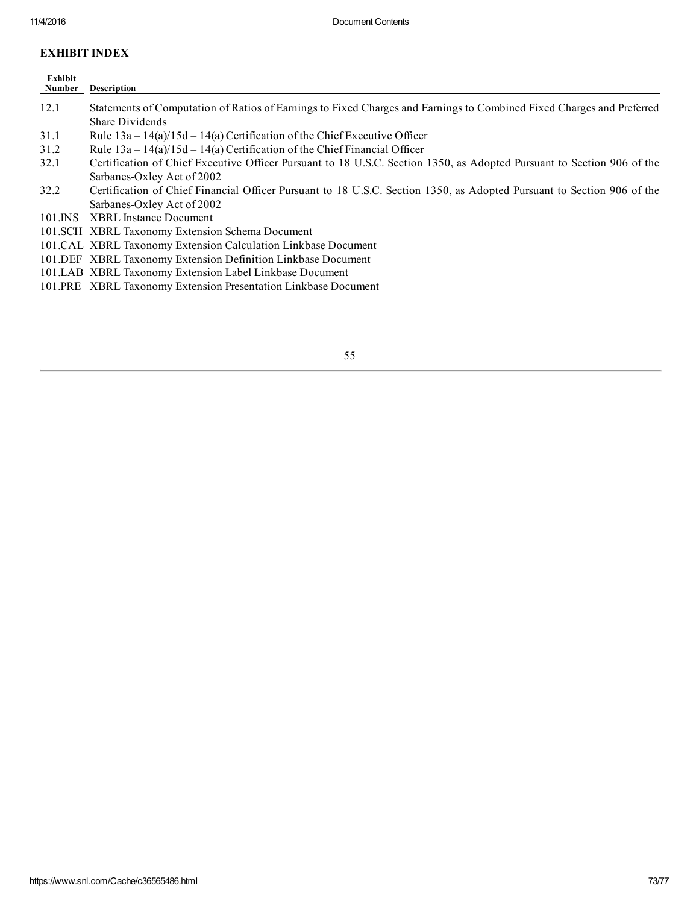## EXHIBIT INDEX

| Exhibit Number | Description |
|---|---|
| 12.1 | Statements of Computation of Ratios of Earnings to Fixed Charges and Earnings to Combined Fixed Charges and Preferred Share Dividends |
| 31.1 | Rule 13a – 14(a)/15d – 14(a) Certification of the Chief Executive Officer |
| 31.2 | Rule 13a – 14(a)/15d – 14(a) Certification of the Chief Financial Officer |
| 32.1 | Certification of Chief Executive Officer Pursuant to 18 U.S.C. Section 1350, as Adopted Pursuant to Section 906 of the Sarbanes-Oxley Act of 2002 |
| 32.2 | Certification of Chief Financial Officer Pursuant to 18 U.S.C. Section 1350, as Adopted Pursuant to Section 906 of the Sarbanes-Oxley Act of 2002 |
| 101.INS | XBRL Instance Document |
| 101.SCH | XBRL Taxonomy Extension Schema Document |
| 101.CAL | XBRL Taxonomy Extension Calculation Linkbase Document |
| 101.DEF | XBRL Taxonomy Extension Definition Linkbase Document |
| 101.LAB | XBRL Taxonomy Extension Label Linkbase Document |
| 101.PRE | XBRL Taxonomy Extension Presentation Linkbase Document |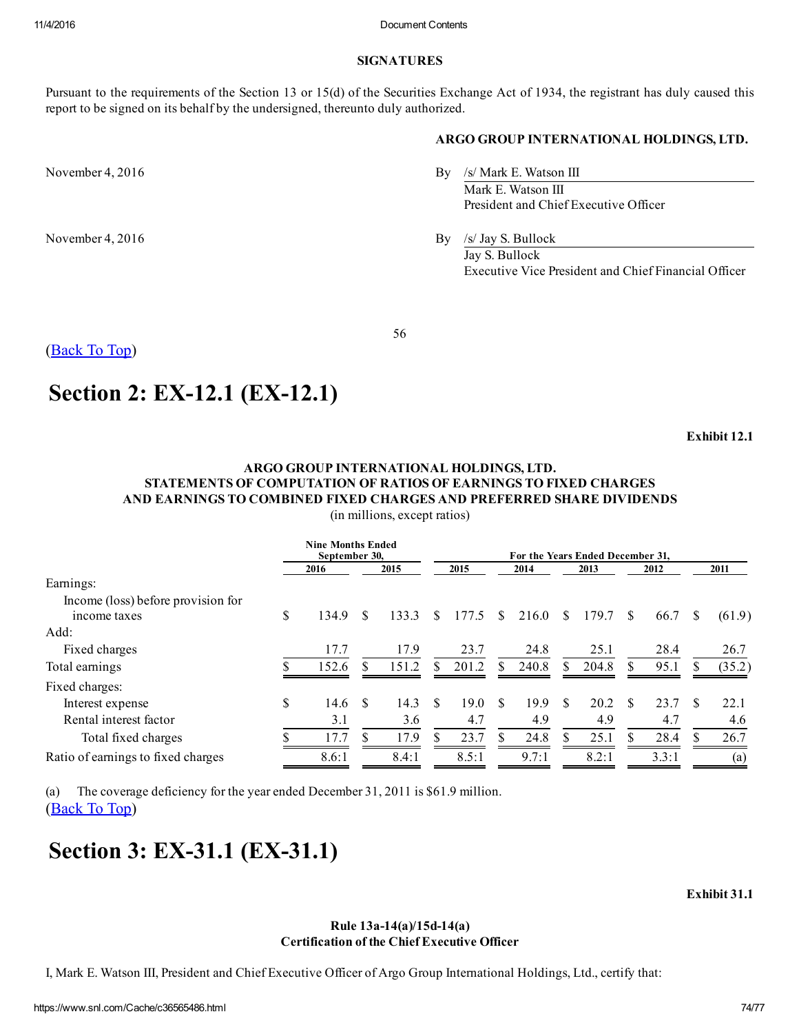## SIGNATURES

Pursuant to the requirements of the Section 13 or 15(d) of the Securities Exchange Act of 1934, the registrant has duly caused this report to be signed on its behalf by the undersigned, thereunto duly authorized.

**ARGO GROUP INTERNATIONAL HOLDINGS, LTD.**

November 4, 2016

By /s/ Mark E. Watson III
Mark E. Watson III
President and Chief Executive Officer

November 4, 2016

By /s/ Jay S. Bullock
Jay S. Bullock
Executive Vice President and Chief Financial Officer

56

(Back To Top)

# Section 2: EX-12.1 (EX-12.1)

**Exhibit 12.1**

**ARGO GROUP INTERNATIONAL HOLDINGS, LTD.**
**STATEMENTS OF COMPUTATION OF RATIOS OF EARNINGS TO FIXED CHARGES AND EARNINGS TO COMBINED FIXED CHARGES AND PREFERRED SHARE DIVIDENDS**
(in millions, except ratios)

| | Nine Months Ended September 30, | | For the Years Ended December 31, | | | | |
|---|---|---|---|---|---|---|---|
| | 2016 | 2015 | 2015 | 2014 | 2013 | 2012 | 2011 |
| Earnings: | | | | | | | |
| Income (loss) before provision for income taxes | $ 134.9 | $ 133.3 | $ 177.5 | $ 216.0 | $ 179.7 | $ 66.7 | $ (61.9) |
| Add: | | | | | | | |
| Fixed charges | 17.7 | 17.9 | 23.7 | 24.8 | 25.1 | 28.4 | 26.7 |
| Total earnings | $ 152.6 | $ 151.2 | $ 201.2 | $ 240.8 | $ 204.8 | $ 95.1 | $ (35.2) |
| Fixed charges: | | | | | | | |
| Interest expense | $ 14.6 | $ 14.3 | $ 19.0 | $ 19.9 | $ 20.2 | $ 23.7 | $ 22.1 |
| Rental interest factor | 3.1 | 3.6 | 4.7 | 4.9 | 4.9 | 4.7 | 4.6 |
| Total fixed charges | $ 17.7 | $ 17.9 | $ 23.7 | $ 24.8 | $ 25.1 | $ 28.4 | $ 26.7 |
| Ratio of earnings to fixed charges | 8.6:1 | 8.4:1 | 8.5:1 | 9.7:1 | 8.2:1 | 3.3:1 | (a) |

(a) The coverage deficiency for the year ended December 31, 2011 is $61.9 million.

(Back To Top)

# Section 3: EX-31.1 (EX-31.1)

**Exhibit 31.1**

**Rule 13a-14(a)/15d-14(a)**
**Certification of the Chief Executive Officer**

I, Mark E. Watson III, President and Chief Executive Officer of Argo Group International Holdings, Ltd., certify that: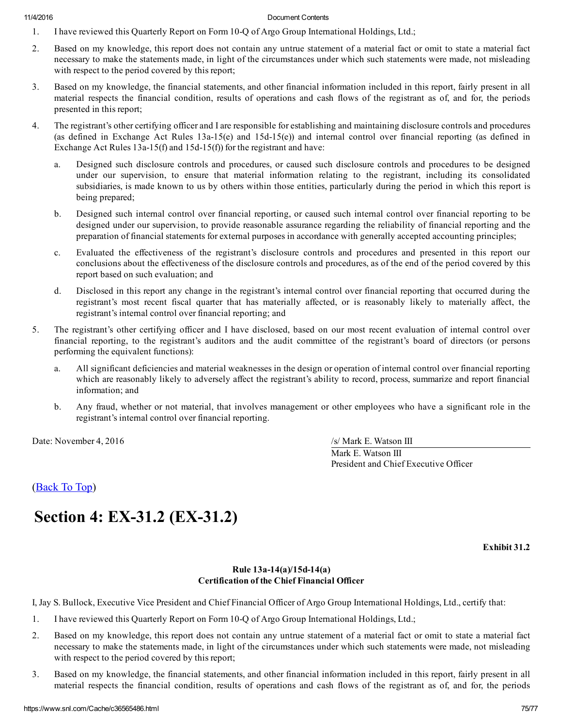1. I have reviewed this Quarterly Report on Form 10-Q of Argo Group International Holdings, Ltd.;

2. Based on my knowledge, this report does not contain any untrue statement of a material fact or omit to state a material fact necessary to make the statements made, in light of the circumstances under which such statements were made, not misleading with respect to the period covered by this report;

3. Based on my knowledge, the financial statements, and other financial information included in this report, fairly present in all material respects the financial condition, results of operations and cash flows of the registrant as of, and for, the periods presented in this report;

4. The registrant's other certifying officer and I are responsible for establishing and maintaining disclosure controls and procedures (as defined in Exchange Act Rules 13a-15(e) and 15d-15(e)) and internal control over financial reporting (as defined in Exchange Act Rules 13a-15(f) and 15d-15(f)) for the registrant and have:

   a. Designed such disclosure controls and procedures, or caused such disclosure controls and procedures to be designed under our supervision, to ensure that material information relating to the registrant, including its consolidated subsidiaries, is made known to us by others within those entities, particularly during the period in which this report is being prepared;

   b. Designed such internal control over financial reporting, or caused such internal control over financial reporting to be designed under our supervision, to provide reasonable assurance regarding the reliability of financial reporting and the preparation of financial statements for external purposes in accordance with generally accepted accounting principles;

   c. Evaluated the effectiveness of the registrant's disclosure controls and procedures and presented in this report our conclusions about the effectiveness of the disclosure controls and procedures, as of the end of the period covered by this report based on such evaluation; and

   d. Disclosed in this report any change in the registrant's internal control over financial reporting that occurred during the registrant's most recent fiscal quarter that has materially affected, or is reasonably likely to materially affect, the registrant's internal control over financial reporting; and

5. The registrant's other certifying officer and I have disclosed, based on our most recent evaluation of internal control over financial reporting, to the registrant's auditors and the audit committee of the registrant's board of directors (or persons performing the equivalent functions):

   a. All significant deficiencies and material weaknesses in the design or operation of internal control over financial reporting which are reasonably likely to adversely affect the registrant's ability to record, process, summarize and report financial information; and

   b. Any fraud, whether or not material, that involves management or other employees who have a significant role in the registrant's internal control over financial reporting.

Date: November 4, 2016

/s/ Mark E. Watson III
Mark E. Watson III
President and Chief Executive Officer

(Back To Top)

# Section 4: EX-31.2 (EX-31.2)

**Exhibit 31.2**

**Rule 13a-14(a)/15d-14(a)**
**Certification of the Chief Financial Officer**

I, Jay S. Bullock, Executive Vice President and Chief Financial Officer of Argo Group International Holdings, Ltd., certify that:

1. I have reviewed this Quarterly Report on Form 10-Q of Argo Group International Holdings, Ltd.;

2. Based on my knowledge, this report does not contain any untrue statement of a material fact or omit to state a material fact necessary to make the statements made, in light of the circumstances under which such statements were made, not misleading with respect to the period covered by this report;

3. Based on my knowledge, the financial statements, and other financial information included in this report, fairly present in all material respects the financial condition, results of operations and cash flows of the registrant as of, and for, the periods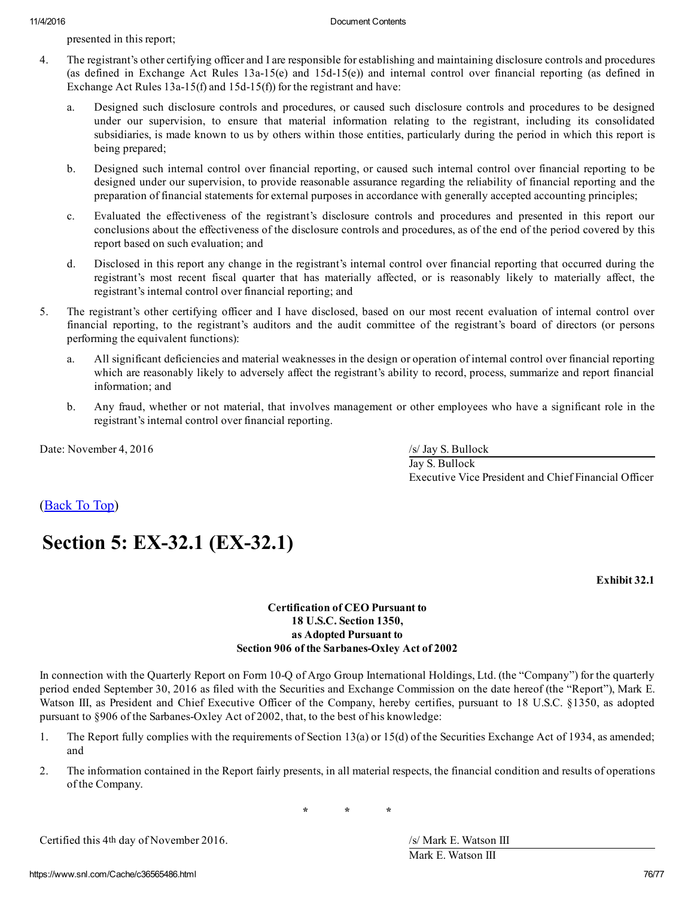presented in this report;

4. The registrant's other certifying officer and I are responsible for establishing and maintaining disclosure controls and procedures (as defined in Exchange Act Rules 13a-15(e) and 15d-15(e)) and internal control over financial reporting (as defined in Exchange Act Rules 13a-15(f) and 15d-15(f)) for the registrant and have:

   a. Designed such disclosure controls and procedures, or caused such disclosure controls and procedures to be designed under our supervision, to ensure that material information relating to the registrant, including its consolidated subsidiaries, is made known to us by others within those entities, particularly during the period in which this report is being prepared;

   b. Designed such internal control over financial reporting, or caused such internal control over financial reporting to be designed under our supervision, to provide reasonable assurance regarding the reliability of financial reporting and the preparation of financial statements for external purposes in accordance with generally accepted accounting principles;

   c. Evaluated the effectiveness of the registrant's disclosure controls and procedures and presented in this report our conclusions about the effectiveness of the disclosure controls and procedures, as of the end of the period covered by this report based on such evaluation; and

   d. Disclosed in this report any change in the registrant's internal control over financial reporting that occurred during the registrant's most recent fiscal quarter that has materially affected, or is reasonably likely to materially affect, the registrant's internal control over financial reporting; and

5. The registrant's other certifying officer and I have disclosed, based on our most recent evaluation of internal control over financial reporting, to the registrant's auditors and the audit committee of the registrant's board of directors (or persons performing the equivalent functions):

   a. All significant deficiencies and material weaknesses in the design or operation of internal control over financial reporting which are reasonably likely to adversely affect the registrant's ability to record, process, summarize and report financial information; and

   b. Any fraud, whether or not material, that involves management or other employees who have a significant role in the registrant's internal control over financial reporting.

Date: November 4, 2016

/s/ Jay S. Bullock
Jay S. Bullock
Executive Vice President and Chief Financial Officer

(Back To Top)

# Section 5: EX-32.1 (EX-32.1)

**Exhibit 32.1**

**Certification of CEO Pursuant to**
**18 U.S.C. Section 1350,**
**as Adopted Pursuant to**
**Section 906 of the Sarbanes-Oxley Act of 2002**

In connection with the Quarterly Report on Form 10-Q of Argo Group International Holdings, Ltd. (the "Company") for the quarterly period ended September 30, 2016 as filed with the Securities and Exchange Commission on the date hereof (the "Report"), Mark E. Watson III, as President and Chief Executive Officer of the Company, hereby certifies, pursuant to 18 U.S.C. §1350, as adopted pursuant to §906 of the Sarbanes-Oxley Act of 2002, that, to the best of his knowledge:

1. The Report fully complies with the requirements of Section 13(a) or 15(d) of the Securities Exchange Act of 1934, as amended; and

2. The information contained in the Report fairly presents, in all material respects, the financial condition and results of operations of the Company.

\* \* \*

Certified this 4th day of November 2016.

/s/ Mark E. Watson III
Mark E. Watson III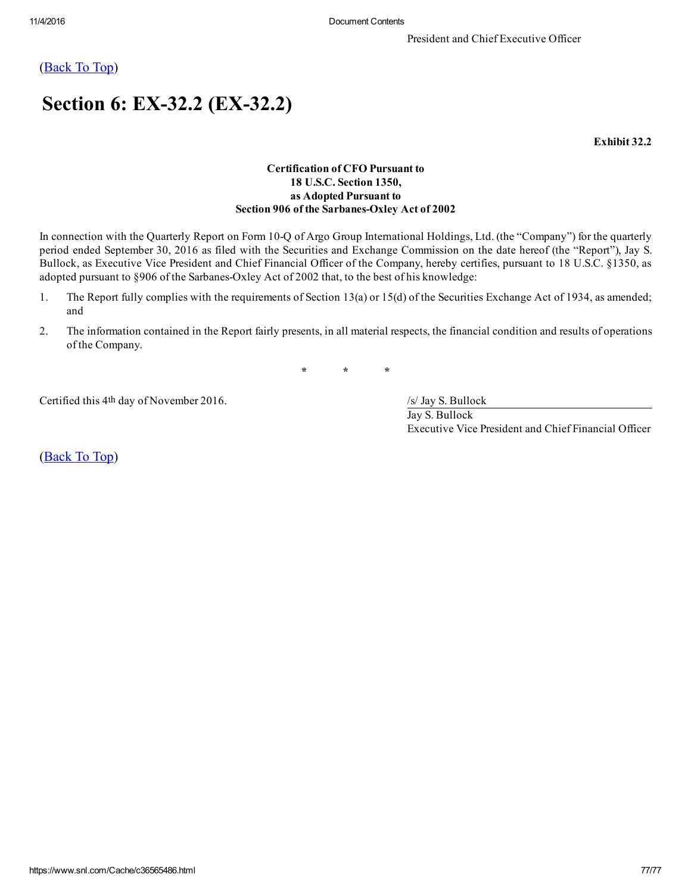President and Chief Executive Officer

(Back To Top)

# Section 6: EX-32.2 (EX-32.2)

**Exhibit 32.2**

**Certification of CFO Pursuant to**
**18 U.S.C. Section 1350,**
**as Adopted Pursuant to**
**Section 906 of the Sarbanes-Oxley Act of 2002**

In connection with the Quarterly Report on Form 10-Q of Argo Group International Holdings, Ltd. (the "Company") for the quarterly period ended September 30, 2016 as filed with the Securities and Exchange Commission on the date hereof (the "Report"), Jay S. Bullock, as Executive Vice President and Chief Financial Officer of the Company, hereby certifies, pursuant to 18 U.S.C. §1350, as adopted pursuant to §906 of the Sarbanes-Oxley Act of 2002 that, to the best of his knowledge:

1. The Report fully complies with the requirements of Section 13(a) or 15(d) of the Securities Exchange Act of 1934, as amended; and
2. The information contained in the Report fairly presents, in all material respects, the financial condition and results of operations of the Company.

\* \* \*

Certified this 4th day of November 2016.

/s/ Jay S. Bullock
Jay S. Bullock
Executive Vice President and Chief Financial Officer

(Back To Top)